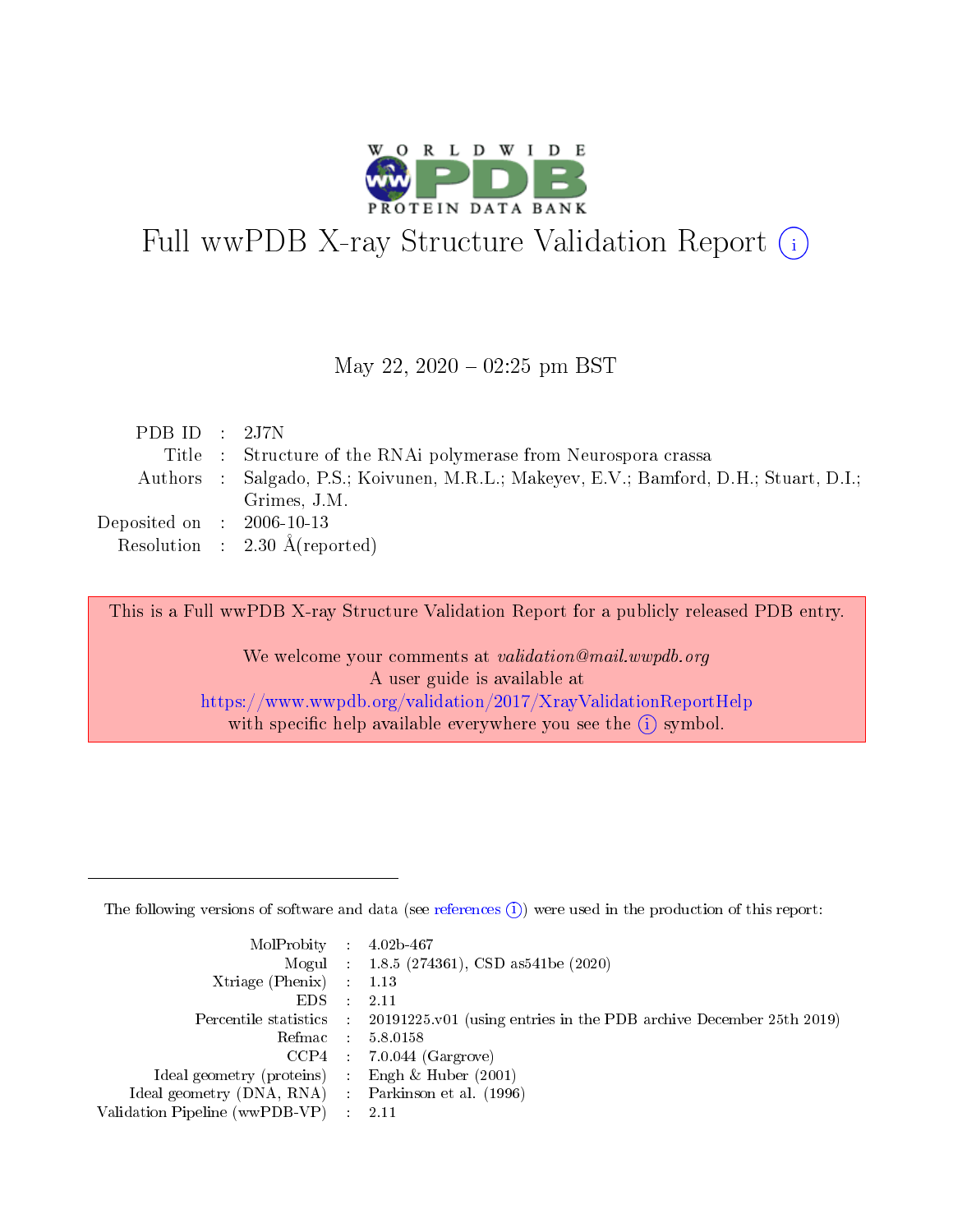# Full wwPDB X-ray Structure Validation Report (i)

May 22, 2020 – 02:25 pm BST

| | | |
|---|---|---|
| PDB ID | : | 2J7N |
| Title | : | Structure of the RNAi polymerase from Neurospora crassa |
| Authors | : | Salgado, P.S.; Koivunen, M.R.L.; Makeyev, E.V.; Bamford, D.H.; Stuart, D.I.; Grimes, J.M. |
| Deposited on | : | 2006-10-13 |
| Resolution | : | 2.30 Å(reported) |

This is a Full wwPDB X-ray Structure Validation Report for a publicly released PDB entry.

We welcome your comments at *validation@mail.wwpdb.org*
A user guide is available at
https://www.wwpdb.org/validation/2017/XrayValidationReportHelp
with specific help available everywhere you see the (i) symbol.

---

The following versions of software and data (see references (i)) were used in the production of this report:

| | | |
|---|---|---|
| MolProbity | : | 4.02b-467 |
| Mogul | : | 1.8.5 (274361), CSD as541be (2020) |
| Xtriage (Phenix) | : | 1.13 |
| EDS | : | 2.11 |
| Percentile statistics | : | 20191225.v01 (using entries in the PDB archive December 25th 2019) |
| Refmac | : | 5.8.0158 |
| CCP4 | : | 7.0.044 (Gargrove) |
| Ideal geometry (proteins) | : | Engh & Huber (2001) |
| Ideal geometry (DNA, RNA) | : | Parkinson et al. (1996) |
| Validation Pipeline (wwPDB-VP) | : | 2.11 |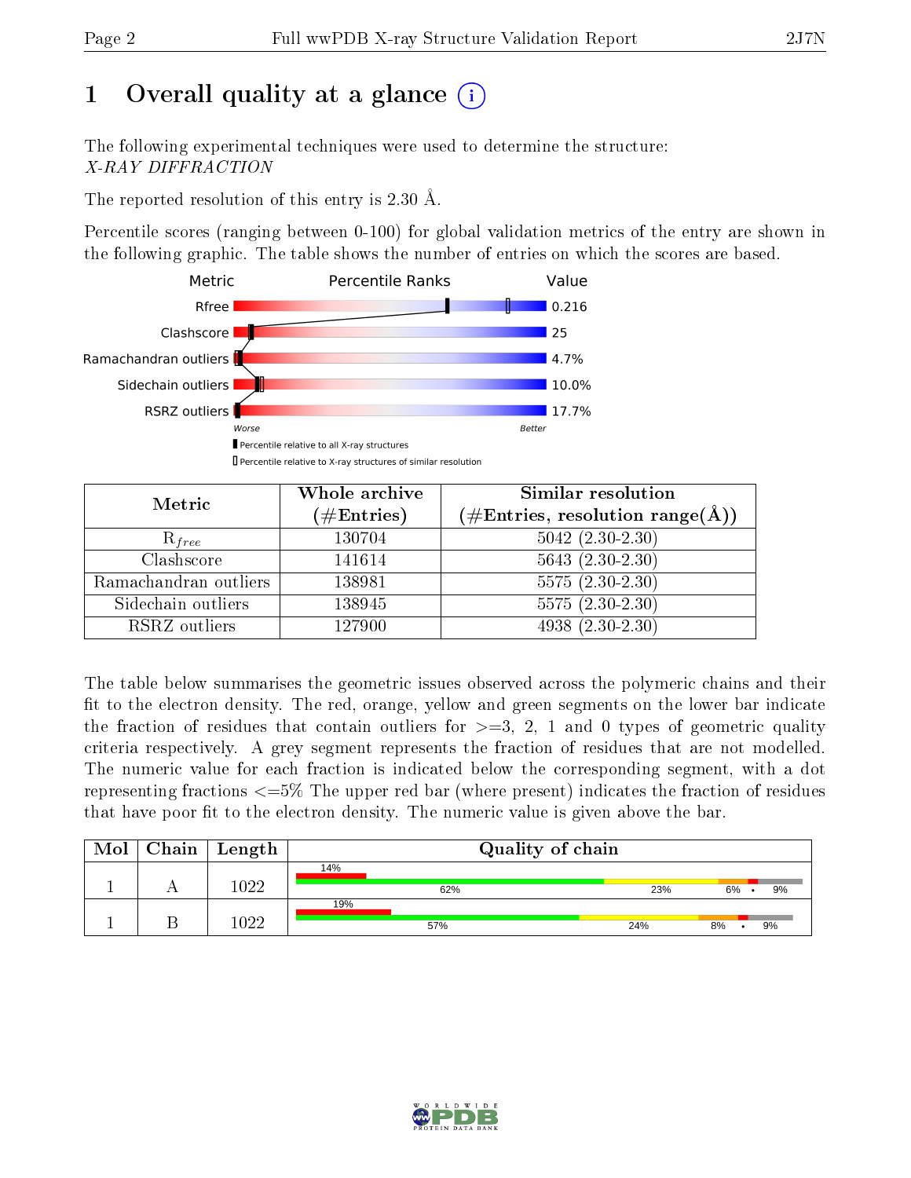# 1 Overall quality at a glance

The following experimental techniques were used to determine the structure:
*X-RAY DIFFRACTION*

The reported resolution of this entry is 2.30 Å.

Percentile scores (ranging between 0-100) for global validation metrics of the entry are shown in the following graphic. The table shows the number of entries on which the scores are based.

| Metric | Value |
|---|---|
| Rfree | 0.216 |
| Clashscore | 25 |
| Ramachandran outliers | 4.7% |
| Sidechain outliers | 10.0% |
| RSRZ outliers | 17.7% |

Worse — Better

▮ Percentile relative to all X-ray structures
▯ Percentile relative to X-ray structures of similar resolution

| Metric | Whole archive (#Entries) | Similar resolution (#Entries, resolution range(Å)) |
|---|---|---|
| $R_{free}$ | 130704 | 5042 (2.30-2.30) |
| Clashscore | 141614 | 5643 (2.30-2.30) |
| Ramachandran outliers | 138981 | 5575 (2.30-2.30) |
| Sidechain outliers | 138945 | 5575 (2.30-2.30) |
| RSRZ outliers | 127900 | 4938 (2.30-2.30) |

The table below summarises the geometric issues observed across the polymeric chains and their fit to the electron density. The red, orange, yellow and green segments on the lower bar indicate the fraction of residues that contain outliers for >=3, 2, 1 and 0 types of geometric quality criteria respectively. A grey segment represents the fraction of residues that are not modelled. The numeric value for each fraction is indicated below the corresponding segment, with a dot representing fractions <=5% The upper red bar (where present) indicates the fraction of residues that have poor fit to the electron density. The numeric value is given above the bar.

| Mol | Chain | Length | Quality of chain |
|---|---|---|---|
| 1 | A | 1022 | 14% (poor fit); 62%, 23%, 6%, •, 9% |
| 1 | B | 1022 | 19% (poor fit); 57%, 24%, 8%, •, 9% |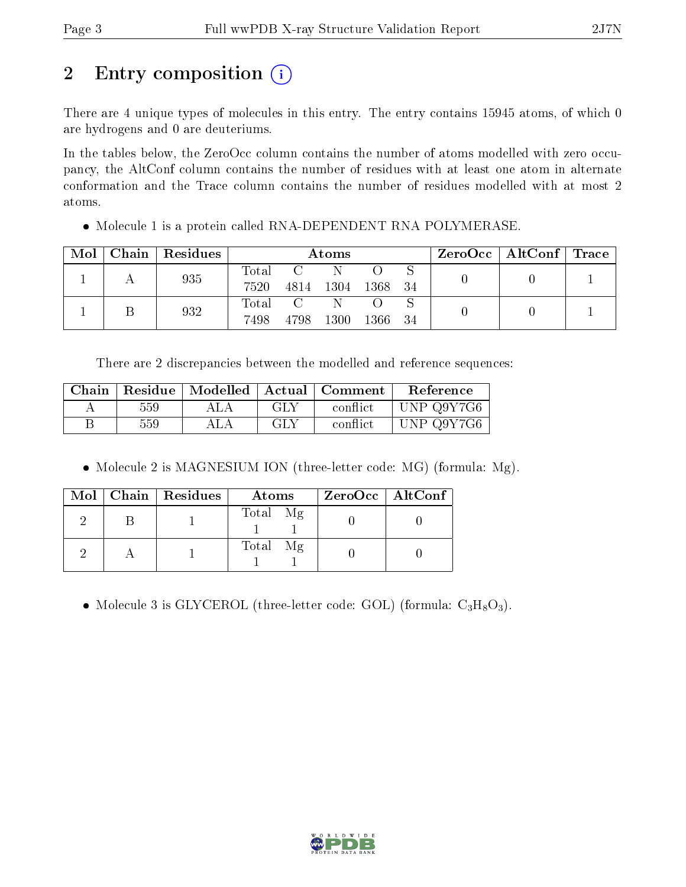# 2 Entry composition

There are 4 unique types of molecules in this entry. The entry contains 15945 atoms, of which 0 are hydrogens and 0 are deuteriums.

In the tables below, the ZeroOcc column contains the number of atoms modelled with zero occupancy, the AltConf column contains the number of residues with at least one atom in alternate conformation and the Trace column contains the number of residues modelled with at most 2 atoms.

- Molecule 1 is a protein called RNA-DEPENDENT RNA POLYMERASE.

| Mol | Chain | Residues | Atoms | | | | | ZeroOcc | AltConf | Trace |
|---|---|---|---|---|---|---|---|---|---|---|
| 1 | A | 935 | Total 7520 | C 4814 | N 1304 | O 1368 | S 34 | 0 | 0 | 1 |
| 1 | B | 932 | Total 7498 | C 4798 | N 1300 | O 1366 | S 34 | 0 | 0 | 1 |

There are 2 discrepancies between the modelled and reference sequences:

| Chain | Residue | Modelled | Actual | Comment | Reference |
|---|---|---|---|---|---|
| A | 559 | ALA | GLY | conflict | UNP Q9Y7G6 |
| B | 559 | ALA | GLY | conflict | UNP Q9Y7G6 |

- Molecule 2 is MAGNESIUM ION (three-letter code: MG) (formula: Mg).

| Mol | Chain | Residues | Atoms | | ZeroOcc | AltConf |
|---|---|---|---|---|---|---|
| 2 | B | 1 | Total 1 | Mg 1 | 0 | 0 |
| 2 | A | 1 | Total 1 | Mg 1 | 0 | 0 |

- Molecule 3 is GLYCEROL (three-letter code: GOL) (formula: $C_3H_8O_3$).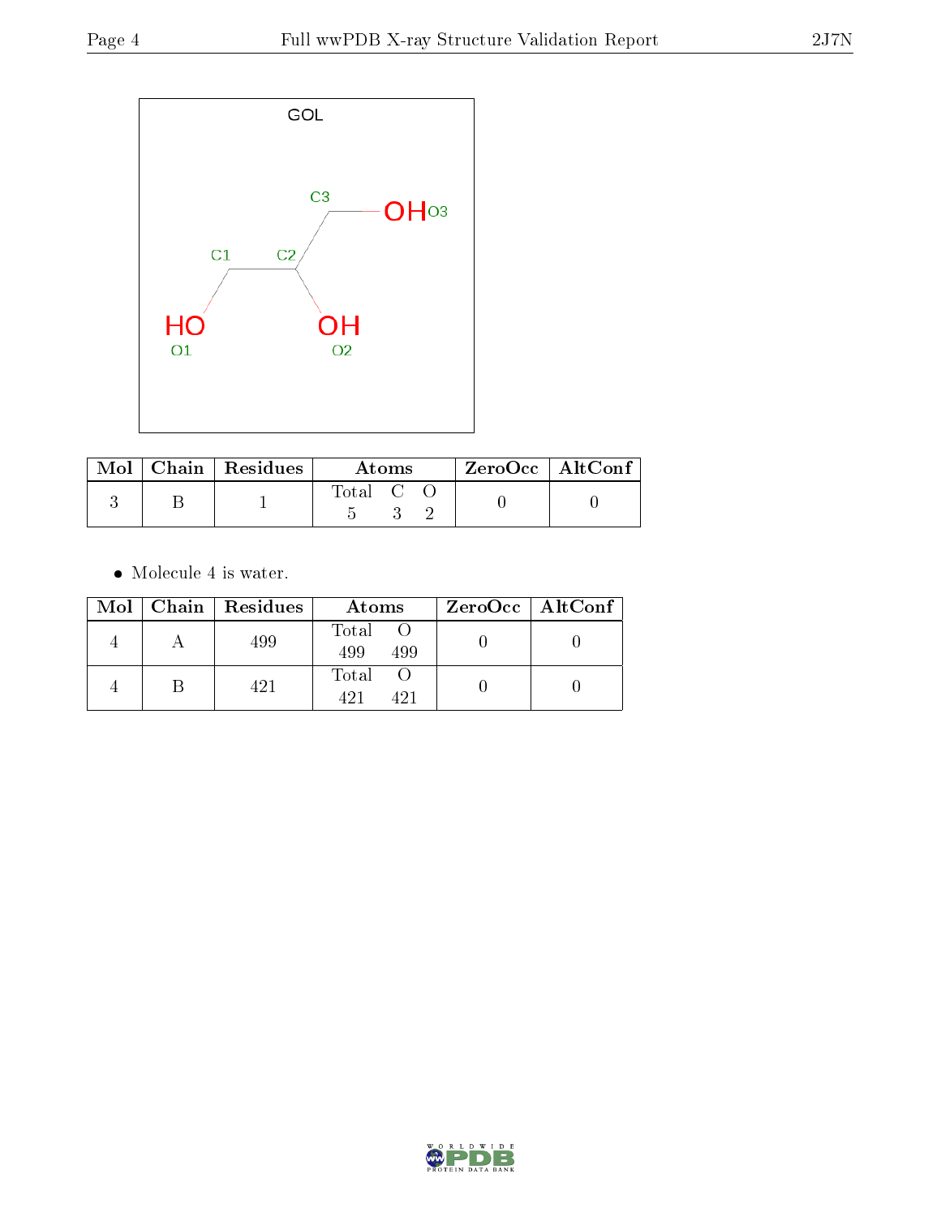| Mol | Chain | Residues | Atoms | | | ZeroOcc | AltConf |
|---|---|---|---|---|---|---|---|
| | | | Total | C | O | | |
| 3 | B | 1 | 5 | 3 | 2 | 0 | 0 |

- Molecule 4 is water.

| Mol | Chain | Residues | Atoms | | ZeroOcc | AltConf |
|---|---|---|---|---|---|---|
| | | | Total | O | | |
| 4 | A | 499 | 499 | 499 | 0 | 0 |
| 4 | B | 421 | 421 | 421 | 0 | 0 |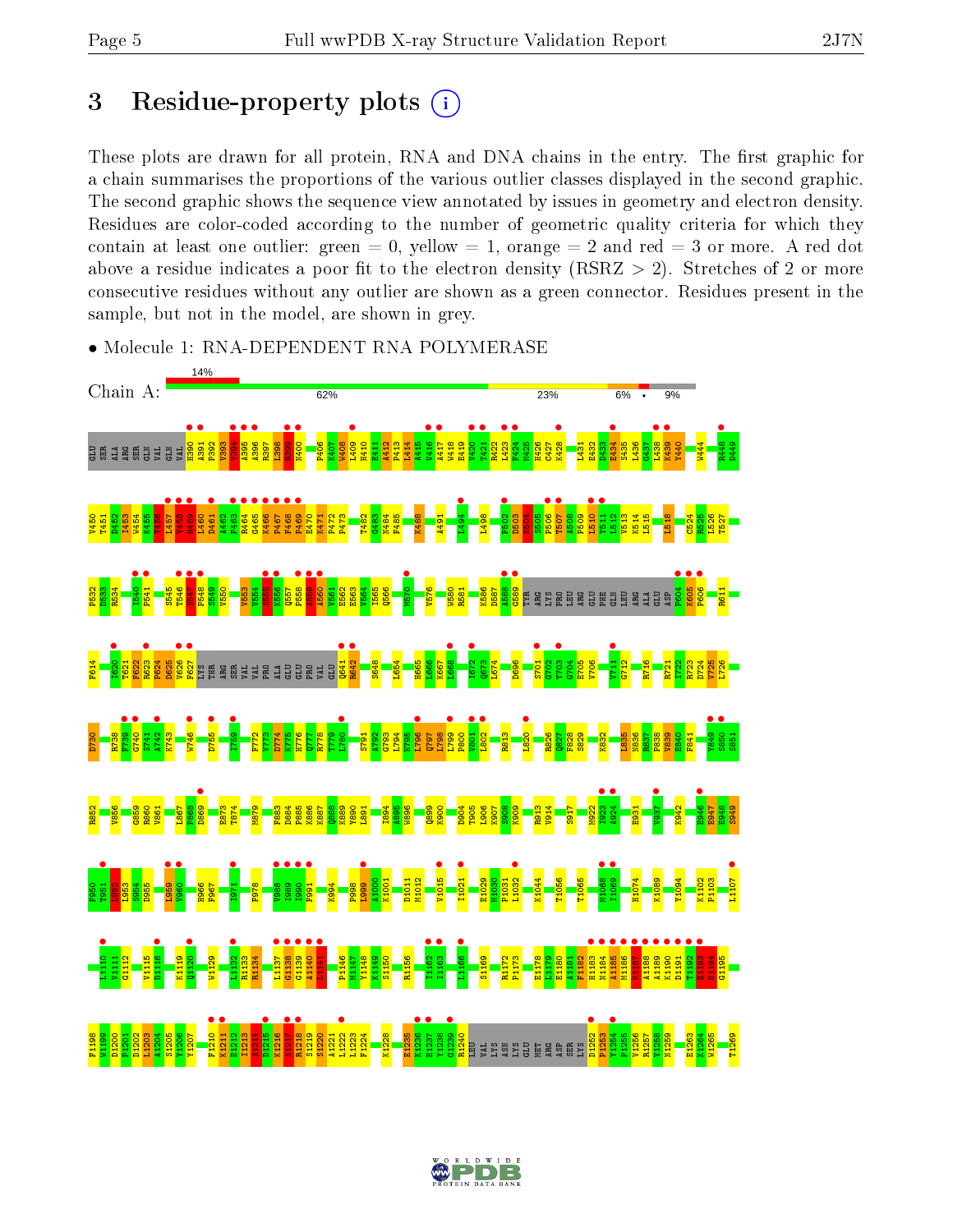# 3 Residue-property plots

These plots are drawn for all protein, RNA and DNA chains in the entry. The first graphic for a chain summarises the proportions of the various outlier classes displayed in the second graphic. The second graphic shows the sequence view annotated by issues in geometry and electron density. Residues are color-coded according to the number of geometric quality criteria for which they contain at least one outlier: green = 0, yellow = 1, orange = 2 and red = 3 or more. A red dot above a residue indicates a poor fit to the electron density (RSRZ > 2). Stretches of 2 or more consecutive residues without any outlier are shown as a green connector. Residues present in the sample, but not in the model, are shown in grey.

- Molecule 1: RNA-DEPENDENT RNA POLYMERASE

Chain A: 14% | 62% | 23% | 6% | • | 9%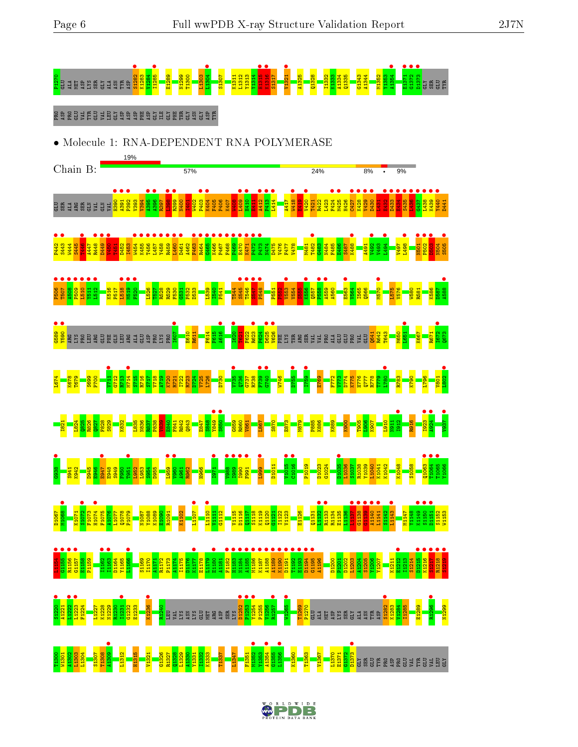• Molecule 1: RNA-DEPENDENT RNA POLYMERASE

Chain B: 19% | 57% | 24% | 8% | • | 9%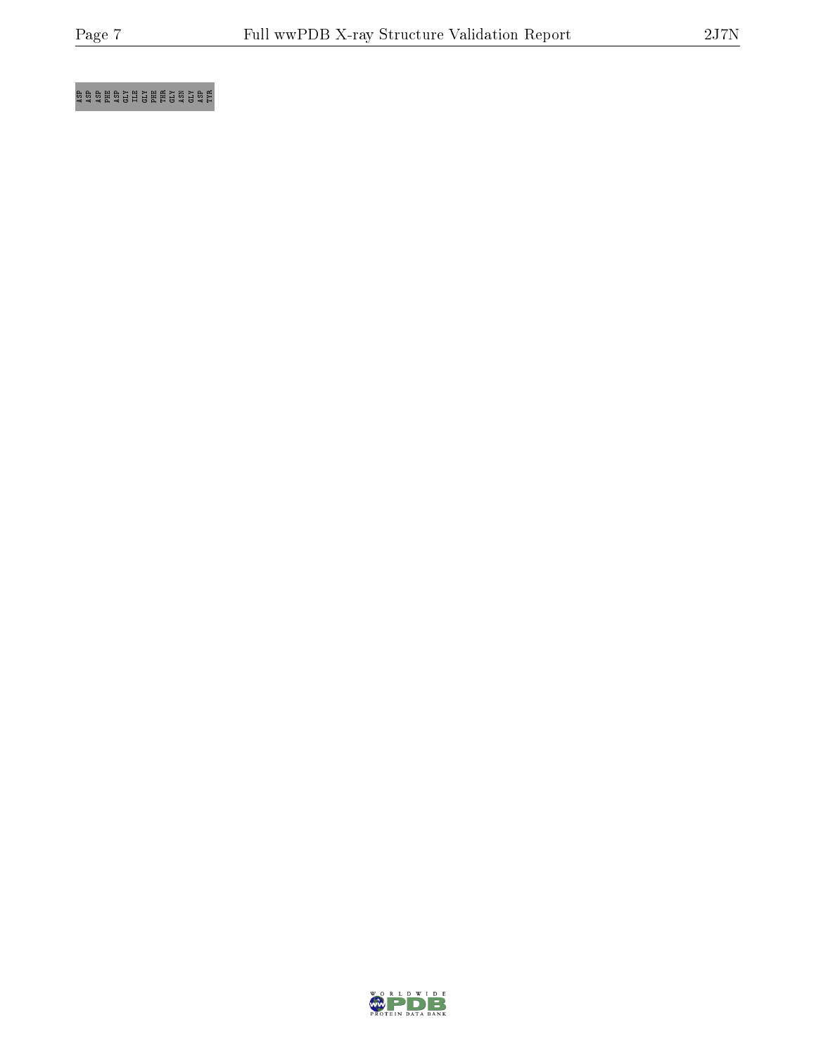ASP ASP ASP PHE ASP GLY ILE GLY PHE THR GLY ASN GLY ASP TYR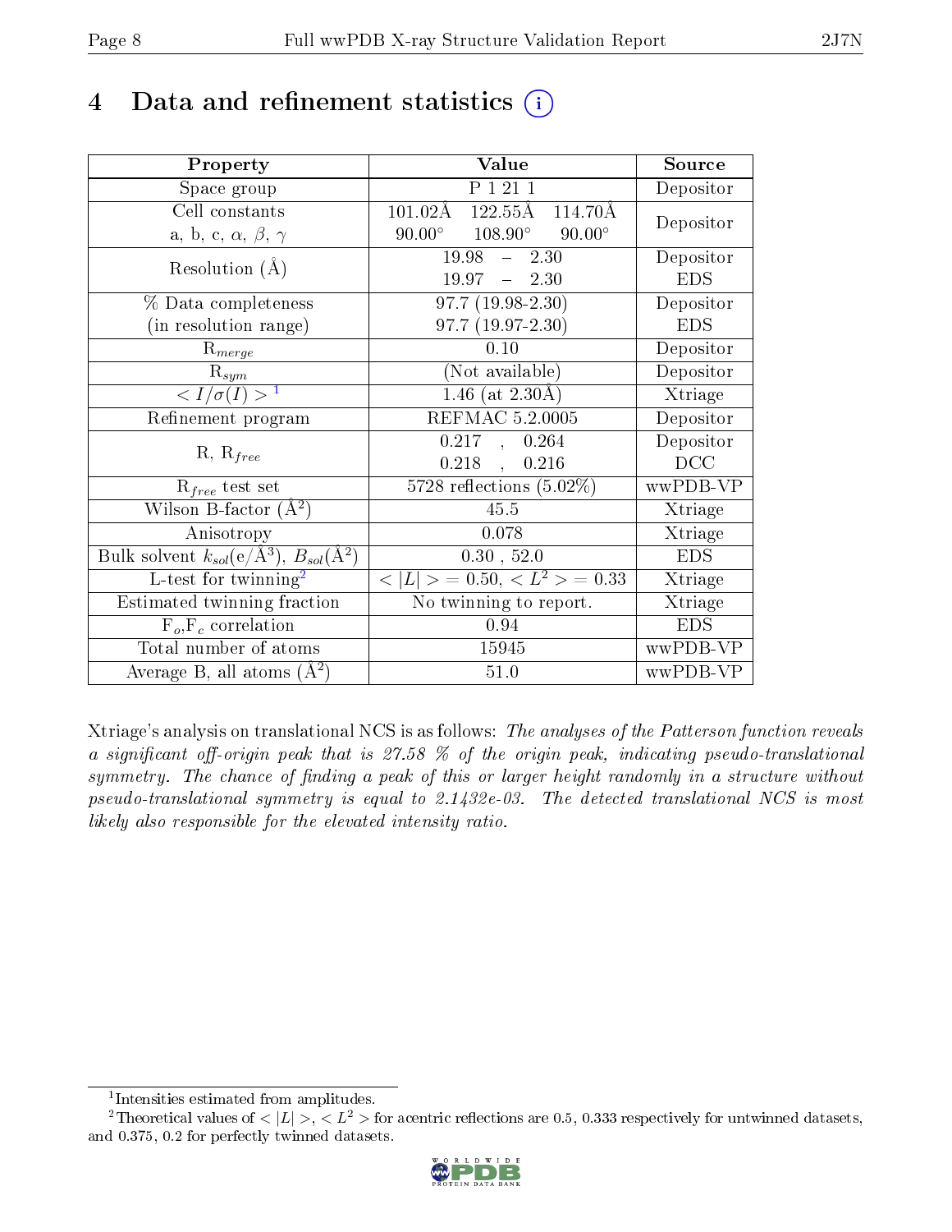# 4 Data and refinement statistics (i)

| Property | Value | Source |
|---|---|---|
| Space group | P 1 21 1 | Depositor |
| Cell constants<br>a, b, c, $\alpha$, $\beta$, $\gamma$ | 101.02Å 122.55Å 114.70Å<br>90.00° 108.90° 90.00° | Depositor |
| Resolution (Å) | 19.98 – 2.30<br>19.97 – 2.30 | Depositor<br>EDS |
| % Data completeness<br>(in resolution range) | 97.7 (19.98-2.30)<br>97.7 (19.97-2.30) | Depositor<br>EDS |
| $R_{merge}$ | 0.10 | Depositor |
| $R_{sym}$ | (Not available) | Depositor |
| $< I/\sigma(I) >$ [1] | 1.46 (at 2.30Å) | Xtriage |
| Refinement program | REFMAC 5.2.0005 | Depositor |
| R, $R_{free}$ | 0.217 , 0.264<br>0.218 , 0.216 | Depositor<br>DCC |
| $R_{free}$ test set | 5728 reflections (5.02%) | wwPDB-VP |
| Wilson B-factor (Å$^2$) | 45.5 | Xtriage |
| Anisotropy | 0.078 | Xtriage |
| Bulk solvent $k_{sol}$(e/Å$^3$), $B_{sol}$(Å$^2$) | 0.30 , 52.0 | EDS |
| L-test for twinning[2] | $< \|L\| > = 0.50$, $< L^2 > = 0.33$ | Xtriage |
| Estimated twinning fraction | No twinning to report. | Xtriage |
| $F_o$,$F_c$ correlation | 0.94 | EDS |
| Total number of atoms | 15945 | wwPDB-VP |
| Average B, all atoms (Å$^2$) | 51.0 | wwPDB-VP |

Xtriage's analysis on translational NCS is as follows: *The analyses of the Patterson function reveals a significant off-origin peak that is 27.58 % of the origin peak, indicating pseudo-translational symmetry. The chance of finding a peak of this or larger height randomly in a structure without pseudo-translational symmetry is equal to 2.1432e-03. The detected translational NCS is most likely also responsible for the elevated intensity ratio.*

[1] Intensities estimated from amplitudes.

[2] Theoretical values of $< |L| >$, $< L^2 >$ for acentric reflections are 0.5, 0.333 respectively for untwinned datasets, and 0.375, 0.2 for perfectly twinned datasets.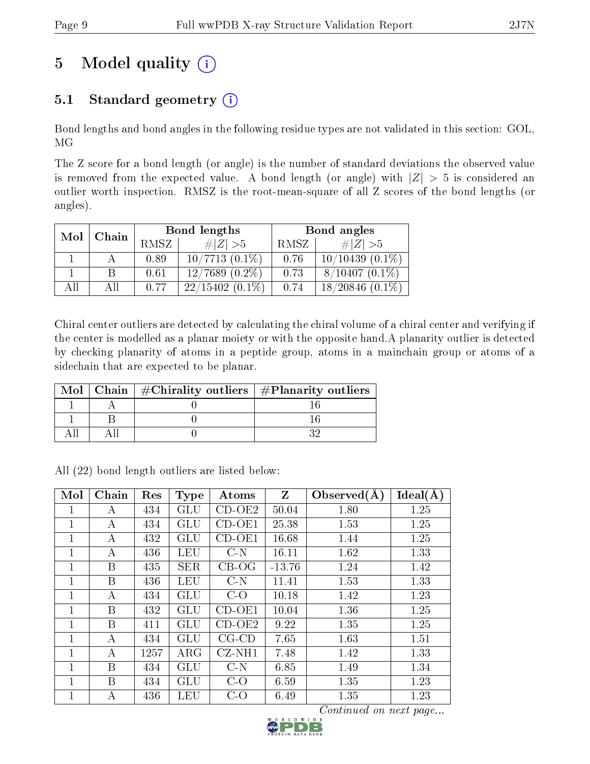# 5 Model quality (i)

## 5.1 Standard geometry (i)

Bond lengths and bond angles in the following residue types are not validated in this section: GOL, MG

The Z score for a bond length (or angle) is the number of standard deviations the observed value is removed from the expected value. A bond length (or angle) with $|Z| > 5$ is considered an outlier worth inspection. RMSZ is the root-mean-square of all Z scores of the bond lengths (or angles).

| Mol | Chain | Bond lengths | | Bond angles | |
|---|---|---|---|---|---|
| | | RMSZ | #\|Z\| >5 | RMSZ | #\|Z\| >5 |
| 1 | A | 0.89 | 10/7713 (0.1%) | 0.76 | 10/10439 (0.1%) |
| 1 | B | 0.61 | 12/7689 (0.2%) | 0.73 | 8/10407 (0.1%) |
| All | All | 0.77 | 22/15402 (0.1%) | 0.74 | 18/20846 (0.1%) |

Chiral center outliers are detected by calculating the chiral volume of a chiral center and verifying if the center is modelled as a planar moiety or with the opposite hand.A planarity outlier is detected by checking planarity of atoms in a peptide group, atoms in a mainchain group or atoms of a sidechain that are expected to be planar.

| Mol | Chain | #Chirality outliers | #Planarity outliers |
|---|---|---|---|
| 1 | A | 0 | 16 |
| 1 | B | 0 | 16 |
| All | All | 0 | 32 |

All (22) bond length outliers are listed below:

| Mol | Chain | Res | Type | Atoms | Z | Observed(Å) | Ideal(Å) |
|---|---|---|---|---|---|---|---|
| 1 | A | 434 | GLU | CD-OE2 | 50.04 | 1.80 | 1.25 |
| 1 | A | 434 | GLU | CD-OE1 | 25.38 | 1.53 | 1.25 |
| 1 | A | 432 | GLU | CD-OE1 | 16.68 | 1.44 | 1.25 |
| 1 | A | 436 | LEU | C-N | 16.11 | 1.62 | 1.33 |
| 1 | B | 435 | SER | CB-OG | -13.76 | 1.24 | 1.42 |
| 1 | B | 436 | LEU | C-N | 11.41 | 1.53 | 1.33 |
| 1 | A | 434 | GLU | C-O | 10.18 | 1.42 | 1.23 |
| 1 | B | 432 | GLU | CD-OE1 | 10.04 | 1.36 | 1.25 |
| 1 | B | 411 | GLU | CD-OE2 | 9.22 | 1.35 | 1.25 |
| 1 | A | 434 | GLU | CG-CD | 7.65 | 1.63 | 1.51 |
| 1 | A | 1257 | ARG | CZ-NH1 | 7.48 | 1.42 | 1.33 |
| 1 | B | 434 | GLU | C-N | 6.85 | 1.49 | 1.34 |
| 1 | B | 434 | GLU | C-O | 6.59 | 1.35 | 1.23 |
| 1 | A | 436 | LEU | C-O | 6.49 | 1.35 | 1.23 |

*Continued on next page...*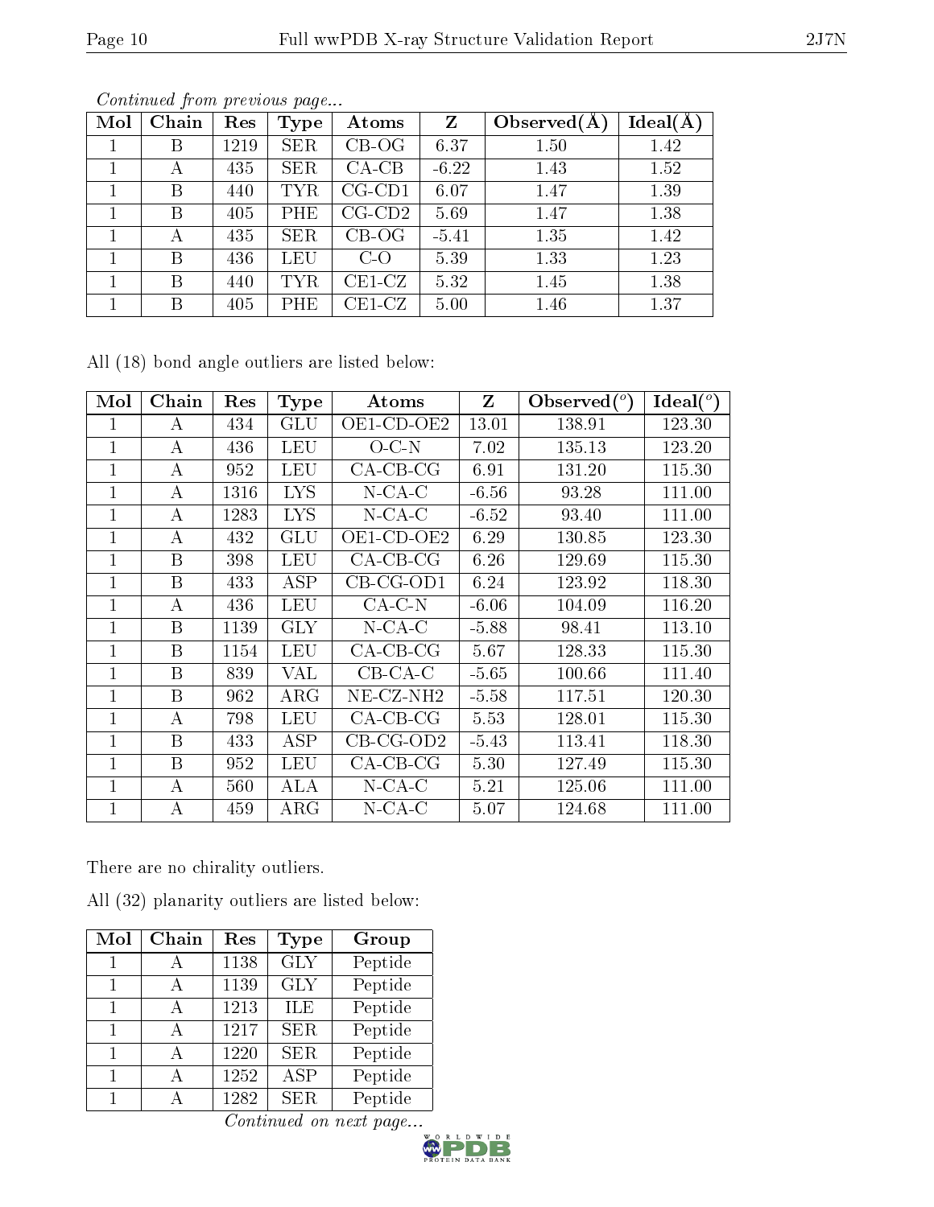*Continued from previous page...*

| Mol | Chain | Res | Type | Atoms | Z | Observed(Å) | Ideal(Å) |
|---|---|---|---|---|---|---|---|
| 1 | B | 1219 | SER | CB-OG | 6.37 | 1.50 | 1.42 |
| 1 | A | 435 | SER | CA-CB | -6.22 | 1.43 | 1.52 |
| 1 | B | 440 | TYR | CG-CD1 | 6.07 | 1.47 | 1.39 |
| 1 | B | 405 | PHE | CG-CD2 | 5.69 | 1.47 | 1.38 |
| 1 | A | 435 | SER | CB-OG | -5.41 | 1.35 | 1.42 |
| 1 | B | 436 | LEU | C-O | 5.39 | 1.33 | 1.23 |
| 1 | B | 440 | TYR | CE1-CZ | 5.32 | 1.45 | 1.38 |
| 1 | B | 405 | PHE | CE1-CZ | 5.00 | 1.46 | 1.37 |

All (18) bond angle outliers are listed below:

| Mol | Chain | Res | Type | Atoms | Z | Observed(°) | Ideal(°) |
|---|---|---|---|---|---|---|---|
| 1 | A | 434 | GLU | OE1-CD-OE2 | 13.01 | 138.91 | 123.30 |
| 1 | A | 436 | LEU | O-C-N | 7.02 | 135.13 | 123.20 |
| 1 | A | 952 | LEU | CA-CB-CG | 6.91 | 131.20 | 115.30 |
| 1 | A | 1316 | LYS | N-CA-C | -6.56 | 93.28 | 111.00 |
| 1 | A | 1283 | LYS | N-CA-C | -6.52 | 93.40 | 111.00 |
| 1 | A | 432 | GLU | OE1-CD-OE2 | 6.29 | 130.85 | 123.30 |
| 1 | B | 398 | LEU | CA-CB-CG | 6.26 | 129.69 | 115.30 |
| 1 | B | 433 | ASP | CB-CG-OD1 | 6.24 | 123.92 | 118.30 |
| 1 | A | 436 | LEU | CA-C-N | -6.06 | 104.09 | 116.20 |
| 1 | B | 1139 | GLY | N-CA-C | -5.88 | 98.41 | 113.10 |
| 1 | B | 1154 | LEU | CA-CB-CG | 5.67 | 128.33 | 115.30 |
| 1 | B | 839 | VAL | CB-CA-C | -5.65 | 100.66 | 111.40 |
| 1 | B | 962 | ARG | NE-CZ-NH2 | -5.58 | 117.51 | 120.30 |
| 1 | A | 798 | LEU | CA-CB-CG | 5.53 | 128.01 | 115.30 |
| 1 | B | 433 | ASP | CB-CG-OD2 | -5.43 | 113.41 | 118.30 |
| 1 | B | 952 | LEU | CA-CB-CG | 5.30 | 127.49 | 115.30 |
| 1 | A | 560 | ALA | N-CA-C | 5.21 | 125.06 | 111.00 |
| 1 | A | 459 | ARG | N-CA-C | 5.07 | 124.68 | 111.00 |

There are no chirality outliers.

All (32) planarity outliers are listed below:

| Mol | Chain | Res | Type | Group |
|---|---|---|---|---|
| 1 | A | 1138 | GLY | Peptide |
| 1 | A | 1139 | GLY | Peptide |
| 1 | A | 1213 | ILE | Peptide |
| 1 | A | 1217 | SER | Peptide |
| 1 | A | 1220 | SER | Peptide |
| 1 | A | 1252 | ASP | Peptide |
| 1 | A | 1282 | SER | Peptide |

*Continued on next page...*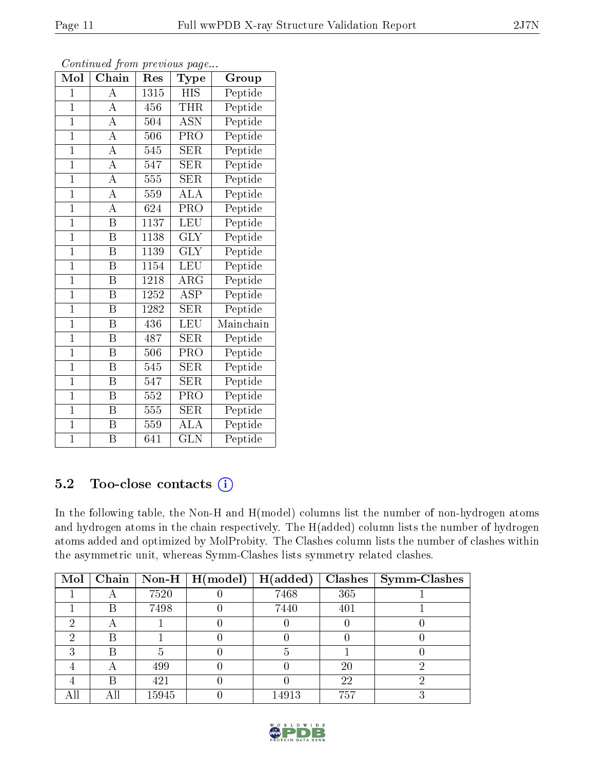*Continued from previous page...*

| Mol | Chain | Res | Type | Group |
|---|---|---|---|---|
| 1 | A | 1315 | HIS | Peptide |
| 1 | A | 456 | THR | Peptide |
| 1 | A | 504 | ASN | Peptide |
| 1 | A | 506 | PRO | Peptide |
| 1 | A | 545 | SER | Peptide |
| 1 | A | 547 | SER | Peptide |
| 1 | A | 555 | SER | Peptide |
| 1 | A | 559 | ALA | Peptide |
| 1 | A | 624 | PRO | Peptide |
| 1 | B | 1137 | LEU | Peptide |
| 1 | B | 1138 | GLY | Peptide |
| 1 | B | 1139 | GLY | Peptide |
| 1 | B | 1154 | LEU | Peptide |
| 1 | B | 1218 | ARG | Peptide |
| 1 | B | 1252 | ASP | Peptide |
| 1 | B | 1282 | SER | Peptide |
| 1 | B | 436 | LEU | Mainchain |
| 1 | B | 487 | SER | Peptide |
| 1 | B | 506 | PRO | Peptide |
| 1 | B | 545 | SER | Peptide |
| 1 | B | 547 | SER | Peptide |
| 1 | B | 552 | PRO | Peptide |
| 1 | B | 555 | SER | Peptide |
| 1 | B | 559 | ALA | Peptide |
| 1 | B | 641 | GLN | Peptide |

## 5.2 Too-close contacts

In the following table, the Non-H and H(model) columns list the number of non-hydrogen atoms and hydrogen atoms in the chain respectively. The H(added) column lists the number of hydrogen atoms added and optimized by MolProbity. The Clashes column lists the number of clashes within the asymmetric unit, whereas Symm-Clashes lists symmetry related clashes.

| Mol | Chain | Non-H | H(model) | H(added) | Clashes | Symm-Clashes |
|---|---|---|---|---|---|---|
| 1 | A | 7520 | 0 | 7468 | 365 | 1 |
| 1 | B | 7498 | 0 | 7440 | 401 | 1 |
| 2 | A | 1 | 0 | 0 | 0 | 0 |
| 2 | B | 1 | 0 | 0 | 0 | 0 |
| 3 | B | 5 | 0 | 5 | 1 | 0 |
| 4 | A | 499 | 0 | 0 | 20 | 2 |
| 4 | B | 421 | 0 | 0 | 22 | 2 |
| All | All | 15945 | 0 | 14913 | 757 | 3 |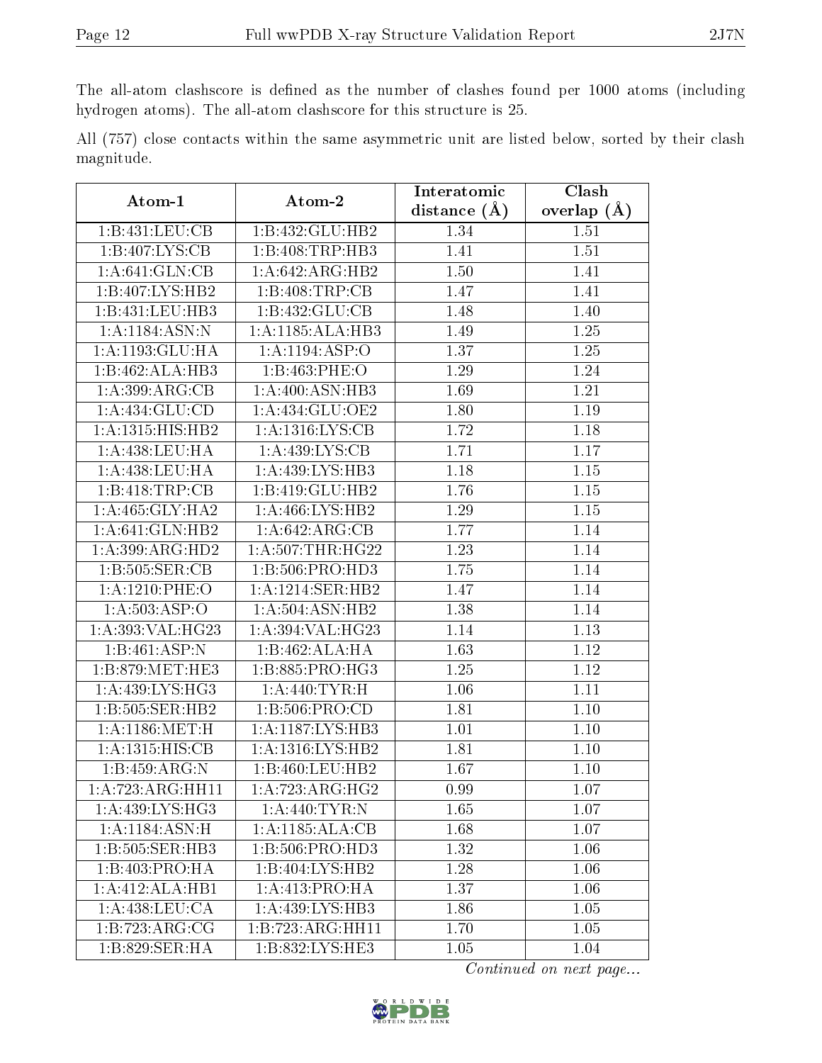The all-atom clashscore is defined as the number of clashes found per 1000 atoms (including hydrogen atoms). The all-atom clashscore for this structure is 25.

All (757) close contacts within the same asymmetric unit are listed below, sorted by their clash magnitude.

| Atom-1 | Atom-2 | Interatomic distance (Å) | Clash overlap (Å) |
|---|---|---|---|
| 1:B:431:LEU:CB | 1:B:432:GLU:HB2 | 1.34 | 1.51 |
| 1:B:407:LYS:CB | 1:B:408:TRP:HB3 | 1.41 | 1.51 |
| 1:A:641:GLN:CB | 1:A:642:ARG:HB2 | 1.50 | 1.41 |
| 1:B:407:LYS:HB2 | 1:B:408:TRP:CB | 1.47 | 1.41 |
| 1:B:431:LEU:HB3 | 1:B:432:GLU:CB | 1.48 | 1.40 |
| 1:A:1184:ASN:N | 1:A:1185:ALA:HB3 | 1.49 | 1.25 |
| 1:A:1193:GLU:HA | 1:A:1194:ASP:O | 1.37 | 1.25 |
| 1:B:462:ALA:HB3 | 1:B:463:PHE:O | 1.29 | 1.24 |
| 1:A:399:ARG:CB | 1:A:400:ASN:HB3 | 1.69 | 1.21 |
| 1:A:434:GLU:CD | 1:A:434:GLU:OE2 | 1.80 | 1.19 |
| 1:A:1315:HIS:HB2 | 1:A:1316:LYS:CB | 1.72 | 1.18 |
| 1:A:438:LEU:HA | 1:A:439:LYS:CB | 1.71 | 1.17 |
| 1:A:438:LEU:HA | 1:A:439:LYS:HB3 | 1.18 | 1.15 |
| 1:B:418:TRP:CB | 1:B:419:GLU:HB2 | 1.76 | 1.15 |
| 1:A:465:GLY:HA2 | 1:A:466:LYS:HB2 | 1.29 | 1.15 |
| 1:A:641:GLN:HB2 | 1:A:642:ARG:CB | 1.77 | 1.14 |
| 1:A:399:ARG:HD2 | 1:A:507:THR:HG22 | 1.23 | 1.14 |
| 1:B:505:SER:CB | 1:B:506:PRO:HD3 | 1.75 | 1.14 |
| 1:A:1210:PHE:O | 1:A:1214:SER:HB2 | 1.47 | 1.14 |
| 1:A:503:ASP:O | 1:A:504:ASN:HB2 | 1.38 | 1.14 |
| 1:A:393:VAL:HG23 | 1:A:394:VAL:HG23 | 1.14 | 1.13 |
| 1:B:461:ASP:N | 1:B:462:ALA:HA | 1.63 | 1.12 |
| 1:B:879:MET:HE3 | 1:B:885:PRO:HG3 | 1.25 | 1.12 |
| 1:A:439:LYS:HG3 | 1:A:440:TYR:H | 1.06 | 1.11 |
| 1:B:505:SER:HB2 | 1:B:506:PRO:CD | 1.81 | 1.10 |
| 1:A:1186:MET:H | 1:A:1187:LYS:HB3 | 1.01 | 1.10 |
| 1:A:1315:HIS:CB | 1:A:1316:LYS:HB2 | 1.81 | 1.10 |
| 1:B:459:ARG:N | 1:B:460:LEU:HB2 | 1.67 | 1.10 |
| 1:A:723:ARG:HH11 | 1:A:723:ARG:HG2 | 0.99 | 1.07 |
| 1:A:439:LYS:HG3 | 1:A:440:TYR:N | 1.65 | 1.07 |
| 1:A:1184:ASN:H | 1:A:1185:ALA:CB | 1.68 | 1.07 |
| 1:B:505:SER:HB3 | 1:B:506:PRO:HD3 | 1.32 | 1.06 |
| 1:B:403:PRO:HA | 1:B:404:LYS:HB2 | 1.28 | 1.06 |
| 1:A:412:ALA:HB1 | 1:A:413:PRO:HA | 1.37 | 1.06 |
| 1:A:438:LEU:CA | 1:A:439:LYS:HB3 | 1.86 | 1.05 |
| 1:B:723:ARG:CG | 1:B:723:ARG:HH11 | 1.70 | 1.05 |
| 1:B:829:SER:HA | 1:B:832:LYS:HE3 | 1.05 | 1.04 |

*Continued on next page...*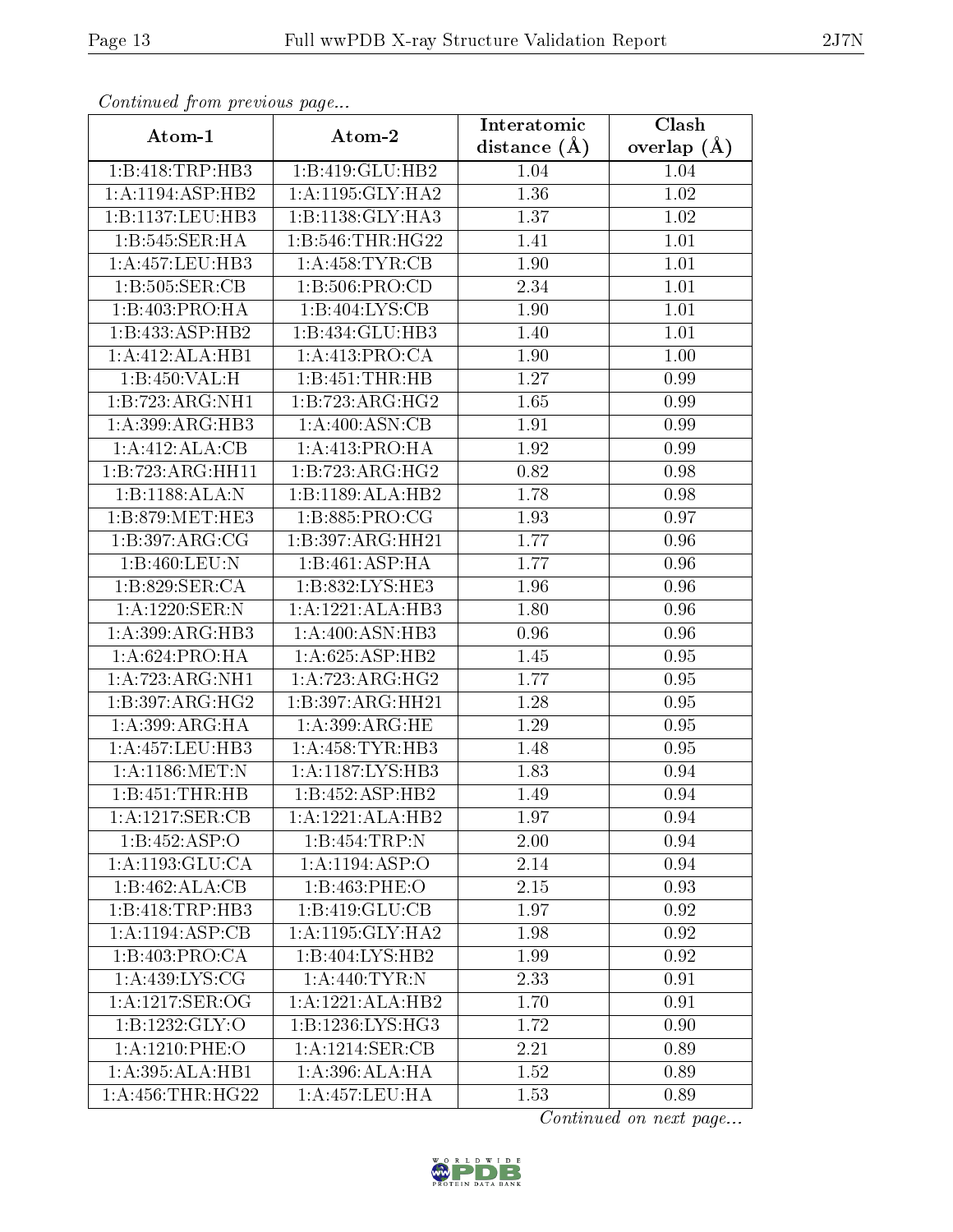*Continued from previous page...*

| Atom-1 | Atom-2 | Interatomic distance (Å) | Clash overlap (Å) |
| --- | --- | --- | --- |
| 1:B:418:TRP:HB3 | 1:B:419:GLU:HB2 | 1.04 | 1.04 |
| 1:A:1194:ASP:HB2 | 1:A:1195:GLY:HA2 | 1.36 | 1.02 |
| 1:B:1137:LEU:HB3 | 1:B:1138:GLY:HA3 | 1.37 | 1.02 |
| 1:B:545:SER:HA | 1:B:546:THR:HG22 | 1.41 | 1.01 |
| 1:A:457:LEU:HB3 | 1:A:458:TYR:CB | 1.90 | 1.01 |
| 1:B:505:SER:CB | 1:B:506:PRO:CD | 2.34 | 1.01 |
| 1:B:403:PRO:HA | 1:B:404:LYS:CB | 1.90 | 1.01 |
| 1:B:433:ASP:HB2 | 1:B:434:GLU:HB3 | 1.40 | 1.01 |
| 1:A:412:ALA:HB1 | 1:A:413:PRO:CA | 1.90 | 1.00 |
| 1:B:450:VAL:H | 1:B:451:THR:HB | 1.27 | 0.99 |
| 1:B:723:ARG:NH1 | 1:B:723:ARG:HG2 | 1.65 | 0.99 |
| 1:A:399:ARG:HB3 | 1:A:400:ASN:CB | 1.91 | 0.99 |
| 1:A:412:ALA:CB | 1:A:413:PRO:HA | 1.92 | 0.99 |
| 1:B:723:ARG:HH11 | 1:B:723:ARG:HG2 | 0.82 | 0.98 |
| 1:B:1188:ALA:N | 1:B:1189:ALA:HB2 | 1.78 | 0.98 |
| 1:B:879:MET:HE3 | 1:B:885:PRO:CG | 1.93 | 0.97 |
| 1:B:397:ARG:CG | 1:B:397:ARG:HH21 | 1.77 | 0.96 |
| 1:B:460:LEU:N | 1:B:461:ASP:HA | 1.77 | 0.96 |
| 1:B:829:SER:CA | 1:B:832:LYS:HE3 | 1.96 | 0.96 |
| 1:A:1220:SER:N | 1:A:1221:ALA:HB3 | 1.80 | 0.96 |
| 1:A:399:ARG:HB3 | 1:A:400:ASN:HB3 | 0.96 | 0.96 |
| 1:A:624:PRO:HA | 1:A:625:ASP:HB2 | 1.45 | 0.95 |
| 1:A:723:ARG:NH1 | 1:A:723:ARG:HG2 | 1.77 | 0.95 |
| 1:B:397:ARG:HG2 | 1:B:397:ARG:HH21 | 1.28 | 0.95 |
| 1:A:399:ARG:HA | 1:A:399:ARG:HE | 1.29 | 0.95 |
| 1:A:457:LEU:HB3 | 1:A:458:TYR:HB3 | 1.48 | 0.95 |
| 1:A:1186:MET:N | 1:A:1187:LYS:HB3 | 1.83 | 0.94 |
| 1:B:451:THR:HB | 1:B:452:ASP:HB2 | 1.49 | 0.94 |
| 1:A:1217:SER:CB | 1:A:1221:ALA:HB2 | 1.97 | 0.94 |
| 1:B:452:ASP:O | 1:B:454:TRP:N | 2.00 | 0.94 |
| 1:A:1193:GLU:CA | 1:A:1194:ASP:O | 2.14 | 0.94 |
| 1:B:462:ALA:CB | 1:B:463:PHE:O | 2.15 | 0.93 |
| 1:B:418:TRP:HB3 | 1:B:419:GLU:CB | 1.97 | 0.92 |
| 1:A:1194:ASP:CB | 1:A:1195:GLY:HA2 | 1.98 | 0.92 |
| 1:B:403:PRO:CA | 1:B:404:LYS:HB2 | 1.99 | 0.92 |
| 1:A:439:LYS:CG | 1:A:440:TYR:N | 2.33 | 0.91 |
| 1:A:1217:SER:OG | 1:A:1221:ALA:HB2 | 1.70 | 0.91 |
| 1:B:1232:GLY:O | 1:B:1236:LYS:HG3 | 1.72 | 0.90 |
| 1:A:1210:PHE:O | 1:A:1214:SER:CB | 2.21 | 0.89 |
| 1:A:395:ALA:HB1 | 1:A:396:ALA:HA | 1.52 | 0.89 |
| 1:A:456:THR:HG22 | 1:A:457:LEU:HA | 1.53 | 0.89 |

*Continued on next page...*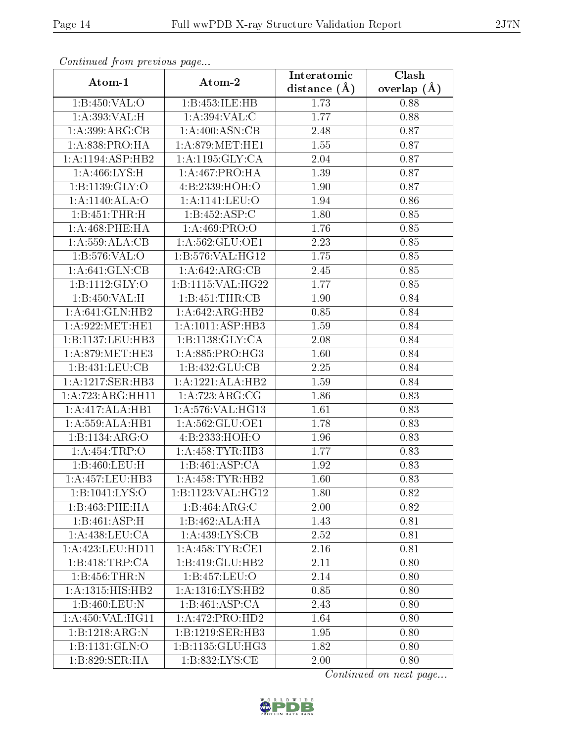*Continued from previous page...*

| Atom-1 | Atom-2 | Interatomic distance (Å) | Clash overlap (Å) |
|---|---|---|---|
| 1:B:450:VAL:O | 1:B:453:ILE:HB | 1.73 | 0.88 |
| 1:A:393:VAL:H | 1:A:394:VAL:C | 1.77 | 0.88 |
| 1:A:399:ARG:CB | 1:A:400:ASN:CB | 2.48 | 0.87 |
| 1:A:838:PRO:HA | 1:A:879:MET:HE1 | 1.55 | 0.87 |
| 1:A:1194:ASP:HB2 | 1:A:1195:GLY:CA | 2.04 | 0.87 |
| 1:A:466:LYS:H | 1:A:467:PRO:HA | 1.39 | 0.87 |
| 1:B:1139:GLY:O | 4:B:2339:HOH:O | 1.90 | 0.87 |
| 1:A:1140:ALA:O | 1:A:1141:LEU:O | 1.94 | 0.86 |
| 1:B:451:THR:H | 1:B:452:ASP:C | 1.80 | 0.85 |
| 1:A:468:PHE:HA | 1:A:469:PRO:O | 1.76 | 0.85 |
| 1:A:559:ALA:CB | 1:A:562:GLU:OE1 | 2.23 | 0.85 |
| 1:B:576:VAL:O | 1:B:576:VAL:HG12 | 1.75 | 0.85 |
| 1:A:641:GLN:CB | 1:A:642:ARG:CB | 2.45 | 0.85 |
| 1:B:1112:GLY:O | 1:B:1115:VAL:HG22 | 1.77 | 0.85 |
| 1:B:450:VAL:H | 1:B:451:THR:CB | 1.90 | 0.84 |
| 1:A:641:GLN:HB2 | 1:A:642:ARG:HB2 | 0.85 | 0.84 |
| 1:A:922:MET:HE1 | 1:A:1011:ASP:HB3 | 1.59 | 0.84 |
| 1:B:1137:LEU:HB3 | 1:B:1138:GLY:CA | 2.08 | 0.84 |
| 1:A:879:MET:HE3 | 1:A:885:PRO:HG3 | 1.60 | 0.84 |
| 1:B:431:LEU:CB | 1:B:432:GLU:CB | 2.25 | 0.84 |
| 1:A:1217:SER:HB3 | 1:A:1221:ALA:HB2 | 1.59 | 0.84 |
| 1:A:723:ARG:HH11 | 1:A:723:ARG:CG | 1.86 | 0.83 |
| 1:A:417:ALA:HB1 | 1:A:576:VAL:HG13 | 1.61 | 0.83 |
| 1:A:559:ALA:HB1 | 1:A:562:GLU:OE1 | 1.78 | 0.83 |
| 1:B:1134:ARG:O | 4:B:2333:HOH:O | 1.96 | 0.83 |
| 1:A:454:TRP:O | 1:A:458:TYR:HB3 | 1.77 | 0.83 |
| 1:B:460:LEU:H | 1:B:461:ASP:CA | 1.92 | 0.83 |
| 1:A:457:LEU:HB3 | 1:A:458:TYR:HB2 | 1.60 | 0.83 |
| 1:B:1041:LYS:O | 1:B:1123:VAL:HG12 | 1.80 | 0.82 |
| 1:B:463:PHE:HA | 1:B:464:ARG:C | 2.00 | 0.82 |
| 1:B:461:ASP:H | 1:B:462:ALA:HA | 1.43 | 0.81 |
| 1:A:438:LEU:CA | 1:A:439:LYS:CB | 2.52 | 0.81 |
| 1:A:423:LEU:HD11 | 1:A:458:TYR:CE1 | 2.16 | 0.81 |
| 1:B:418:TRP:CA | 1:B:419:GLU:HB2 | 2.11 | 0.80 |
| 1:B:456:THR:N | 1:B:457:LEU:O | 2.14 | 0.80 |
| 1:A:1315:HIS:HB2 | 1:A:1316:LYS:HB2 | 0.85 | 0.80 |
| 1:B:460:LEU:N | 1:B:461:ASP:CA | 2.43 | 0.80 |
| 1:A:450:VAL:HG11 | 1:A:472:PRO:HD2 | 1.64 | 0.80 |
| 1:B:1218:ARG:N | 1:B:1219:SER:HB3 | 1.95 | 0.80 |
| 1:B:1131:GLN:O | 1:B:1135:GLU:HG3 | 1.82 | 0.80 |
| 1:B:829:SER:HA | 1:B:832:LYS:CE | 2.00 | 0.80 |

*Continued on next page...*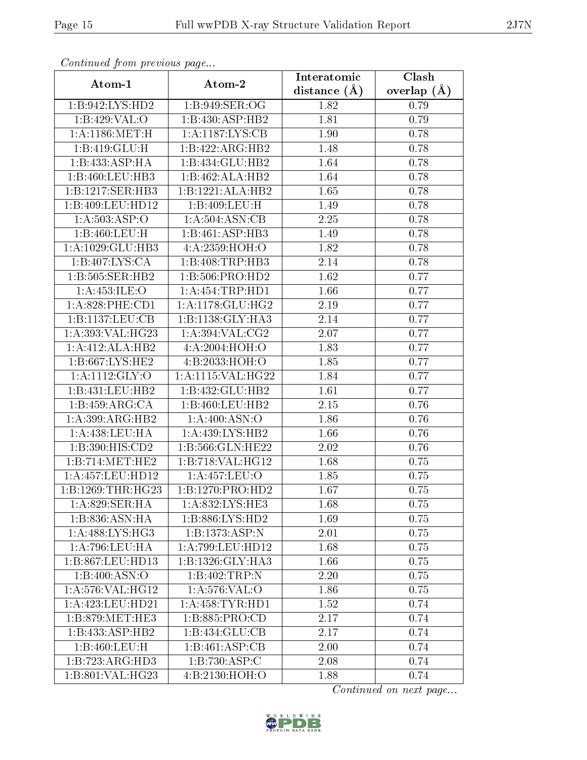*Continued from previous page...*

| Atom-1 | Atom-2 | Interatomic distance (Å) | Clash overlap (Å) |
|---|---|---|---|
| 1:B:942:LYS:HD2 | 1:B:949:SER:OG | 1.82 | 0.79 |
| 1:B:429:VAL:O | 1:B:430:ASP:HB2 | 1.81 | 0.79 |
| 1:A:1186:MET:H | 1:A:1187:LYS:CB | 1.90 | 0.78 |
| 1:B:419:GLU:H | 1:B:422:ARG:HB2 | 1.48 | 0.78 |
| 1:B:433:ASP:HA | 1:B:434:GLU:HB2 | 1.64 | 0.78 |
| 1:B:460:LEU:HB3 | 1:B:462:ALA:HB2 | 1.64 | 0.78 |
| 1:B:1217:SER:HB3 | 1:B:1221:ALA:HB2 | 1.65 | 0.78 |
| 1:B:409:LEU:HD12 | 1:B:409:LEU:H | 1.49 | 0.78 |
| 1:A:503:ASP:O | 1:A:504:ASN:CB | 2.25 | 0.78 |
| 1:B:460:LEU:H | 1:B:461:ASP:HB3 | 1.49 | 0.78 |
| 1:A:1029:GLU:HB3 | 4:A:2359:HOH:O | 1.82 | 0.78 |
| 1:B:407:LYS:CA | 1:B:408:TRP:HB3 | 2.14 | 0.78 |
| 1:B:505:SER:HB2 | 1:B:506:PRO:HD2 | 1.62 | 0.77 |
| 1:A:453:ILE:O | 1:A:454:TRP:HD1 | 1.66 | 0.77 |
| 1:A:828:PHE:CD1 | 1:A:1178:GLU:HG2 | 2.19 | 0.77 |
| 1:B:1137:LEU:CB | 1:B:1138:GLY:HA3 | 2.14 | 0.77 |
| 1:A:393:VAL:HG23 | 1:A:394:VAL:CG2 | 2.07 | 0.77 |
| 1:A:412:ALA:HB2 | 4:A:2004:HOH:O | 1.83 | 0.77 |
| 1:B:667:LYS:HE2 | 4:B:2033:HOH:O | 1.85 | 0.77 |
| 1:A:1112:GLY:O | 1:A:1115:VAL:HG22 | 1.84 | 0.77 |
| 1:B:431:LEU:HB2 | 1:B:432:GLU:HB2 | 1.61 | 0.77 |
| 1:B:459:ARG:CA | 1:B:460:LEU:HB2 | 2.15 | 0.76 |
| 1:A:399:ARG:HB2 | 1:A:400:ASN:O | 1.86 | 0.76 |
| 1:A:438:LEU:HA | 1:A:439:LYS:HB2 | 1.66 | 0.76 |
| 1:B:390:HIS:CD2 | 1:B:566:GLN:HE22 | 2.02 | 0.76 |
| 1:B:714:MET:HE2 | 1:B:718:VAL:HG12 | 1.68 | 0.75 |
| 1:A:457:LEU:HD12 | 1:A:457:LEU:O | 1.85 | 0.75 |
| 1:B:1269:THR:HG23 | 1:B:1270:PRO:HD2 | 1.67 | 0.75 |
| 1:A:829:SER:HA | 1:A:832:LYS:HE3 | 1.68 | 0.75 |
| 1:B:836:ASN:HA | 1:B:886:LYS:HD2 | 1.69 | 0.75 |
| 1:A:488:LYS:HG3 | 1:B:1373:ASP:N | 2.01 | 0.75 |
| 1:A:796:LEU:HA | 1:A:799:LEU:HD12 | 1.68 | 0.75 |
| 1:B:867:LEU:HD13 | 1:B:1326:GLY:HA3 | 1.66 | 0.75 |
| 1:B:400:ASN:O | 1:B:402:TRP:N | 2.20 | 0.75 |
| 1:A:576:VAL:HG12 | 1:A:576:VAL:O | 1.86 | 0.75 |
| 1:A:423:LEU:HD21 | 1:A:458:TYR:HD1 | 1.52 | 0.74 |
| 1:B:879:MET:HE3 | 1:B:885:PRO:CD | 2.17 | 0.74 |
| 1:B:433:ASP:HB2 | 1:B:434:GLU:CB | 2.17 | 0.74 |
| 1:B:460:LEU:H | 1:B:461:ASP:CB | 2.00 | 0.74 |
| 1:B:723:ARG:HD3 | 1:B:730:ASP:C | 2.08 | 0.74 |
| 1:B:801:VAL:HG23 | 4:B:2130:HOH:O | 1.88 | 0.74 |

*Continued on next page...*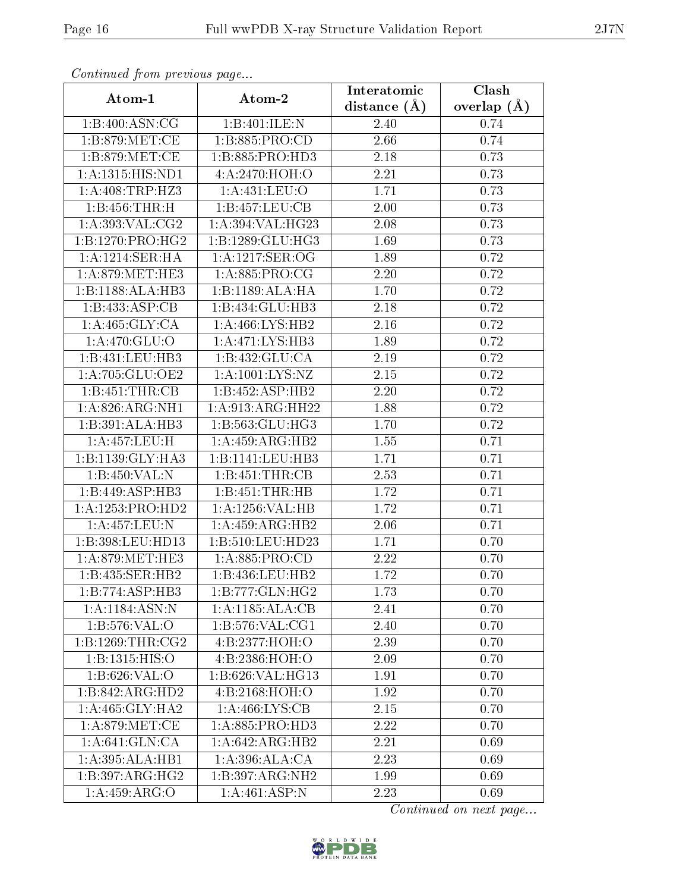*Continued from previous page...*

| Atom-1 | Atom-2 | Interatomic distance (Å) | Clash overlap (Å) |
|---|---|---|---|
| 1:B:400:ASN:CG | 1:B:401:ILE:N | 2.40 | 0.74 |
| 1:B:879:MET:CE | 1:B:885:PRO:CD | 2.66 | 0.74 |
| 1:B:879:MET:CE | 1:B:885:PRO:HD3 | 2.18 | 0.73 |
| 1:A:1315:HIS:ND1 | 4:A:2470:HOH:O | 2.21 | 0.73 |
| 1:A:408:TRP:HZ3 | 1:A:431:LEU:O | 1.71 | 0.73 |
| 1:B:456:THR:H | 1:B:457:LEU:CB | 2.00 | 0.73 |
| 1:A:393:VAL:CG2 | 1:A:394:VAL:HG23 | 2.08 | 0.73 |
| 1:B:1270:PRO:HG2 | 1:B:1289:GLU:HG3 | 1.69 | 0.73 |
| 1:A:1214:SER:HA | 1:A:1217:SER:OG | 1.89 | 0.72 |
| 1:A:879:MET:HE3 | 1:A:885:PRO:CG | 2.20 | 0.72 |
| 1:B:1188:ALA:HB3 | 1:B:1189:ALA:HA | 1.70 | 0.72 |
| 1:B:433:ASP:CB | 1:B:434:GLU:HB3 | 2.18 | 0.72 |
| 1:A:465:GLY:CA | 1:A:466:LYS:HB2 | 2.16 | 0.72 |
| 1:A:470:GLU:O | 1:A:471:LYS:HB3 | 1.89 | 0.72 |
| 1:B:431:LEU:HB3 | 1:B:432:GLU:CA | 2.19 | 0.72 |
| 1:A:705:GLU:OE2 | 1:A:1001:LYS:NZ | 2.15 | 0.72 |
| 1:B:451:THR:CB | 1:B:452:ASP:HB2 | 2.20 | 0.72 |
| 1:A:826:ARG:NH1 | 1:A:913:ARG:HH22 | 1.88 | 0.72 |
| 1:B:391:ALA:HB3 | 1:B:563:GLU:HG3 | 1.70 | 0.72 |
| 1:A:457:LEU:H | 1:A:459:ARG:HB2 | 1.55 | 0.71 |
| 1:B:1139:GLY:HA3 | 1:B:1141:LEU:HB3 | 1.71 | 0.71 |
| 1:B:450:VAL:N | 1:B:451:THR:CB | 2.53 | 0.71 |
| 1:B:449:ASP:HB3 | 1:B:451:THR:HB | 1.72 | 0.71 |
| 1:A:1253:PRO:HD2 | 1:A:1256:VAL:HB | 1.72 | 0.71 |
| 1:A:457:LEU:N | 1:A:459:ARG:HB2 | 2.06 | 0.71 |
| 1:B:398:LEU:HD13 | 1:B:510:LEU:HD23 | 1.71 | 0.70 |
| 1:A:879:MET:HE3 | 1:A:885:PRO:CD | 2.22 | 0.70 |
| 1:B:435:SER:HB2 | 1:B:436:LEU:HB2 | 1.72 | 0.70 |
| 1:B:774:ASP:HB3 | 1:B:777:GLN:HG2 | 1.73 | 0.70 |
| 1:A:1184:ASN:N | 1:A:1185:ALA:CB | 2.41 | 0.70 |
| 1:B:576:VAL:O | 1:B:576:VAL:CG1 | 2.40 | 0.70 |
| 1:B:1269:THR:CG2 | 4:B:2377:HOH:O | 2.39 | 0.70 |
| 1:B:1315:HIS:O | 4:B:2386:HOH:O | 2.09 | 0.70 |
| 1:B:626:VAL:O | 1:B:626:VAL:HG13 | 1.91 | 0.70 |
| 1:B:842:ARG:HD2 | 4:B:2168:HOH:O | 1.92 | 0.70 |
| 1:A:465:GLY:HA2 | 1:A:466:LYS:CB | 2.15 | 0.70 |
| 1:A:879:MET:CE | 1:A:885:PRO:HD3 | 2.22 | 0.70 |
| 1:A:641:GLN:CA | 1:A:642:ARG:HB2 | 2.21 | 0.69 |
| 1:A:395:ALA:HB1 | 1:A:396:ALA:CA | 2.23 | 0.69 |
| 1:B:397:ARG:HG2 | 1:B:397:ARG:NH2 | 1.99 | 0.69 |
| 1:A:459:ARG:O | 1:A:461:ASP:N | 2.23 | 0.69 |

*Continued on next page...*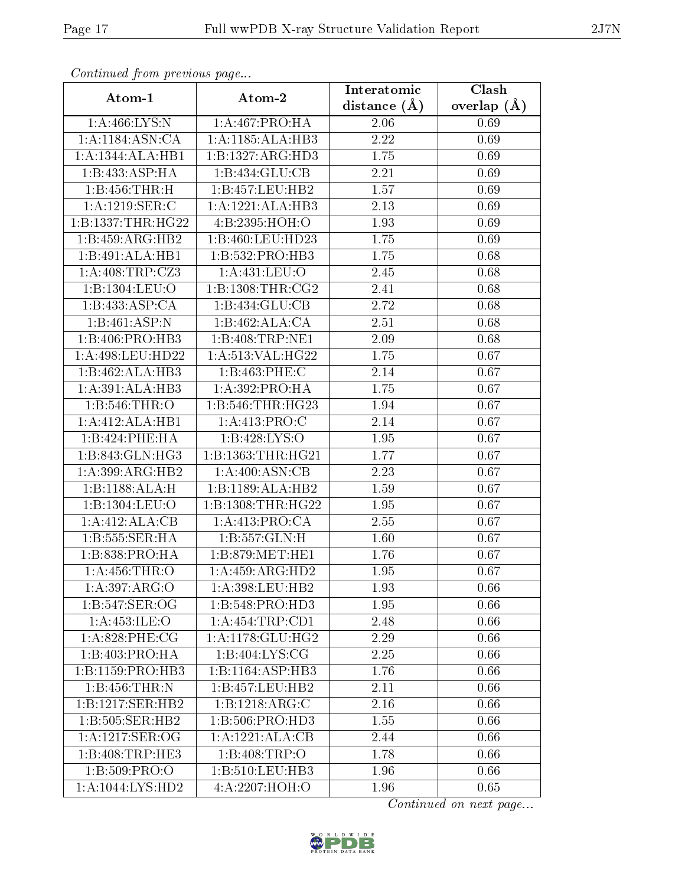*Continued from previous page...*

| Atom-1 | Atom-2 | Interatomic distance (Å) | Clash overlap (Å) |
| --- | --- | --- | --- |
| 1:A:466:LYS:N | 1:A:467:PRO:HA | 2.06 | 0.69 |
| 1:A:1184:ASN:CA | 1:A:1185:ALA:HB3 | 2.22 | 0.69 |
| 1:A:1344:ALA:HB1 | 1:B:1327:ARG:HD3 | 1.75 | 0.69 |
| 1:B:433:ASP:HA | 1:B:434:GLU:CB | 2.21 | 0.69 |
| 1:B:456:THR:H | 1:B:457:LEU:HB2 | 1.57 | 0.69 |
| 1:A:1219:SER:C | 1:A:1221:ALA:HB3 | 2.13 | 0.69 |
| 1:B:1337:THR:HG22 | 4:B:2395:HOH:O | 1.93 | 0.69 |
| 1:B:459:ARG:HB2 | 1:B:460:LEU:HD23 | 1.75 | 0.69 |
| 1:B:491:ALA:HB1 | 1:B:532:PRO:HB3 | 1.75 | 0.68 |
| 1:A:408:TRP:CZ3 | 1:A:431:LEU:O | 2.45 | 0.68 |
| 1:B:1304:LEU:O | 1:B:1308:THR:CG2 | 2.41 | 0.68 |
| 1:B:433:ASP:CA | 1:B:434:GLU:CB | 2.72 | 0.68 |
| 1:B:461:ASP:N | 1:B:462:ALA:CA | 2.51 | 0.68 |
| 1:B:406:PRO:HB3 | 1:B:408:TRP:NE1 | 2.09 | 0.68 |
| 1:A:498:LEU:HD22 | 1:A:513:VAL:HG22 | 1.75 | 0.67 |
| 1:B:462:ALA:HB3 | 1:B:463:PHE:C | 2.14 | 0.67 |
| 1:A:391:ALA:HB3 | 1:A:392:PRO:HA | 1.75 | 0.67 |
| 1:B:546:THR:O | 1:B:546:THR:HG23 | 1.94 | 0.67 |
| 1:A:412:ALA:HB1 | 1:A:413:PRO:C | 2.14 | 0.67 |
| 1:B:424:PHE:HA | 1:B:428:LYS:O | 1.95 | 0.67 |
| 1:B:843:GLN:HG3 | 1:B:1363:THR:HG21 | 1.77 | 0.67 |
| 1:A:399:ARG:HB2 | 1:A:400:ASN:CB | 2.23 | 0.67 |
| 1:B:1188:ALA:H | 1:B:1189:ALA:HB2 | 1.59 | 0.67 |
| 1:B:1304:LEU:O | 1:B:1308:THR:HG22 | 1.95 | 0.67 |
| 1:A:412:ALA:CB | 1:A:413:PRO:CA | 2.55 | 0.67 |
| 1:B:555:SER:HA | 1:B:557:GLN:H | 1.60 | 0.67 |
| 1:B:838:PRO:HA | 1:B:879:MET:HE1 | 1.76 | 0.67 |
| 1:A:456:THR:O | 1:A:459:ARG:HD2 | 1.95 | 0.67 |
| 1:A:397:ARG:O | 1:A:398:LEU:HB2 | 1.93 | 0.66 |
| 1:B:547:SER:OG | 1:B:548:PRO:HD3 | 1.95 | 0.66 |
| 1:A:453:ILE:O | 1:A:454:TRP:CD1 | 2.48 | 0.66 |
| 1:A:828:PHE:CG | 1:A:1178:GLU:HG2 | 2.29 | 0.66 |
| 1:B:403:PRO:HA | 1:B:404:LYS:CG | 2.25 | 0.66 |
| 1:B:1159:PRO:HB3 | 1:B:1164:ASP:HB3 | 1.76 | 0.66 |
| 1:B:456:THR:N | 1:B:457:LEU:HB2 | 2.11 | 0.66 |
| 1:B:1217:SER:HB2 | 1:B:1218:ARG:C | 2.16 | 0.66 |
| 1:B:505:SER:HB2 | 1:B:506:PRO:HD3 | 1.55 | 0.66 |
| 1:A:1217:SER:OG | 1:A:1221:ALA:CB | 2.44 | 0.66 |
| 1:B:408:TRP:HE3 | 1:B:408:TRP:O | 1.78 | 0.66 |
| 1:B:509:PRO:O | 1:B:510:LEU:HB3 | 1.96 | 0.66 |
| 1:A:1044:LYS:HD2 | 4:A:2207:HOH:O | 1.96 | 0.65 |

*Continued on next page...*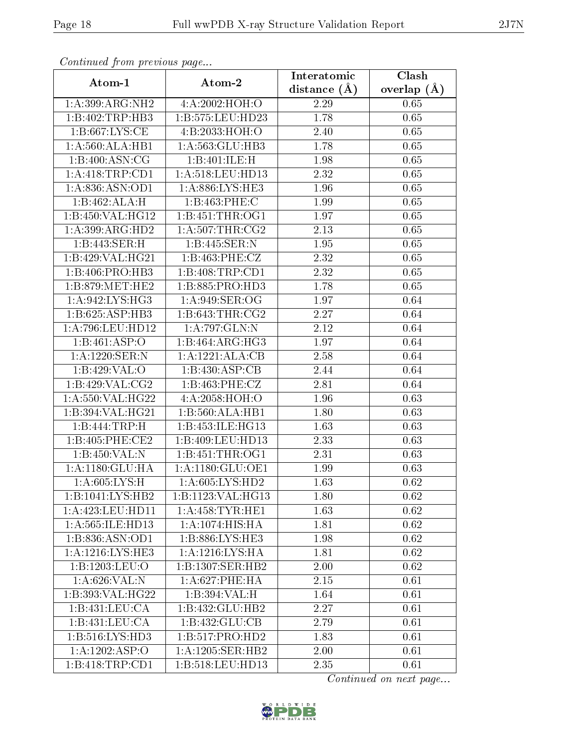*Continued from previous page...*

| Atom-1 | Atom-2 | Interatomic distance (Å) | Clash overlap (Å) |
|---|---|---|---|
| 1:A:399:ARG:NH2 | 4:A:2002:HOH:O | 2.29 | 0.65 |
| 1:B:402:TRP:HB3 | 1:B:575:LEU:HD23 | 1.78 | 0.65 |
| 1:B:667:LYS:CE | 4:B:2033:HOH:O | 2.40 | 0.65 |
| 1:A:560:ALA:HB1 | 1:A:563:GLU:HB3 | 1.78 | 0.65 |
| 1:B:400:ASN:CG | 1:B:401:ILE:H | 1.98 | 0.65 |
| 1:A:418:TRP:CD1 | 1:A:518:LEU:HD13 | 2.32 | 0.65 |
| 1:A:836:ASN:OD1 | 1:A:886:LYS:HE3 | 1.96 | 0.65 |
| 1:B:462:ALA:H | 1:B:463:PHE:C | 1.99 | 0.65 |
| 1:B:450:VAL:HG12 | 1:B:451:THR:OG1 | 1.97 | 0.65 |
| 1:A:399:ARG:HD2 | 1:A:507:THR:CG2 | 2.13 | 0.65 |
| 1:B:443:SER:H | 1:B:445:SER:N | 1.95 | 0.65 |
| 1:B:429:VAL:HG21 | 1:B:463:PHE:CZ | 2.32 | 0.65 |
| 1:B:406:PRO:HB3 | 1:B:408:TRP:CD1 | 2.32 | 0.65 |
| 1:B:879:MET:HE2 | 1:B:885:PRO:HD3 | 1.78 | 0.65 |
| 1:A:942:LYS:HG3 | 1:A:949:SER:OG | 1.97 | 0.64 |
| 1:B:625:ASP:HB3 | 1:B:643:THR:CG2 | 2.27 | 0.64 |
| 1:A:796:LEU:HD12 | 1:A:797:GLN:N | 2.12 | 0.64 |
| 1:B:461:ASP:O | 1:B:464:ARG:HG3 | 1.97 | 0.64 |
| 1:A:1220:SER:N | 1:A:1221:ALA:CB | 2.58 | 0.64 |
| 1:B:429:VAL:O | 1:B:430:ASP:CB | 2.44 | 0.64 |
| 1:B:429:VAL:CG2 | 1:B:463:PHE:CZ | 2.81 | 0.64 |
| 1:A:550:VAL:HG22 | 4:A:2058:HOH:O | 1.96 | 0.63 |
| 1:B:394:VAL:HG21 | 1:B:560:ALA:HB1 | 1.80 | 0.63 |
| 1:B:444:TRP:H | 1:B:453:ILE:HG13 | 1.63 | 0.63 |
| 1:B:405:PHE:CE2 | 1:B:409:LEU:HD13 | 2.33 | 0.63 |
| 1:B:450:VAL:N | 1:B:451:THR:OG1 | 2.31 | 0.63 |
| 1:A:1180:GLU:HA | 1:A:1180:GLU:OE1 | 1.99 | 0.63 |
| 1:A:605:LYS:H | 1:A:605:LYS:HD2 | 1.63 | 0.62 |
| 1:B:1041:LYS:HB2 | 1:B:1123:VAL:HG13 | 1.80 | 0.62 |
| 1:A:423:LEU:HD11 | 1:A:458:TYR:HE1 | 1.63 | 0.62 |
| 1:A:565:ILE:HD13 | 1:A:1074:HIS:HA | 1.81 | 0.62 |
| 1:B:836:ASN:OD1 | 1:B:886:LYS:HE3 | 1.98 | 0.62 |
| 1:A:1216:LYS:HE3 | 1:A:1216:LYS:HA | 1.81 | 0.62 |
| 1:B:1203:LEU:O | 1:B:1307:SER:HB2 | 2.00 | 0.62 |
| 1:A:626:VAL:N | 1:A:627:PHE:HA | 2.15 | 0.61 |
| 1:B:393:VAL:HG22 | 1:B:394:VAL:H | 1.64 | 0.61 |
| 1:B:431:LEU:CA | 1:B:432:GLU:HB2 | 2.27 | 0.61 |
| 1:B:431:LEU:CA | 1:B:432:GLU:CB | 2.79 | 0.61 |
| 1:B:516:LYS:HD3 | 1:B:517:PRO:HD2 | 1.83 | 0.61 |
| 1:A:1202:ASP:O | 1:A:1205:SER:HB2 | 2.00 | 0.61 |
| 1:B:418:TRP:CD1 | 1:B:518:LEU:HD13 | 2.35 | 0.61 |

*Continued on next page...*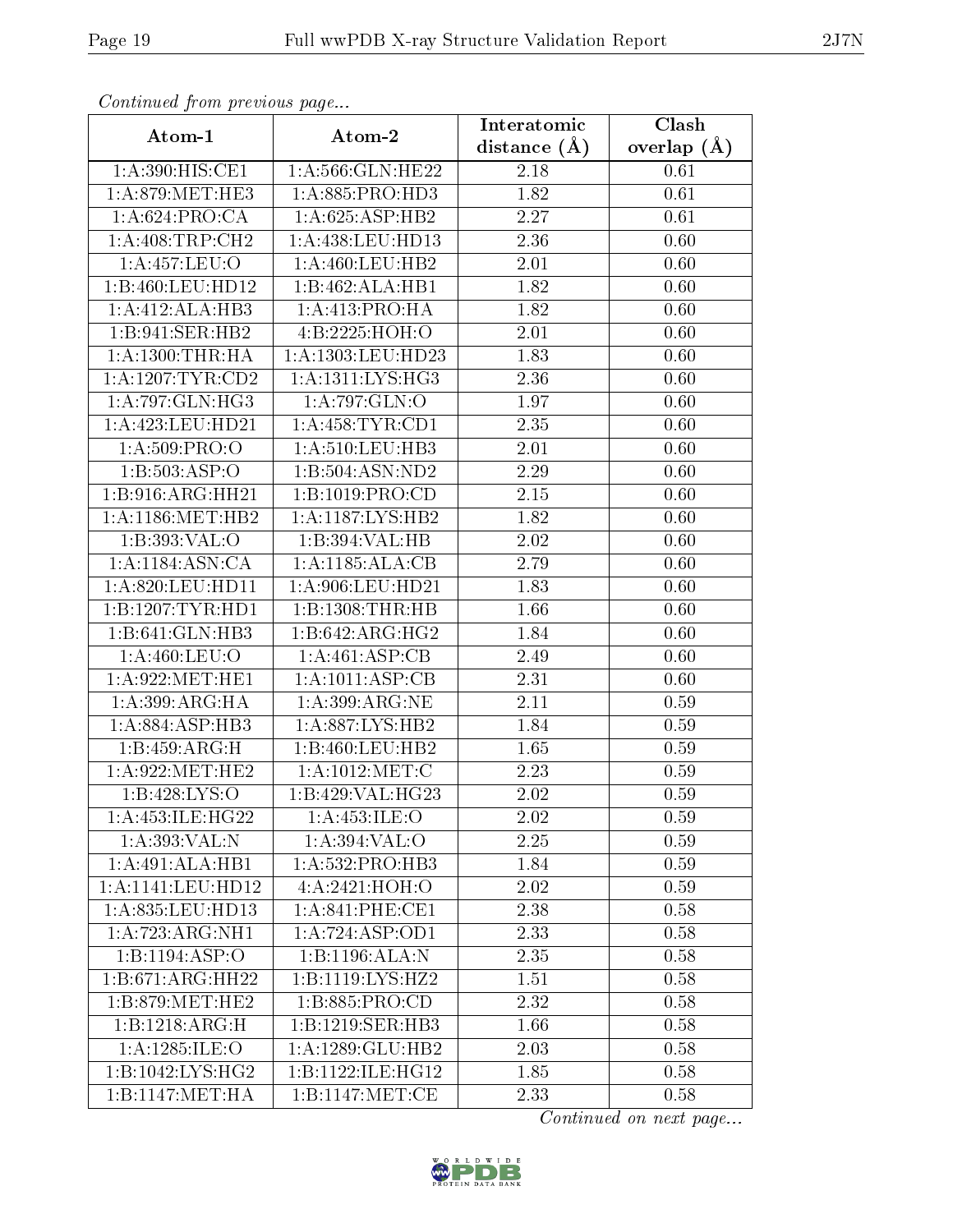*Continued from previous page...*

| Atom-1 | Atom-2 | Interatomic distance (Å) | Clash overlap (Å) |
|---|---|---|---|
| 1:A:390:HIS:CE1 | 1:A:566:GLN:HE22 | 2.18 | 0.61 |
| 1:A:879:MET:HE3 | 1:A:885:PRO:HD3 | 1.82 | 0.61 |
| 1:A:624:PRO:CA | 1:A:625:ASP:HB2 | 2.27 | 0.61 |
| 1:A:408:TRP:CH2 | 1:A:438:LEU:HD13 | 2.36 | 0.60 |
| 1:A:457:LEU:O | 1:A:460:LEU:HB2 | 2.01 | 0.60 |
| 1:B:460:LEU:HD12 | 1:B:462:ALA:HB1 | 1.82 | 0.60 |
| 1:A:412:ALA:HB3 | 1:A:413:PRO:HA | 1.82 | 0.60 |
| 1:B:941:SER:HB2 | 4:B:2225:HOH:O | 2.01 | 0.60 |
| 1:A:1300:THR:HA | 1:A:1303:LEU:HD23 | 1.83 | 0.60 |
| 1:A:1207:TYR:CD2 | 1:A:1311:LYS:HG3 | 2.36 | 0.60 |
| 1:A:797:GLN:HG3 | 1:A:797:GLN:O | 1.97 | 0.60 |
| 1:A:423:LEU:HD21 | 1:A:458:TYR:CD1 | 2.35 | 0.60 |
| 1:A:509:PRO:O | 1:A:510:LEU:HB3 | 2.01 | 0.60 |
| 1:B:503:ASP:O | 1:B:504:ASN:ND2 | 2.29 | 0.60 |
| 1:B:916:ARG:HH21 | 1:B:1019:PRO:CD | 2.15 | 0.60 |
| 1:A:1186:MET:HB2 | 1:A:1187:LYS:HB2 | 1.82 | 0.60 |
| 1:B:393:VAL:O | 1:B:394:VAL:HB | 2.02 | 0.60 |
| 1:A:1184:ASN:CA | 1:A:1185:ALA:CB | 2.79 | 0.60 |
| 1:A:820:LEU:HD11 | 1:A:906:LEU:HD21 | 1.83 | 0.60 |
| 1:B:1207:TYR:HD1 | 1:B:1308:THR:HB | 1.66 | 0.60 |
| 1:B:641:GLN:HB3 | 1:B:642:ARG:HG2 | 1.84 | 0.60 |
| 1:A:460:LEU:O | 1:A:461:ASP:CB | 2.49 | 0.60 |
| 1:A:922:MET:HE1 | 1:A:1011:ASP:CB | 2.31 | 0.60 |
| 1:A:399:ARG:HA | 1:A:399:ARG:NE | 2.11 | 0.59 |
| 1:A:884:ASP:HB3 | 1:A:887:LYS:HB2 | 1.84 | 0.59 |
| 1:B:459:ARG:H | 1:B:460:LEU:HB2 | 1.65 | 0.59 |
| 1:A:922:MET:HE2 | 1:A:1012:MET:C | 2.23 | 0.59 |
| 1:B:428:LYS:O | 1:B:429:VAL:HG23 | 2.02 | 0.59 |
| 1:A:453:ILE:HG22 | 1:A:453:ILE:O | 2.02 | 0.59 |
| 1:A:393:VAL:N | 1:A:394:VAL:O | 2.25 | 0.59 |
| 1:A:491:ALA:HB1 | 1:A:532:PRO:HB3 | 1.84 | 0.59 |
| 1:A:1141:LEU:HD12 | 4:A:2421:HOH:O | 2.02 | 0.59 |
| 1:A:835:LEU:HD13 | 1:A:841:PHE:CE1 | 2.38 | 0.58 |
| 1:A:723:ARG:NH1 | 1:A:724:ASP:OD1 | 2.33 | 0.58 |
| 1:B:1194:ASP:O | 1:B:1196:ALA:N | 2.35 | 0.58 |
| 1:B:671:ARG:HH22 | 1:B:1119:LYS:HZ2 | 1.51 | 0.58 |
| 1:B:879:MET:HE2 | 1:B:885:PRO:CD | 2.32 | 0.58 |
| 1:B:1218:ARG:H | 1:B:1219:SER:HB3 | 1.66 | 0.58 |
| 1:A:1285:ILE:O | 1:A:1289:GLU:HB2 | 2.03 | 0.58 |
| 1:B:1042:LYS:HG2 | 1:B:1122:ILE:HG12 | 1.85 | 0.58 |
| 1:B:1147:MET:HA | 1:B:1147:MET:CE | 2.33 | 0.58 |

*Continued on next page...*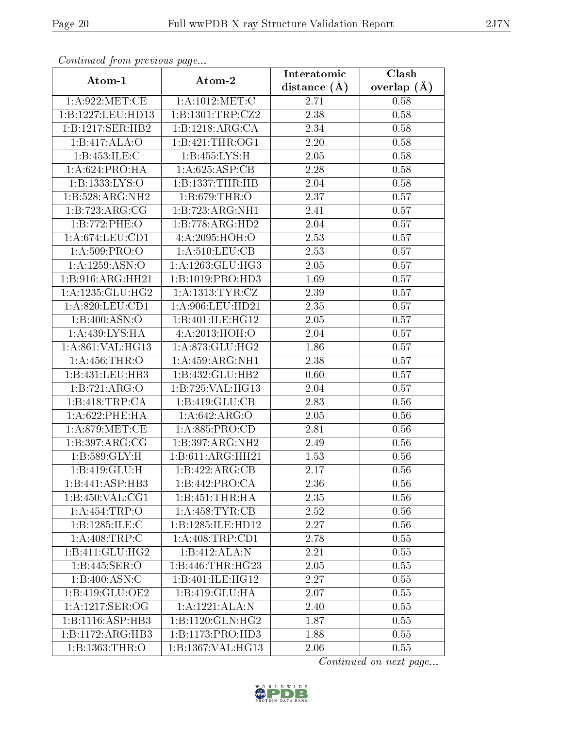*Continued from previous page...*

| Atom-1 | Atom-2 | Interatomic distance (Å) | Clash overlap (Å) |
|---|---|---|---|
| 1:A:922:MET:CE | 1:A:1012:MET:C | 2.71 | 0.58 |
| 1:B:1227:LEU:HD13 | 1:B:1301:TRP:CZ2 | 2.38 | 0.58 |
| 1:B:1217:SER:HB2 | 1:B:1218:ARG:CA | 2.34 | 0.58 |
| 1:B:417:ALA:O | 1:B:421:THR:OG1 | 2.20 | 0.58 |
| 1:B:453:ILE:C | 1:B:455:LYS:H | 2.05 | 0.58 |
| 1:A:624:PRO:HA | 1:A:625:ASP:CB | 2.28 | 0.58 |
| 1:B:1333:LYS:O | 1:B:1337:THR:HB | 2.04 | 0.58 |
| 1:B:528:ARG:NH2 | 1:B:679:THR:O | 2.37 | 0.57 |
| 1:B:723:ARG:CG | 1:B:723:ARG:NH1 | 2.41 | 0.57 |
| 1:B:772:PHE:O | 1:B:778:ARG:HD2 | 2.04 | 0.57 |
| 1:A:674:LEU:CD1 | 4:A:2095:HOH:O | 2.53 | 0.57 |
| 1:A:509:PRO:O | 1:A:510:LEU:CB | 2.53 | 0.57 |
| 1:A:1259:ASN:O | 1:A:1263:GLU:HG3 | 2.05 | 0.57 |
| 1:B:916:ARG:HH21 | 1:B:1019:PRO:HD3 | 1.69 | 0.57 |
| 1:A:1235:GLU:HG2 | 1:A:1313:TYR:CZ | 2.39 | 0.57 |
| 1:A:820:LEU:CD1 | 1:A:906:LEU:HD21 | 2.35 | 0.57 |
| 1:B:400:ASN:O | 1:B:401:ILE:HG12 | 2.05 | 0.57 |
| 1:A:439:LYS:HA | 4:A:2013:HOH:O | 2.04 | 0.57 |
| 1:A:861:VAL:HG13 | 1:A:873:GLU:HG2 | 1.86 | 0.57 |
| 1:A:456:THR:O | 1:A:459:ARG:NH1 | 2.38 | 0.57 |
| 1:B:431:LEU:HB3 | 1:B:432:GLU:HB2 | 0.60 | 0.57 |
| 1:B:721:ARG:O | 1:B:725:VAL:HG13 | 2.04 | 0.57 |
| 1:B:418:TRP:CA | 1:B:419:GLU:CB | 2.83 | 0.56 |
| 1:A:622:PHE:HA | 1:A:642:ARG:O | 2.05 | 0.56 |
| 1:A:879:MET:CE | 1:A:885:PRO:CD | 2.81 | 0.56 |
| 1:B:397:ARG:CG | 1:B:397:ARG:NH2 | 2.49 | 0.56 |
| 1:B:589:GLY:H | 1:B:611:ARG:HH21 | 1.53 | 0.56 |
| 1:B:419:GLU:H | 1:B:422:ARG:CB | 2.17 | 0.56 |
| 1:B:441:ASP:HB3 | 1:B:442:PRO:CA | 2.36 | 0.56 |
| 1:B:450:VAL:CG1 | 1:B:451:THR:HA | 2.35 | 0.56 |
| 1:A:454:TRP:O | 1:A:458:TYR:CB | 2.52 | 0.56 |
| 1:B:1285:ILE:C | 1:B:1285:ILE:HD12 | 2.27 | 0.56 |
| 1:A:408:TRP:C | 1:A:408:TRP:CD1 | 2.78 | 0.55 |
| 1:B:411:GLU:HG2 | 1:B:412:ALA:N | 2.21 | 0.55 |
| 1:B:445:SER:O | 1:B:446:THR:HG23 | 2.05 | 0.55 |
| 1:B:400:ASN:C | 1:B:401:ILE:HG12 | 2.27 | 0.55 |
| 1:B:419:GLU:OE2 | 1:B:419:GLU:HA | 2.07 | 0.55 |
| 1:A:1217:SER:OG | 1:A:1221:ALA:N | 2.40 | 0.55 |
| 1:B:1116:ASP:HB3 | 1:B:1120:GLN:HG2 | 1.87 | 0.55 |
| 1:B:1172:ARG:HB3 | 1:B:1173:PRO:HD3 | 1.88 | 0.55 |
| 1:B:1363:THR:O | 1:B:1367:VAL:HG13 | 2.06 | 0.55 |

*Continued on next page...*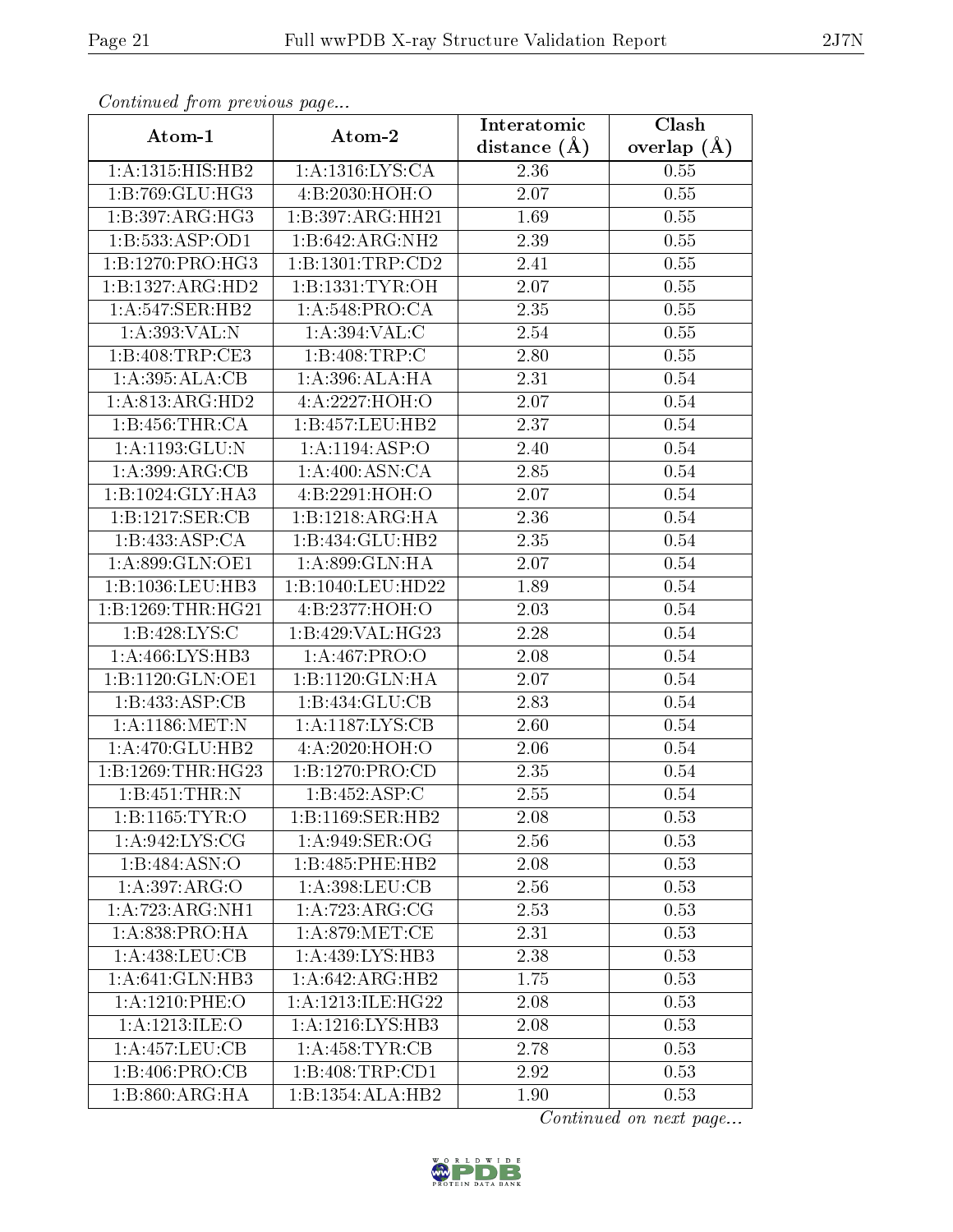*Continued from previous page...*

| Atom-1 | Atom-2 | Interatomic distance (Å) | Clash overlap (Å) |
|---|---|---|---|
| 1:A:1315:HIS:HB2 | 1:A:1316:LYS:CA | 2.36 | 0.55 |
| 1:B:769:GLU:HG3 | 4:B:2030:HOH:O | 2.07 | 0.55 |
| 1:B:397:ARG:HG3 | 1:B:397:ARG:HH21 | 1.69 | 0.55 |
| 1:B:533:ASP:OD1 | 1:B:642:ARG:NH2 | 2.39 | 0.55 |
| 1:B:1270:PRO:HG3 | 1:B:1301:TRP:CD2 | 2.41 | 0.55 |
| 1:B:1327:ARG:HD2 | 1:B:1331:TYR:OH | 2.07 | 0.55 |
| 1:A:547:SER:HB2 | 1:A:548:PRO:CA | 2.35 | 0.55 |
| 1:A:393:VAL:N | 1:A:394:VAL:C | 2.54 | 0.55 |
| 1:B:408:TRP:CE3 | 1:B:408:TRP:C | 2.80 | 0.55 |
| 1:A:395:ALA:CB | 1:A:396:ALA:HA | 2.31 | 0.54 |
| 1:A:813:ARG:HD2 | 4:A:2227:HOH:O | 2.07 | 0.54 |
| 1:B:456:THR:CA | 1:B:457:LEU:HB2 | 2.37 | 0.54 |
| 1:A:1193:GLU:N | 1:A:1194:ASP:O | 2.40 | 0.54 |
| 1:A:399:ARG:CB | 1:A:400:ASN:CA | 2.85 | 0.54 |
| 1:B:1024:GLY:HA3 | 4:B:2291:HOH:O | 2.07 | 0.54 |
| 1:B:1217:SER:CB | 1:B:1218:ARG:HA | 2.36 | 0.54 |
| 1:B:433:ASP:CA | 1:B:434:GLU:HB2 | 2.35 | 0.54 |
| 1:A:899:GLN:OE1 | 1:A:899:GLN:HA | 2.07 | 0.54 |
| 1:B:1036:LEU:HB3 | 1:B:1040:LEU:HD22 | 1.89 | 0.54 |
| 1:B:1269:THR:HG21 | 4:B:2377:HOH:O | 2.03 | 0.54 |
| 1:B:428:LYS:C | 1:B:429:VAL:HG23 | 2.28 | 0.54 |
| 1:A:466:LYS:HB3 | 1:A:467:PRO:O | 2.08 | 0.54 |
| 1:B:1120:GLN:OE1 | 1:B:1120:GLN:HA | 2.07 | 0.54 |
| 1:B:433:ASP:CB | 1:B:434:GLU:CB | 2.83 | 0.54 |
| 1:A:1186:MET:N | 1:A:1187:LYS:CB | 2.60 | 0.54 |
| 1:A:470:GLU:HB2 | 4:A:2020:HOH:O | 2.06 | 0.54 |
| 1:B:1269:THR:HG23 | 1:B:1270:PRO:CD | 2.35 | 0.54 |
| 1:B:451:THR:N | 1:B:452:ASP:C | 2.55 | 0.54 |
| 1:B:1165:TYR:O | 1:B:1169:SER:HB2 | 2.08 | 0.53 |
| 1:A:942:LYS:CG | 1:A:949:SER:OG | 2.56 | 0.53 |
| 1:B:484:ASN:O | 1:B:485:PHE:HB2 | 2.08 | 0.53 |
| 1:A:397:ARG:O | 1:A:398:LEU:CB | 2.56 | 0.53 |
| 1:A:723:ARG:NH1 | 1:A:723:ARG:CG | 2.53 | 0.53 |
| 1:A:838:PRO:HA | 1:A:879:MET:CE | 2.31 | 0.53 |
| 1:A:438:LEU:CB | 1:A:439:LYS:HB3 | 2.38 | 0.53 |
| 1:A:641:GLN:HB3 | 1:A:642:ARG:HB2 | 1.75 | 0.53 |
| 1:A:1210:PHE:O | 1:A:1213:ILE:HG22 | 2.08 | 0.53 |
| 1:A:1213:ILE:O | 1:A:1216:LYS:HB3 | 2.08 | 0.53 |
| 1:A:457:LEU:CB | 1:A:458:TYR:CB | 2.78 | 0.53 |
| 1:B:406:PRO:CB | 1:B:408:TRP:CD1 | 2.92 | 0.53 |
| 1:B:860:ARG:HA | 1:B:1354:ALA:HB2 | 1.90 | 0.53 |

*Continued on next page...*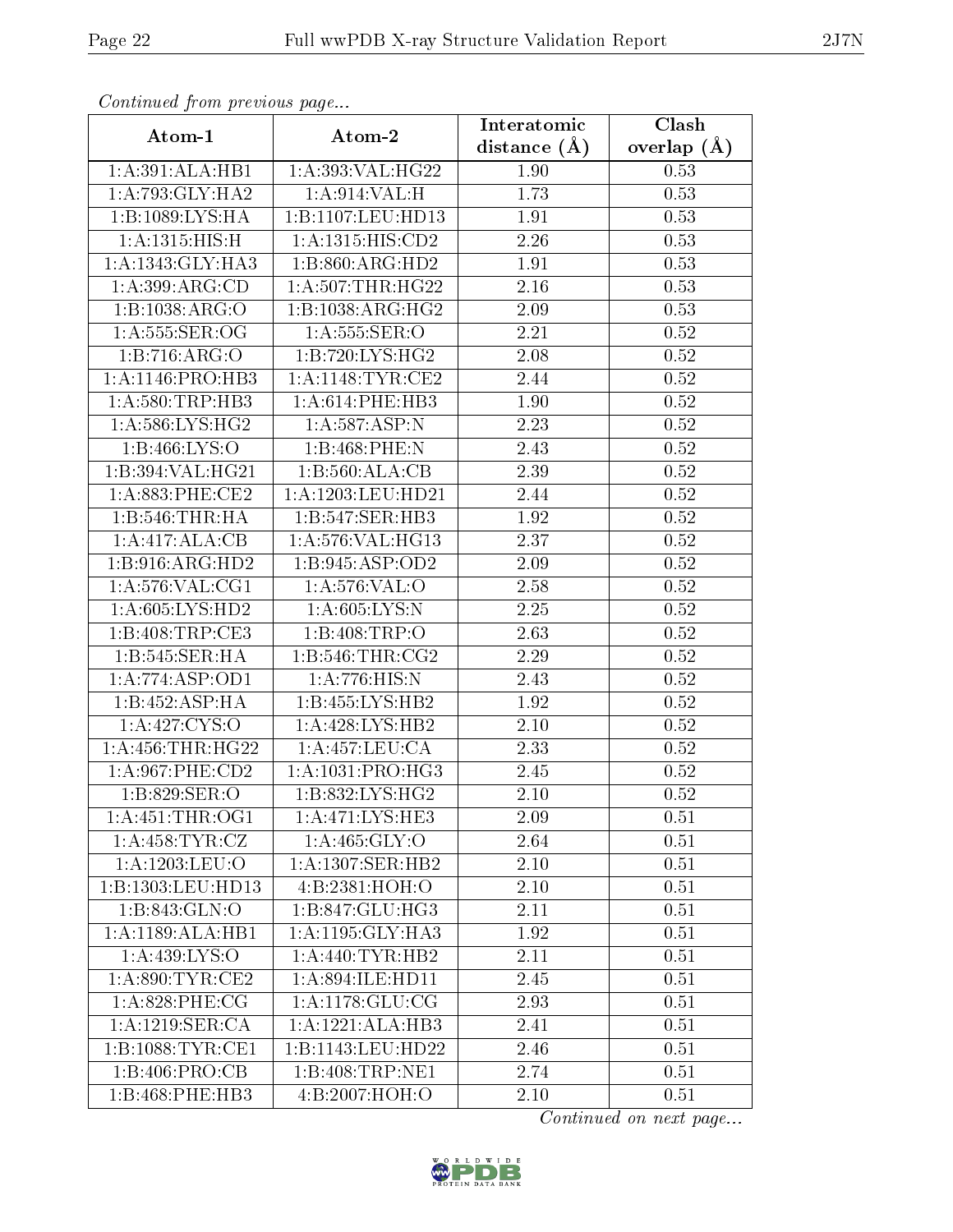*Continued from previous page...*

| Atom-1 | Atom-2 | Interatomic distance (Å) | Clash overlap (Å) |
|---|---|---|---|
| 1:A:391:ALA:HB1 | 1:A:393:VAL:HG22 | 1.90 | 0.53 |
| 1:A:793:GLY:HA2 | 1:A:914:VAL:H | 1.73 | 0.53 |
| 1:B:1089:LYS:HA | 1:B:1107:LEU:HD13 | 1.91 | 0.53 |
| 1:A:1315:HIS:H | 1:A:1315:HIS:CD2 | 2.26 | 0.53 |
| 1:A:1343:GLY:HA3 | 1:B:860:ARG:HD2 | 1.91 | 0.53 |
| 1:A:399:ARG:CD | 1:A:507:THR:HG22 | 2.16 | 0.53 |
| 1:B:1038:ARG:O | 1:B:1038:ARG:HG2 | 2.09 | 0.53 |
| 1:A:555:SER:OG | 1:A:555:SER:O | 2.21 | 0.52 |
| 1:B:716:ARG:O | 1:B:720:LYS:HG2 | 2.08 | 0.52 |
| 1:A:1146:PRO:HB3 | 1:A:1148:TYR:CE2 | 2.44 | 0.52 |
| 1:A:580:TRP:HB3 | 1:A:614:PHE:HB3 | 1.90 | 0.52 |
| 1:A:586:LYS:HG2 | 1:A:587:ASP:N | 2.23 | 0.52 |
| 1:B:466:LYS:O | 1:B:468:PHE:N | 2.43 | 0.52 |
| 1:B:394:VAL:HG21 | 1:B:560:ALA:CB | 2.39 | 0.52 |
| 1:A:883:PHE:CE2 | 1:A:1203:LEU:HD21 | 2.44 | 0.52 |
| 1:B:546:THR:HA | 1:B:547:SER:HB3 | 1.92 | 0.52 |
| 1:A:417:ALA:CB | 1:A:576:VAL:HG13 | 2.37 | 0.52 |
| 1:B:916:ARG:HD2 | 1:B:945:ASP:OD2 | 2.09 | 0.52 |
| 1:A:576:VAL:CG1 | 1:A:576:VAL:O | 2.58 | 0.52 |
| 1:A:605:LYS:HD2 | 1:A:605:LYS:N | 2.25 | 0.52 |
| 1:B:408:TRP:CE3 | 1:B:408:TRP:O | 2.63 | 0.52 |
| 1:B:545:SER:HA | 1:B:546:THR:CG2 | 2.29 | 0.52 |
| 1:A:774:ASP:OD1 | 1:A:776:HIS:N | 2.43 | 0.52 |
| 1:B:452:ASP:HA | 1:B:455:LYS:HB2 | 1.92 | 0.52 |
| 1:A:427:CYS:O | 1:A:428:LYS:HB2 | 2.10 | 0.52 |
| 1:A:456:THR:HG22 | 1:A:457:LEU:CA | 2.33 | 0.52 |
| 1:A:967:PHE:CD2 | 1:A:1031:PRO:HG3 | 2.45 | 0.52 |
| 1:B:829:SER:O | 1:B:832:LYS:HG2 | 2.10 | 0.52 |
| 1:A:451:THR:OG1 | 1:A:471:LYS:HE3 | 2.09 | 0.51 |
| 1:A:458:TYR:CZ | 1:A:465:GLY:O | 2.64 | 0.51 |
| 1:A:1203:LEU:O | 1:A:1307:SER:HB2 | 2.10 | 0.51 |
| 1:B:1303:LEU:HD13 | 4:B:2381:HOH:O | 2.10 | 0.51 |
| 1:B:843:GLN:O | 1:B:847:GLU:HG3 | 2.11 | 0.51 |
| 1:A:1189:ALA:HB1 | 1:A:1195:GLY:HA3 | 1.92 | 0.51 |
| 1:A:439:LYS:O | 1:A:440:TYR:HB2 | 2.11 | 0.51 |
| 1:A:890:TYR:CE2 | 1:A:894:ILE:HD11 | 2.45 | 0.51 |
| 1:A:828:PHE:CG | 1:A:1178:GLU:CG | 2.93 | 0.51 |
| 1:A:1219:SER:CA | 1:A:1221:ALA:HB3 | 2.41 | 0.51 |
| 1:B:1088:TYR:CE1 | 1:B:1143:LEU:HD22 | 2.46 | 0.51 |
| 1:B:406:PRO:CB | 1:B:408:TRP:NE1 | 2.74 | 0.51 |
| 1:B:468:PHE:HB3 | 4:B:2007:HOH:O | 2.10 | 0.51 |

*Continued on next page...*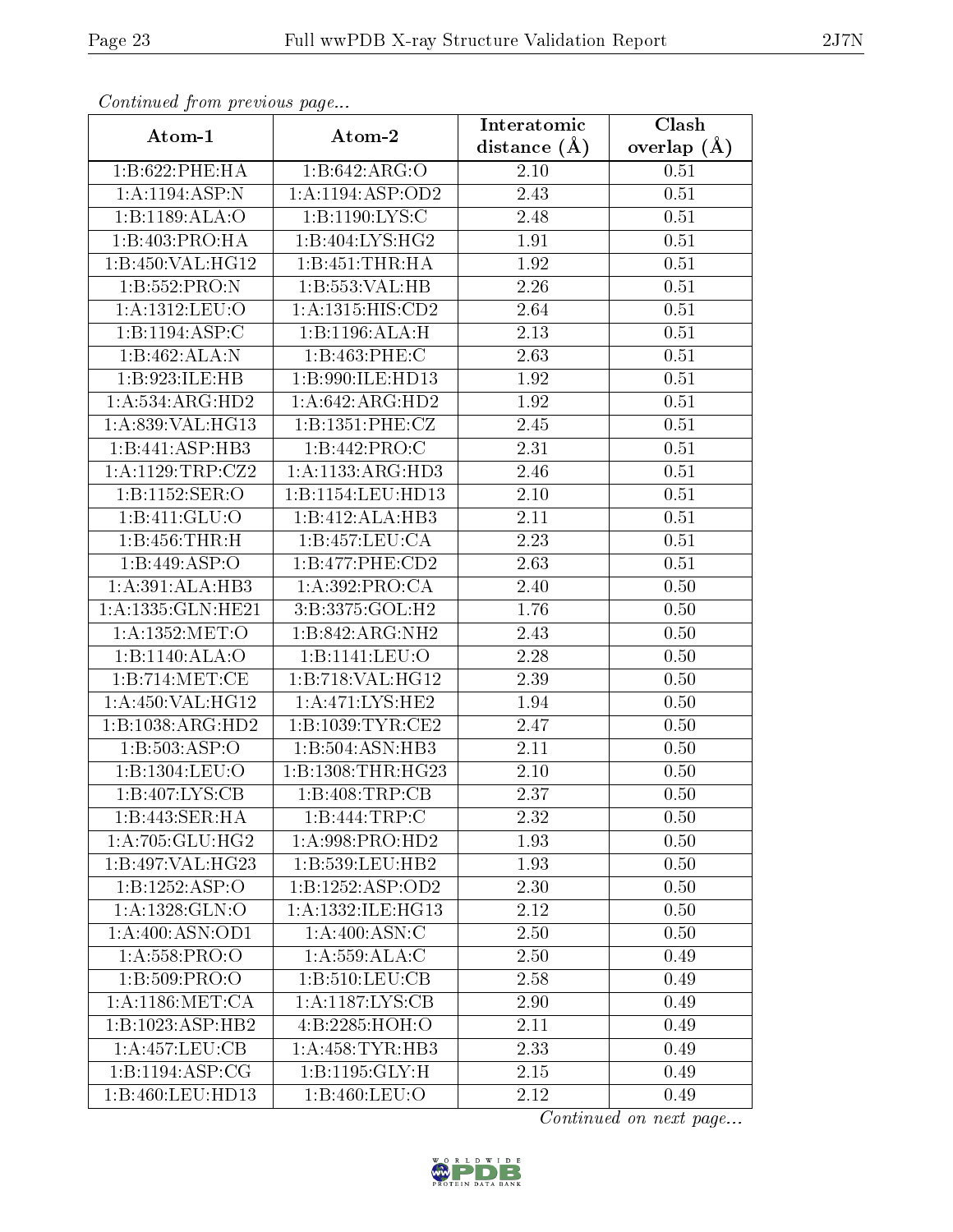*Continued from previous page...*

| Atom-1 | Atom-2 | Interatomic distance (Å) | Clash overlap (Å) |
| --- | --- | --- | --- |
| 1:B:622:PHE:HA | 1:B:642:ARG:O | 2.10 | 0.51 |
| 1:A:1194:ASP:N | 1:A:1194:ASP:OD2 | 2.43 | 0.51 |
| 1:B:1189:ALA:O | 1:B:1190:LYS:C | 2.48 | 0.51 |
| 1:B:403:PRO:HA | 1:B:404:LYS:HG2 | 1.91 | 0.51 |
| 1:B:450:VAL:HG12 | 1:B:451:THR:HA | 1.92 | 0.51 |
| 1:B:552:PRO:N | 1:B:553:VAL:HB | 2.26 | 0.51 |
| 1:A:1312:LEU:O | 1:A:1315:HIS:CD2 | 2.64 | 0.51 |
| 1:B:1194:ASP:C | 1:B:1196:ALA:H | 2.13 | 0.51 |
| 1:B:462:ALA:N | 1:B:463:PHE:C | 2.63 | 0.51 |
| 1:B:923:ILE:HB | 1:B:990:ILE:HD13 | 1.92 | 0.51 |
| 1:A:534:ARG:HD2 | 1:A:642:ARG:HD2 | 1.92 | 0.51 |
| 1:A:839:VAL:HG13 | 1:B:1351:PHE:CZ | 2.45 | 0.51 |
| 1:B:441:ASP:HB3 | 1:B:442:PRO:C | 2.31 | 0.51 |
| 1:A:1129:TRP:CZ2 | 1:A:1133:ARG:HD3 | 2.46 | 0.51 |
| 1:B:1152:SER:O | 1:B:1154:LEU:HD13 | 2.10 | 0.51 |
| 1:B:411:GLU:O | 1:B:412:ALA:HB3 | 2.11 | 0.51 |
| 1:B:456:THR:H | 1:B:457:LEU:CA | 2.23 | 0.51 |
| 1:B:449:ASP:O | 1:B:477:PHE:CD2 | 2.63 | 0.51 |
| 1:A:391:ALA:HB3 | 1:A:392:PRO:CA | 2.40 | 0.50 |
| 1:A:1335:GLN:HE21 | 3:B:3375:GOL:H2 | 1.76 | 0.50 |
| 1:A:1352:MET:O | 1:B:842:ARG:NH2 | 2.43 | 0.50 |
| 1:B:1140:ALA:O | 1:B:1141:LEU:O | 2.28 | 0.50 |
| 1:B:714:MET:CE | 1:B:718:VAL:HG12 | 2.39 | 0.50 |
| 1:A:450:VAL:HG12 | 1:A:471:LYS:HE2 | 1.94 | 0.50 |
| 1:B:1038:ARG:HD2 | 1:B:1039:TYR:CE2 | 2.47 | 0.50 |
| 1:B:503:ASP:O | 1:B:504:ASN:HB3 | 2.11 | 0.50 |
| 1:B:1304:LEU:O | 1:B:1308:THR:HG23 | 2.10 | 0.50 |
| 1:B:407:LYS:CB | 1:B:408:TRP:CB | 2.37 | 0.50 |
| 1:B:443:SER:HA | 1:B:444:TRP:C | 2.32 | 0.50 |
| 1:A:705:GLU:HG2 | 1:A:998:PRO:HD2 | 1.93 | 0.50 |
| 1:B:497:VAL:HG23 | 1:B:539:LEU:HB2 | 1.93 | 0.50 |
| 1:B:1252:ASP:O | 1:B:1252:ASP:OD2 | 2.30 | 0.50 |
| 1:A:1328:GLN:O | 1:A:1332:ILE:HG13 | 2.12 | 0.50 |
| 1:A:400:ASN:OD1 | 1:A:400:ASN:C | 2.50 | 0.50 |
| 1:A:558:PRO:O | 1:A:559:ALA:C | 2.50 | 0.49 |
| 1:B:509:PRO:O | 1:B:510:LEU:CB | 2.58 | 0.49 |
| 1:A:1186:MET:CA | 1:A:1187:LYS:CB | 2.90 | 0.49 |
| 1:B:1023:ASP:HB2 | 4:B:2285:HOH:O | 2.11 | 0.49 |
| 1:A:457:LEU:CB | 1:A:458:TYR:HB3 | 2.33 | 0.49 |
| 1:B:1194:ASP:CG | 1:B:1195:GLY:H | 2.15 | 0.49 |
| 1:B:460:LEU:HD13 | 1:B:460:LEU:O | 2.12 | 0.49 |

*Continued on next page...*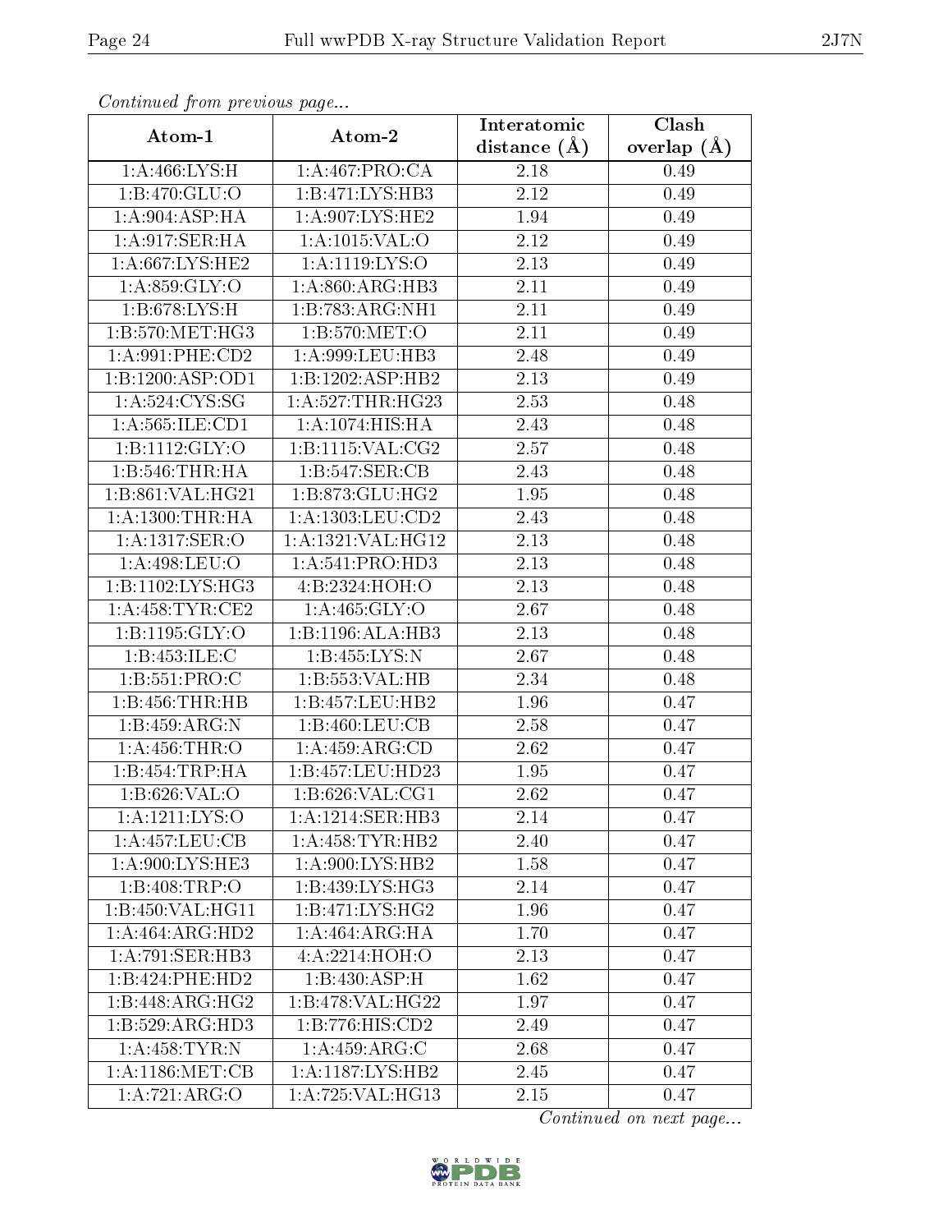*Continued from previous page...*

| Atom-1 | Atom-2 | Interatomic distance (Å) | Clash overlap (Å) |
|---|---|---|---|
| 1:A:466:LYS:H | 1:A:467:PRO:CA | 2.18 | 0.49 |
| 1:B:470:GLU:O | 1:B:471:LYS:HB3 | 2.12 | 0.49 |
| 1:A:904:ASP:HA | 1:A:907:LYS:HE2 | 1.94 | 0.49 |
| 1:A:917:SER:HA | 1:A:1015:VAL:O | 2.12 | 0.49 |
| 1:A:667:LYS:HE2 | 1:A:1119:LYS:O | 2.13 | 0.49 |
| 1:A:859:GLY:O | 1:A:860:ARG:HB3 | 2.11 | 0.49 |
| 1:B:678:LYS:H | 1:B:783:ARG:NH1 | 2.11 | 0.49 |
| 1:B:570:MET:HG3 | 1:B:570:MET:O | 2.11 | 0.49 |
| 1:A:991:PHE:CD2 | 1:A:999:LEU:HB3 | 2.48 | 0.49 |
| 1:B:1200:ASP:OD1 | 1:B:1202:ASP:HB2 | 2.13 | 0.49 |
| 1:A:524:CYS:SG | 1:A:527:THR:HG23 | 2.53 | 0.48 |
| 1:A:565:ILE:CD1 | 1:A:1074:HIS:HA | 2.43 | 0.48 |
| 1:B:1112:GLY:O | 1:B:1115:VAL:CG2 | 2.57 | 0.48 |
| 1:B:546:THR:HA | 1:B:547:SER:CB | 2.43 | 0.48 |
| 1:B:861:VAL:HG21 | 1:B:873:GLU:HG2 | 1.95 | 0.48 |
| 1:A:1300:THR:HA | 1:A:1303:LEU:CD2 | 2.43 | 0.48 |
| 1:A:1317:SER:O | 1:A:1321:VAL:HG12 | 2.13 | 0.48 |
| 1:A:498:LEU:O | 1:A:541:PRO:HD3 | 2.13 | 0.48 |
| 1:B:1102:LYS:HG3 | 4:B:2324:HOH:O | 2.13 | 0.48 |
| 1:A:458:TYR:CE2 | 1:A:465:GLY:O | 2.67 | 0.48 |
| 1:B:1195:GLY:O | 1:B:1196:ALA:HB3 | 2.13 | 0.48 |
| 1:B:453:ILE:C | 1:B:455:LYS:N | 2.67 | 0.48 |
| 1:B:551:PRO:C | 1:B:553:VAL:HB | 2.34 | 0.48 |
| 1:B:456:THR:HB | 1:B:457:LEU:HB2 | 1.96 | 0.47 |
| 1:B:459:ARG:N | 1:B:460:LEU:CB | 2.58 | 0.47 |
| 1:A:456:THR:O | 1:A:459:ARG:CD | 2.62 | 0.47 |
| 1:B:454:TRP:HA | 1:B:457:LEU:HD23 | 1.95 | 0.47 |
| 1:B:626:VAL:O | 1:B:626:VAL:CG1 | 2.62 | 0.47 |
| 1:A:1211:LYS:O | 1:A:1214:SER:HB3 | 2.14 | 0.47 |
| 1:A:457:LEU:CB | 1:A:458:TYR:HB2 | 2.40 | 0.47 |
| 1:A:900:LYS:HE3 | 1:A:900:LYS:HB2 | 1.58 | 0.47 |
| 1:B:408:TRP:O | 1:B:439:LYS:HG3 | 2.14 | 0.47 |
| 1:B:450:VAL:HG11 | 1:B:471:LYS:HG2 | 1.96 | 0.47 |
| 1:A:464:ARG:HD2 | 1:A:464:ARG:HA | 1.70 | 0.47 |
| 1:A:791:SER:HB3 | 4:A:2214:HOH:O | 2.13 | 0.47 |
| 1:B:424:PHE:HD2 | 1:B:430:ASP:H | 1.62 | 0.47 |
| 1:B:448:ARG:HG2 | 1:B:478:VAL:HG22 | 1.97 | 0.47 |
| 1:B:529:ARG:HD3 | 1:B:776:HIS:CD2 | 2.49 | 0.47 |
| 1:A:458:TYR:N | 1:A:459:ARG:C | 2.68 | 0.47 |
| 1:A:1186:MET:CB | 1:A:1187:LYS:HB2 | 2.45 | 0.47 |
| 1:A:721:ARG:O | 1:A:725:VAL:HG13 | 2.15 | 0.47 |

*Continued on next page...*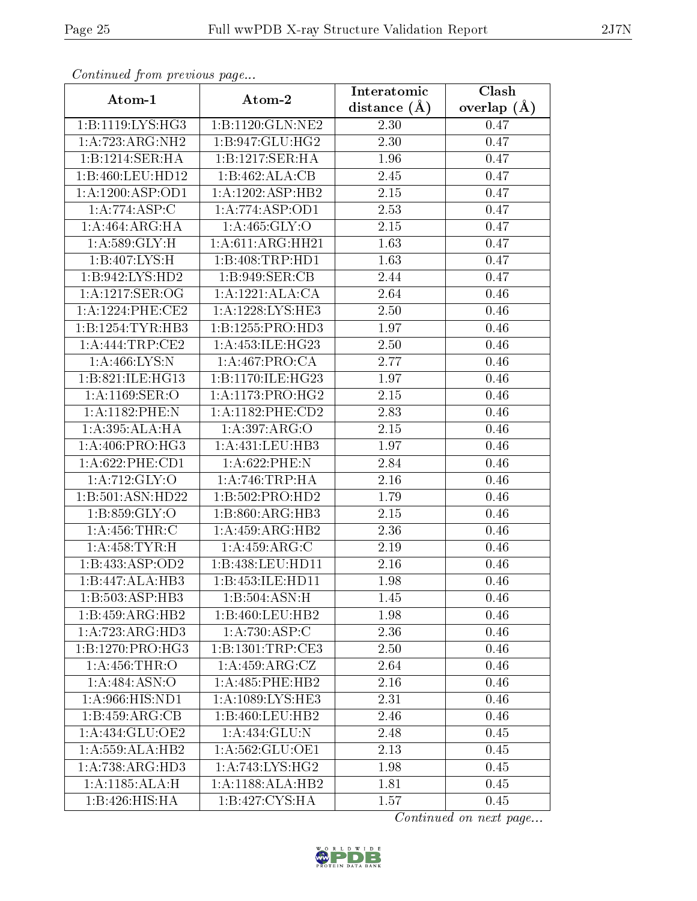*Continued from previous page...*

| Atom-1 | Atom-2 | Interatomic distance (Å) | Clash overlap (Å) |
|---|---|---|---|
| 1:B:1119:LYS:HG3 | 1:B:1120:GLN:NE2 | 2.30 | 0.47 |
| 1:A:723:ARG:NH2 | 1:B:947:GLU:HG2 | 2.30 | 0.47 |
| 1:B:1214:SER:HA | 1:B:1217:SER:HA | 1.96 | 0.47 |
| 1:B:460:LEU:HD12 | 1:B:462:ALA:CB | 2.45 | 0.47 |
| 1:A:1200:ASP:OD1 | 1:A:1202:ASP:HB2 | 2.15 | 0.47 |
| 1:A:774:ASP:C | 1:A:774:ASP:OD1 | 2.53 | 0.47 |
| 1:A:464:ARG:HA | 1:A:465:GLY:O | 2.15 | 0.47 |
| 1:A:589:GLY:H | 1:A:611:ARG:HH21 | 1.63 | 0.47 |
| 1:B:407:LYS:H | 1:B:408:TRP:HD1 | 1.63 | 0.47 |
| 1:B:942:LYS:HD2 | 1:B:949:SER:CB | 2.44 | 0.47 |
| 1:A:1217:SER:OG | 1:A:1221:ALA:CA | 2.64 | 0.46 |
| 1:A:1224:PHE:CE2 | 1:A:1228:LYS:HE3 | 2.50 | 0.46 |
| 1:B:1254:TYR:HB3 | 1:B:1255:PRO:HD3 | 1.97 | 0.46 |
| 1:A:444:TRP:CE2 | 1:A:453:ILE:HG23 | 2.50 | 0.46 |
| 1:A:466:LYS:N | 1:A:467:PRO:CA | 2.77 | 0.46 |
| 1:B:821:ILE:HG13 | 1:B:1170:ILE:HG23 | 1.97 | 0.46 |
| 1:A:1169:SER:O | 1:A:1173:PRO:HG2 | 2.15 | 0.46 |
| 1:A:1182:PHE:N | 1:A:1182:PHE:CD2 | 2.83 | 0.46 |
| 1:A:395:ALA:HA | 1:A:397:ARG:O | 2.15 | 0.46 |
| 1:A:406:PRO:HG3 | 1:A:431:LEU:HB3 | 1.97 | 0.46 |
| 1:A:622:PHE:CD1 | 1:A:622:PHE:N | 2.84 | 0.46 |
| 1:A:712:GLY:O | 1:A:746:TRP:HA | 2.16 | 0.46 |
| 1:B:501:ASN:HD22 | 1:B:502:PRO:HD2 | 1.79 | 0.46 |
| 1:B:859:GLY:O | 1:B:860:ARG:HB3 | 2.15 | 0.46 |
| 1:A:456:THR:C | 1:A:459:ARG:HB2 | 2.36 | 0.46 |
| 1:A:458:TYR:H | 1:A:459:ARG:C | 2.19 | 0.46 |
| 1:B:433:ASP:OD2 | 1:B:438:LEU:HD11 | 2.16 | 0.46 |
| 1:B:447:ALA:HB3 | 1:B:453:ILE:HD11 | 1.98 | 0.46 |
| 1:B:503:ASP:HB3 | 1:B:504:ASN:H | 1.45 | 0.46 |
| 1:B:459:ARG:HB2 | 1:B:460:LEU:HB2 | 1.98 | 0.46 |
| 1:A:723:ARG:HD3 | 1:A:730:ASP:C | 2.36 | 0.46 |
| 1:B:1270:PRO:HG3 | 1:B:1301:TRP:CE3 | 2.50 | 0.46 |
| 1:A:456:THR:O | 1:A:459:ARG:CZ | 2.64 | 0.46 |
| 1:A:484:ASN:O | 1:A:485:PHE:HB2 | 2.16 | 0.46 |
| 1:A:966:HIS:ND1 | 1:A:1089:LYS:HE3 | 2.31 | 0.46 |
| 1:B:459:ARG:CB | 1:B:460:LEU:HB2 | 2.46 | 0.46 |
| 1:A:434:GLU:OE2 | 1:A:434:GLU:N | 2.48 | 0.45 |
| 1:A:559:ALA:HB2 | 1:A:562:GLU:OE1 | 2.13 | 0.45 |
| 1:A:738:ARG:HD3 | 1:A:743:LYS:HG2 | 1.98 | 0.45 |
| 1:A:1185:ALA:H | 1:A:1188:ALA:HB2 | 1.81 | 0.45 |
| 1:B:426:HIS:HA | 1:B:427:CYS:HA | 1.57 | 0.45 |

*Continued on next page...*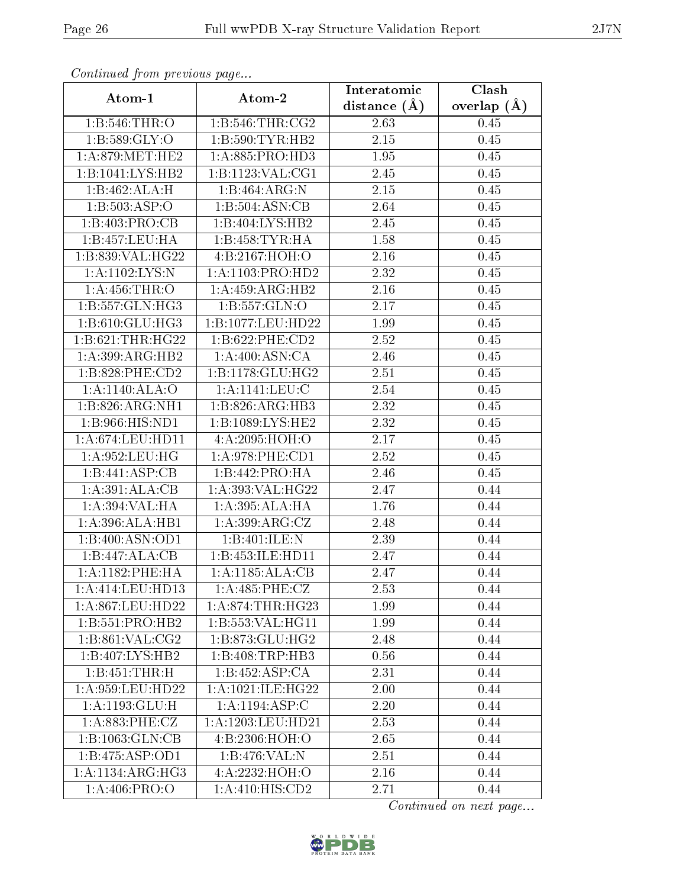*Continued from previous page...*

| Atom-1 | Atom-2 | Interatomic distance (Å) | Clash overlap (Å) |
|---|---|---|---|
| 1:B:546:THR:O | 1:B:546:THR:CG2 | 2.63 | 0.45 |
| 1:B:589:GLY:O | 1:B:590:TYR:HB2 | 2.15 | 0.45 |
| 1:A:879:MET:HE2 | 1:A:885:PRO:HD3 | 1.95 | 0.45 |
| 1:B:1041:LYS:HB2 | 1:B:1123:VAL:CG1 | 2.45 | 0.45 |
| 1:B:462:ALA:H | 1:B:464:ARG:N | 2.15 | 0.45 |
| 1:B:503:ASP:O | 1:B:504:ASN:CB | 2.64 | 0.45 |
| 1:B:403:PRO:CB | 1:B:404:LYS:HB2 | 2.45 | 0.45 |
| 1:B:457:LEU:HA | 1:B:458:TYR:HA | 1.58 | 0.45 |
| 1:B:839:VAL:HG22 | 4:B:2167:HOH:O | 2.16 | 0.45 |
| 1:A:1102:LYS:N | 1:A:1103:PRO:HD2 | 2.32 | 0.45 |
| 1:A:456:THR:O | 1:A:459:ARG:HB2 | 2.16 | 0.45 |
| 1:B:557:GLN:HG3 | 1:B:557:GLN:O | 2.17 | 0.45 |
| 1:B:610:GLU:HG3 | 1:B:1077:LEU:HD22 | 1.99 | 0.45 |
| 1:B:621:THR:HG22 | 1:B:622:PHE:CD2 | 2.52 | 0.45 |
| 1:A:399:ARG:HB2 | 1:A:400:ASN:CA | 2.46 | 0.45 |
| 1:B:828:PHE:CD2 | 1:B:1178:GLU:HG2 | 2.51 | 0.45 |
| 1:A:1140:ALA:O | 1:A:1141:LEU:C | 2.54 | 0.45 |
| 1:B:826:ARG:NH1 | 1:B:826:ARG:HB3 | 2.32 | 0.45 |
| 1:B:966:HIS:ND1 | 1:B:1089:LYS:HE2 | 2.32 | 0.45 |
| 1:A:674:LEU:HD11 | 4:A:2095:HOH:O | 2.17 | 0.45 |
| 1:A:952:LEU:HG | 1:A:978:PHE:CD1 | 2.52 | 0.45 |
| 1:B:441:ASP:CB | 1:B:442:PRO:HA | 2.46 | 0.45 |
| 1:A:391:ALA:CB | 1:A:393:VAL:HG22 | 2.47 | 0.44 |
| 1:A:394:VAL:HA | 1:A:395:ALA:HA | 1.76 | 0.44 |
| 1:A:396:ALA:HB1 | 1:A:399:ARG:CZ | 2.48 | 0.44 |
| 1:B:400:ASN:OD1 | 1:B:401:ILE:N | 2.39 | 0.44 |
| 1:B:447:ALA:CB | 1:B:453:ILE:HD11 | 2.47 | 0.44 |
| 1:A:1182:PHE:HA | 1:A:1185:ALA:CB | 2.47 | 0.44 |
| 1:A:414:LEU:HD13 | 1:A:485:PHE:CZ | 2.53 | 0.44 |
| 1:A:867:LEU:HD22 | 1:A:874:THR:HG23 | 1.99 | 0.44 |
| 1:B:551:PRO:HB2 | 1:B:553:VAL:HG11 | 1.99 | 0.44 |
| 1:B:861:VAL:CG2 | 1:B:873:GLU:HG2 | 2.48 | 0.44 |
| 1:B:407:LYS:HB2 | 1:B:408:TRP:HB3 | 0.56 | 0.44 |
| 1:B:451:THR:H | 1:B:452:ASP:CA | 2.31 | 0.44 |
| 1:A:959:LEU:HD22 | 1:A:1021:ILE:HG22 | 2.00 | 0.44 |
| 1:A:1193:GLU:H | 1:A:1194:ASP:C | 2.20 | 0.44 |
| 1:A:883:PHE:CZ | 1:A:1203:LEU:HD21 | 2.53 | 0.44 |
| 1:B:1063:GLN:CB | 4:B:2306:HOH:O | 2.65 | 0.44 |
| 1:B:475:ASP:OD1 | 1:B:476:VAL:N | 2.51 | 0.44 |
| 1:A:1134:ARG:HG3 | 4:A:2232:HOH:O | 2.16 | 0.44 |
| 1:A:406:PRO:O | 1:A:410:HIS:CD2 | 2.71 | 0.44 |

*Continued on next page...*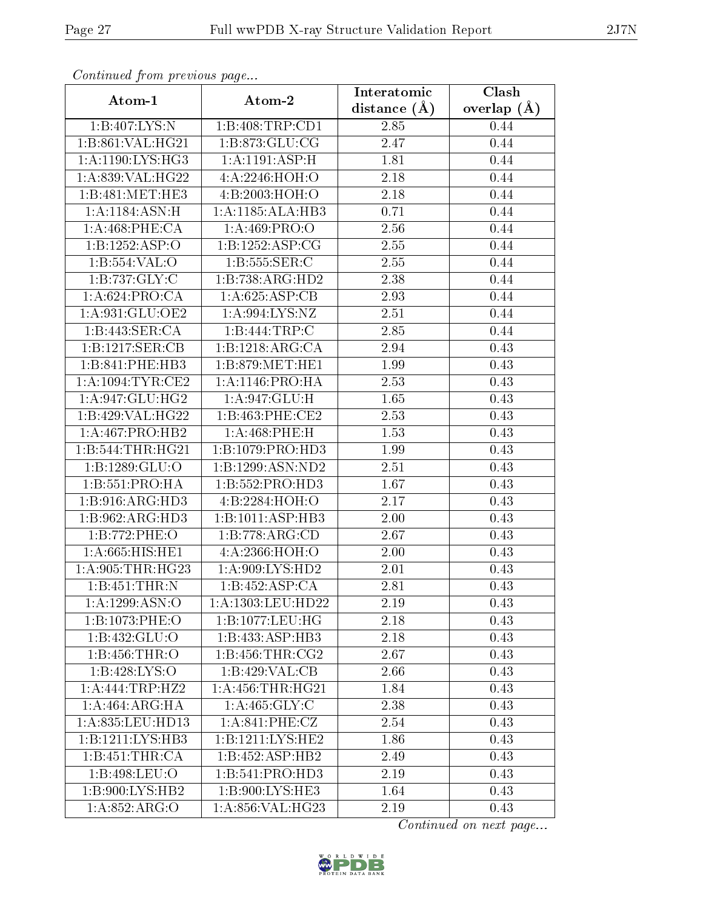*Continued from previous page...*

| Atom-1 | Atom-2 | Interatomic distance (Å) | Clash overlap (Å) |
|---|---|---|---|
| 1:B:407:LYS:N | 1:B:408:TRP:CD1 | 2.85 | 0.44 |
| 1:B:861:VAL:HG21 | 1:B:873:GLU:CG | 2.47 | 0.44 |
| 1:A:1190:LYS:HG3 | 1:A:1191:ASP:H | 1.81 | 0.44 |
| 1:A:839:VAL:HG22 | 4:A:2246:HOH:O | 2.18 | 0.44 |
| 1:B:481:MET:HE3 | 4:B:2003:HOH:O | 2.18 | 0.44 |
| 1:A:1184:ASN:H | 1:A:1185:ALA:HB3 | 0.71 | 0.44 |
| 1:A:468:PHE:CA | 1:A:469:PRO:O | 2.56 | 0.44 |
| 1:B:1252:ASP:O | 1:B:1252:ASP:CG | 2.55 | 0.44 |
| 1:B:554:VAL:O | 1:B:555:SER:C | 2.55 | 0.44 |
| 1:B:737:GLY:C | 1:B:738:ARG:HD2 | 2.38 | 0.44 |
| 1:A:624:PRO:CA | 1:A:625:ASP:CB | 2.93 | 0.44 |
| 1:A:931:GLU:OE2 | 1:A:994:LYS:NZ | 2.51 | 0.44 |
| 1:B:443:SER:CA | 1:B:444:TRP:C | 2.85 | 0.44 |
| 1:B:1217:SER:CB | 1:B:1218:ARG:CA | 2.94 | 0.43 |
| 1:B:841:PHE:HB3 | 1:B:879:MET:HE1 | 1.99 | 0.43 |
| 1:A:1094:TYR:CE2 | 1:A:1146:PRO:HA | 2.53 | 0.43 |
| 1:A:947:GLU:HG2 | 1:A:947:GLU:H | 1.65 | 0.43 |
| 1:B:429:VAL:HG22 | 1:B:463:PHE:CE2 | 2.53 | 0.43 |
| 1:A:467:PRO:HB2 | 1:A:468:PHE:H | 1.53 | 0.43 |
| 1:B:544:THR:HG21 | 1:B:1079:PRO:HD3 | 1.99 | 0.43 |
| 1:B:1289:GLU:O | 1:B:1299:ASN:ND2 | 2.51 | 0.43 |
| 1:B:551:PRO:HA | 1:B:552:PRO:HD3 | 1.67 | 0.43 |
| 1:B:916:ARG:HD3 | 4:B:2284:HOH:O | 2.17 | 0.43 |
| 1:B:962:ARG:HD3 | 1:B:1011:ASP:HB3 | 2.00 | 0.43 |
| 1:B:772:PHE:O | 1:B:778:ARG:CD | 2.67 | 0.43 |
| 1:A:665:HIS:HE1 | 4:A:2366:HOH:O | 2.00 | 0.43 |
| 1:A:905:THR:HG23 | 1:A:909:LYS:HD2 | 2.01 | 0.43 |
| 1:B:451:THR:N | 1:B:452:ASP:CA | 2.81 | 0.43 |
| 1:A:1299:ASN:O | 1:A:1303:LEU:HD22 | 2.19 | 0.43 |
| 1:B:1073:PHE:O | 1:B:1077:LEU:HG | 2.18 | 0.43 |
| 1:B:432:GLU:O | 1:B:433:ASP:HB3 | 2.18 | 0.43 |
| 1:B:456:THR:O | 1:B:456:THR:CG2 | 2.67 | 0.43 |
| 1:B:428:LYS:O | 1:B:429:VAL:CB | 2.66 | 0.43 |
| 1:A:444:TRP:HZ2 | 1:A:456:THR:HG21 | 1.84 | 0.43 |
| 1:A:464:ARG:HA | 1:A:465:GLY:C | 2.38 | 0.43 |
| 1:A:835:LEU:HD13 | 1:A:841:PHE:CZ | 2.54 | 0.43 |
| 1:B:1211:LYS:HB3 | 1:B:1211:LYS:HE2 | 1.86 | 0.43 |
| 1:B:451:THR:CA | 1:B:452:ASP:HB2 | 2.49 | 0.43 |
| 1:B:498:LEU:O | 1:B:541:PRO:HD3 | 2.19 | 0.43 |
| 1:B:900:LYS:HB2 | 1:B:900:LYS:HE3 | 1.64 | 0.43 |
| 1:A:852:ARG:O | 1:A:856:VAL:HG23 | 2.19 | 0.43 |

*Continued on next page...*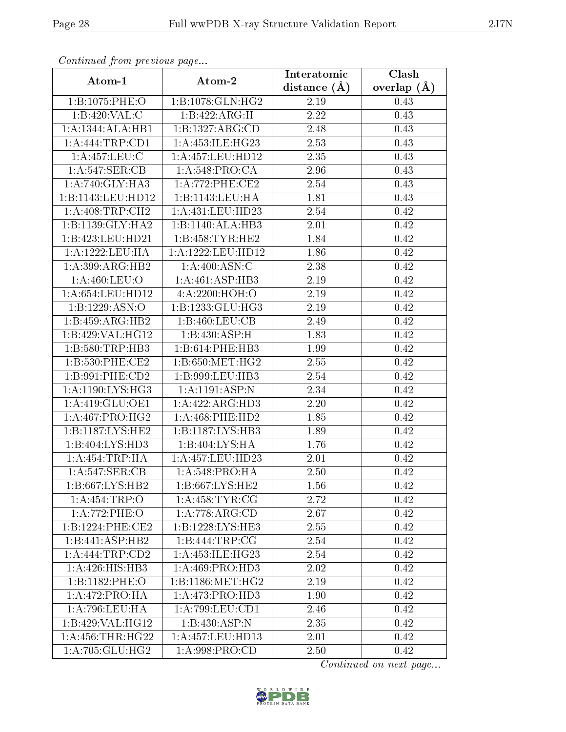*Continued from previous page...*

| Atom-1 | Atom-2 | Interatomic distance (Å) | Clash overlap (Å) |
| --- | --- | --- | --- |
| 1:B:1075:PHE:O | 1:B:1078:GLN:HG2 | 2.19 | 0.43 |
| 1:B:420:VAL:C | 1:B:422:ARG:H | 2.22 | 0.43 |
| 1:A:1344:ALA:HB1 | 1:B:1327:ARG:CD | 2.48 | 0.43 |
| 1:A:444:TRP:CD1 | 1:A:453:ILE:HG23 | 2.53 | 0.43 |
| 1:A:457:LEU:C | 1:A:457:LEU:HD12 | 2.35 | 0.43 |
| 1:A:547:SER:CB | 1:A:548:PRO:CA | 2.96 | 0.43 |
| 1:A:740:GLY:HA3 | 1:A:772:PHE:CE2 | 2.54 | 0.43 |
| 1:B:1143:LEU:HD12 | 1:B:1143:LEU:HA | 1.81 | 0.43 |
| 1:A:408:TRP:CH2 | 1:A:431:LEU:HD23 | 2.54 | 0.42 |
| 1:B:1139:GLY:HA2 | 1:B:1140:ALA:HB3 | 2.01 | 0.42 |
| 1:B:423:LEU:HD21 | 1:B:458:TYR:HE2 | 1.84 | 0.42 |
| 1:A:1222:LEU:HA | 1:A:1222:LEU:HD12 | 1.86 | 0.42 |
| 1:A:399:ARG:HB2 | 1:A:400:ASN:C | 2.38 | 0.42 |
| 1:A:460:LEU:O | 1:A:461:ASP:HB3 | 2.19 | 0.42 |
| 1:A:654:LEU:HD12 | 4:A:2200:HOH:O | 2.19 | 0.42 |
| 1:B:1229:ASN:O | 1:B:1233:GLU:HG3 | 2.19 | 0.42 |
| 1:B:459:ARG:HB2 | 1:B:460:LEU:CB | 2.49 | 0.42 |
| 1:B:429:VAL:HG12 | 1:B:430:ASP:H | 1.83 | 0.42 |
| 1:B:580:TRP:HB3 | 1:B:614:PHE:HB3 | 1.99 | 0.42 |
| 1:B:530:PHE:CE2 | 1:B:650:MET:HG2 | 2.55 | 0.42 |
| 1:B:991:PHE:CD2 | 1:B:999:LEU:HB3 | 2.54 | 0.42 |
| 1:A:1190:LYS:HG3 | 1:A:1191:ASP:N | 2.34 | 0.42 |
| 1:A:419:GLU:OE1 | 1:A:422:ARG:HD3 | 2.20 | 0.42 |
| 1:A:467:PRO:HG2 | 1:A:468:PHE:HD2 | 1.85 | 0.42 |
| 1:B:1187:LYS:HE2 | 1:B:1187:LYS:HB3 | 1.89 | 0.42 |
| 1:B:404:LYS:HD3 | 1:B:404:LYS:HA | 1.76 | 0.42 |
| 1:A:454:TRP:HA | 1:A:457:LEU:HD23 | 2.01 | 0.42 |
| 1:A:547:SER:CB | 1:A:548:PRO:HA | 2.50 | 0.42 |
| 1:B:667:LYS:HB2 | 1:B:667:LYS:HE2 | 1.56 | 0.42 |
| 1:A:454:TRP:O | 1:A:458:TYR:CG | 2.72 | 0.42 |
| 1:A:772:PHE:O | 1:A:778:ARG:CD | 2.67 | 0.42 |
| 1:B:1224:PHE:CE2 | 1:B:1228:LYS:HE3 | 2.55 | 0.42 |
| 1:B:441:ASP:HB2 | 1:B:444:TRP:CG | 2.54 | 0.42 |
| 1:A:444:TRP:CD2 | 1:A:453:ILE:HG23 | 2.54 | 0.42 |
| 1:A:426:HIS:HB3 | 1:A:469:PRO:HD3 | 2.02 | 0.42 |
| 1:B:1182:PHE:O | 1:B:1186:MET:HG2 | 2.19 | 0.42 |
| 1:A:472:PRO:HA | 1:A:473:PRO:HD3 | 1.90 | 0.42 |
| 1:A:796:LEU:HA | 1:A:799:LEU:CD1 | 2.46 | 0.42 |
| 1:B:429:VAL:HG12 | 1:B:430:ASP:N | 2.35 | 0.42 |
| 1:A:456:THR:HG22 | 1:A:457:LEU:HD13 | 2.01 | 0.42 |
| 1:A:705:GLU:HG2 | 1:A:998:PRO:CD | 2.50 | 0.42 |

*Continued on next page...*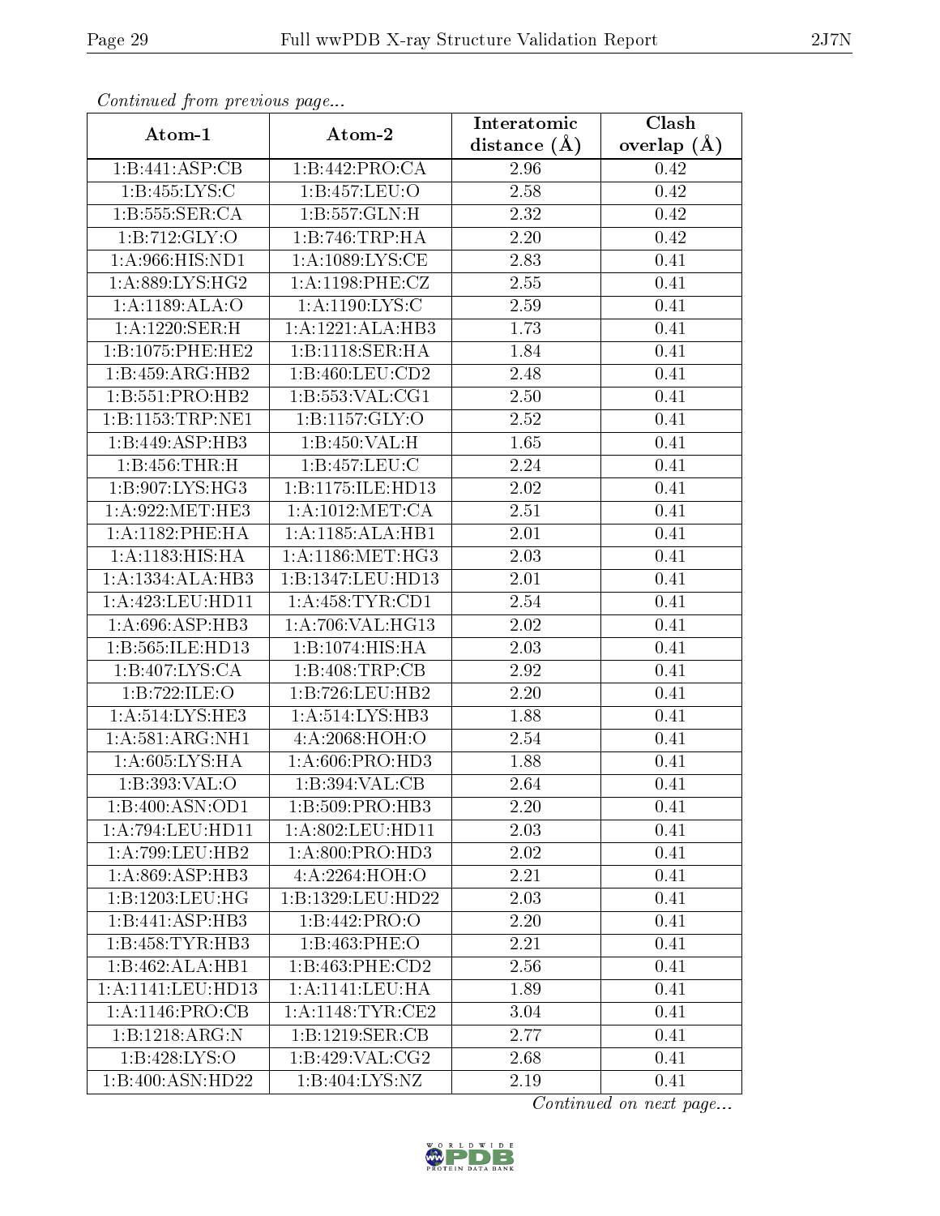*Continued from previous page...*

| Atom-1 | Atom-2 | Interatomic distance (Å) | Clash overlap (Å) |
|---|---|---|---|
| 1:B:441:ASP:CB | 1:B:442:PRO:CA | 2.96 | 0.42 |
| 1:B:455:LYS:C | 1:B:457:LEU:O | 2.58 | 0.42 |
| 1:B:555:SER:CA | 1:B:557:GLN:H | 2.32 | 0.42 |
| 1:B:712:GLY:O | 1:B:746:TRP:HA | 2.20 | 0.42 |
| 1:A:966:HIS:ND1 | 1:A:1089:LYS:CE | 2.83 | 0.41 |
| 1:A:889:LYS:HG2 | 1:A:1198:PHE:CZ | 2.55 | 0.41 |
| 1:A:1189:ALA:O | 1:A:1190:LYS:C | 2.59 | 0.41 |
| 1:A:1220:SER:H | 1:A:1221:ALA:HB3 | 1.73 | 0.41 |
| 1:B:1075:PHE:HE2 | 1:B:1118:SER:HA | 1.84 | 0.41 |
| 1:B:459:ARG:HB2 | 1:B:460:LEU:CD2 | 2.48 | 0.41 |
| 1:B:551:PRO:HB2 | 1:B:553:VAL:CG1 | 2.50 | 0.41 |
| 1:B:1153:TRP:NE1 | 1:B:1157:GLY:O | 2.52 | 0.41 |
| 1:B:449:ASP:HB3 | 1:B:450:VAL:H | 1.65 | 0.41 |
| 1:B:456:THR:H | 1:B:457:LEU:C | 2.24 | 0.41 |
| 1:B:907:LYS:HG3 | 1:B:1175:ILE:HD13 | 2.02 | 0.41 |
| 1:A:922:MET:HE3 | 1:A:1012:MET:CA | 2.51 | 0.41 |
| 1:A:1182:PHE:HA | 1:A:1185:ALA:HB1 | 2.01 | 0.41 |
| 1:A:1183:HIS:HA | 1:A:1186:MET:HG3 | 2.03 | 0.41 |
| 1:A:1334:ALA:HB3 | 1:B:1347:LEU:HD13 | 2.01 | 0.41 |
| 1:A:423:LEU:HD11 | 1:A:458:TYR:CD1 | 2.54 | 0.41 |
| 1:A:696:ASP:HB3 | 1:A:706:VAL:HG13 | 2.02 | 0.41 |
| 1:B:565:ILE:HD13 | 1:B:1074:HIS:HA | 2.03 | 0.41 |
| 1:B:407:LYS:CA | 1:B:408:TRP:CB | 2.92 | 0.41 |
| 1:B:722:ILE:O | 1:B:726:LEU:HB2 | 2.20 | 0.41 |
| 1:A:514:LYS:HE3 | 1:A:514:LYS:HB3 | 1.88 | 0.41 |
| 1:A:581:ARG:NH1 | 4:A:2068:HOH:O | 2.54 | 0.41 |
| 1:A:605:LYS:HA | 1:A:606:PRO:HD3 | 1.88 | 0.41 |
| 1:B:393:VAL:O | 1:B:394:VAL:CB | 2.64 | 0.41 |
| 1:B:400:ASN:OD1 | 1:B:509:PRO:HB3 | 2.20 | 0.41 |
| 1:A:794:LEU:HD11 | 1:A:802:LEU:HD11 | 2.03 | 0.41 |
| 1:A:799:LEU:HB2 | 1:A:800:PRO:HD3 | 2.02 | 0.41 |
| 1:A:869:ASP:HB3 | 4:A:2264:HOH:O | 2.21 | 0.41 |
| 1:B:1203:LEU:HG | 1:B:1329:LEU:HD22 | 2.03 | 0.41 |
| 1:B:441:ASP:HB3 | 1:B:442:PRO:O | 2.20 | 0.41 |
| 1:B:458:TYR:HB3 | 1:B:463:PHE:O | 2.21 | 0.41 |
| 1:B:462:ALA:HB1 | 1:B:463:PHE:CD2 | 2.56 | 0.41 |
| 1:A:1141:LEU:HD13 | 1:A:1141:LEU:HA | 1.89 | 0.41 |
| 1:A:1146:PRO:CB | 1:A:1148:TYR:CE2 | 3.04 | 0.41 |
| 1:B:1218:ARG:N | 1:B:1219:SER:CB | 2.77 | 0.41 |
| 1:B:428:LYS:O | 1:B:429:VAL:CG2 | 2.68 | 0.41 |
| 1:B:400:ASN:HD22 | 1:B:404:LYS:NZ | 2.19 | 0.41 |

*Continued on next page...*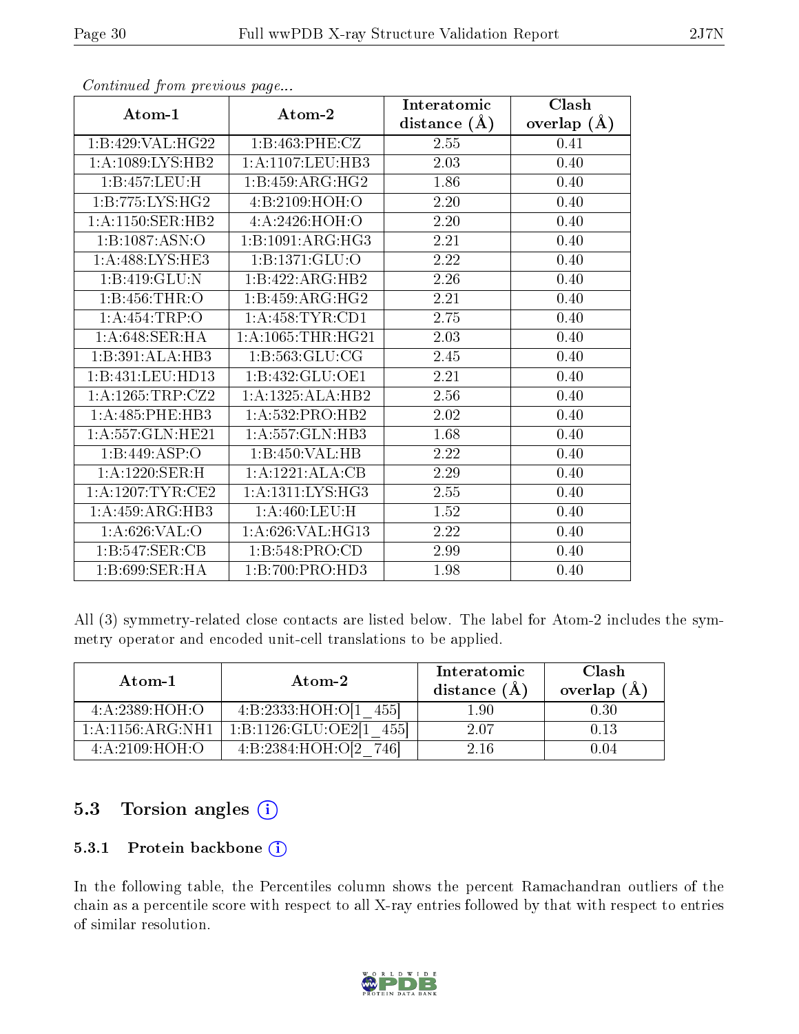*Continued from previous page...*

| Atom-1 | Atom-2 | Interatomic distance (Å) | Clash overlap (Å) |
|---|---|---|---|
| 1:B:429:VAL:HG22 | 1:B:463:PHE:CZ | 2.55 | 0.41 |
| 1:A:1089:LYS:HB2 | 1:A:1107:LEU:HB3 | 2.03 | 0.40 |
| 1:B:457:LEU:H | 1:B:459:ARG:HG2 | 1.86 | 0.40 |
| 1:B:775:LYS:HG2 | 4:B:2109:HOH:O | 2.20 | 0.40 |
| 1:A:1150:SER:HB2 | 4:A:2426:HOH:O | 2.20 | 0.40 |
| 1:B:1087:ASN:O | 1:B:1091:ARG:HG3 | 2.21 | 0.40 |
| 1:A:488:LYS:HE3 | 1:B:1371:GLU:O | 2.22 | 0.40 |
| 1:B:419:GLU:N | 1:B:422:ARG:HB2 | 2.26 | 0.40 |
| 1:B:456:THR:O | 1:B:459:ARG:HG2 | 2.21 | 0.40 |
| 1:A:454:TRP:O | 1:A:458:TYR:CD1 | 2.75 | 0.40 |
| 1:A:648:SER:HA | 1:A:1065:THR:HG21 | 2.03 | 0.40 |
| 1:B:391:ALA:HB3 | 1:B:563:GLU:CG | 2.45 | 0.40 |
| 1:B:431:LEU:HD13 | 1:B:432:GLU:OE1 | 2.21 | 0.40 |
| 1:A:1265:TRP:CZ2 | 1:A:1325:ALA:HB2 | 2.56 | 0.40 |
| 1:A:485:PHE:HB3 | 1:A:532:PRO:HB2 | 2.02 | 0.40 |
| 1:A:557:GLN:HE21 | 1:A:557:GLN:HB3 | 1.68 | 0.40 |
| 1:B:449:ASP:O | 1:B:450:VAL:HB | 2.22 | 0.40 |
| 1:A:1220:SER:H | 1:A:1221:ALA:CB | 2.29 | 0.40 |
| 1:A:1207:TYR:CE2 | 1:A:1311:LYS:HG3 | 2.55 | 0.40 |
| 1:A:459:ARG:HB3 | 1:A:460:LEU:H | 1.52 | 0.40 |
| 1:A:626:VAL:O | 1:A:626:VAL:HG13 | 2.22 | 0.40 |
| 1:B:547:SER:CB | 1:B:548:PRO:CD | 2.99 | 0.40 |
| 1:B:699:SER:HA | 1:B:700:PRO:HD3 | 1.98 | 0.40 |

All (3) symmetry-related close contacts are listed below. The label for Atom-2 includes the symmetry operator and encoded unit-cell translations to be applied.

| Atom-1 | Atom-2 | Interatomic distance (Å) | Clash overlap (Å) |
|---|---|---|---|
| 4:A:2389:HOH:O | 4:B:2333:HOH:O[1_455] | 1.90 | 0.30 |
| 1:A:1156:ARG:NH1 | 1:B:1126:GLU:OE2[1_455] | 2.07 | 0.13 |
| 4:A:2109:HOH:O | 4:B:2384:HOH:O[2_746] | 2.16 | 0.04 |

## 5.3 Torsion angles

### 5.3.1 Protein backbone

In the following table, the Percentiles column shows the percent Ramachandran outliers of the chain as a percentile score with respect to all X-ray entries followed by that with respect to entries of similar resolution.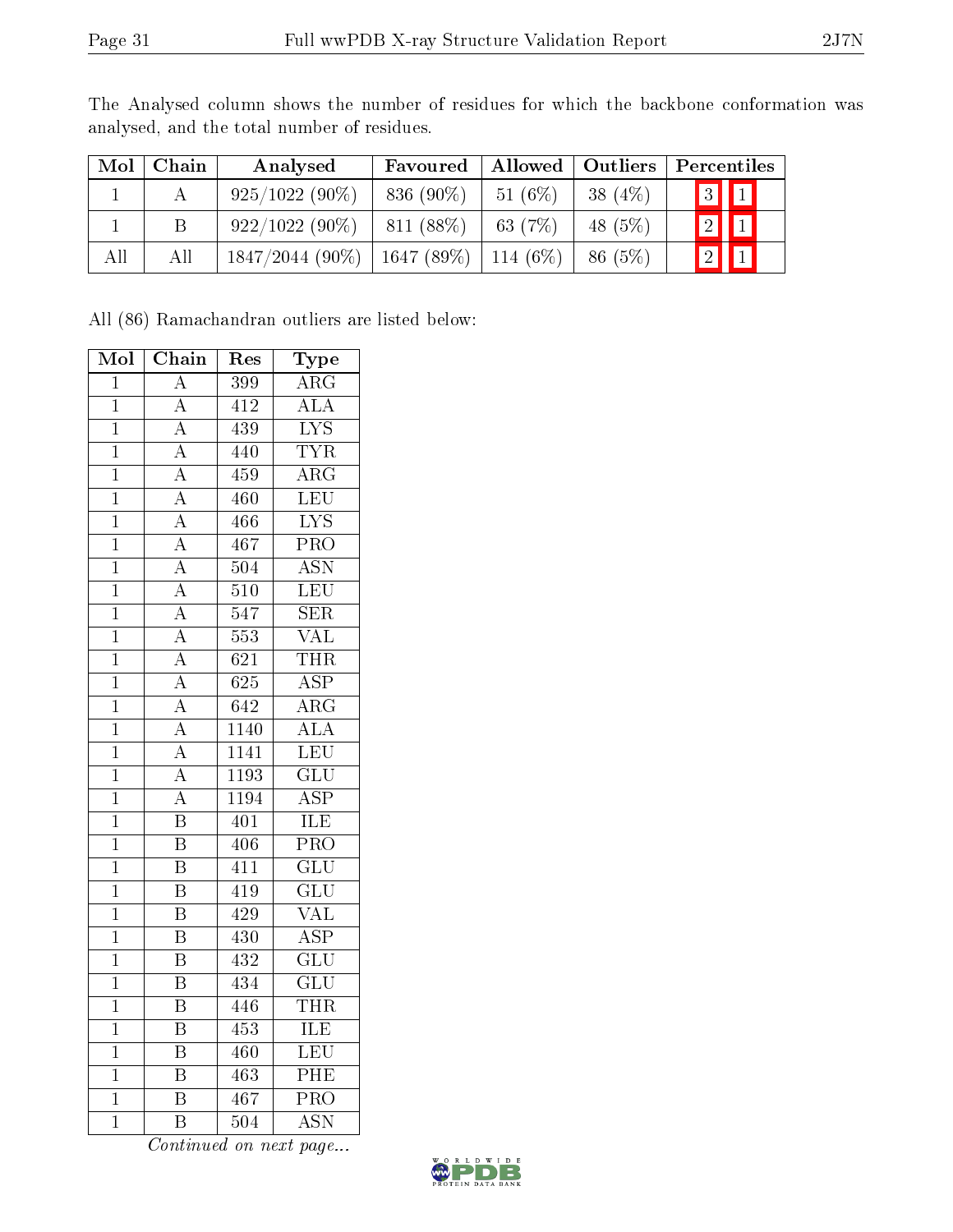The Analysed column shows the number of residues for which the backbone conformation was analysed, and the total number of residues.

| Mol | Chain | Analysed | Favoured | Allowed | Outliers | Percentiles | |
|---|---|---|---|---|---|---|---|
| 1 | A | 925/1022 (90%) | 836 (90%) | 51 (6%) | 38 (4%) | 3 | 1 |
| 1 | B | 922/1022 (90%) | 811 (88%) | 63 (7%) | 48 (5%) | 2 | 1 |
| All | All | 1847/2044 (90%) | 1647 (89%) | 114 (6%) | 86 (5%) | 2 | 1 |

All (86) Ramachandran outliers are listed below:

| Mol | Chain | Res | Type |
|---|---|---|---|
| 1 | A | 399 | ARG |
| 1 | A | 412 | ALA |
| 1 | A | 439 | LYS |
| 1 | A | 440 | TYR |
| 1 | A | 459 | ARG |
| 1 | A | 460 | LEU |
| 1 | A | 466 | LYS |
| 1 | A | 467 | PRO |
| 1 | A | 504 | ASN |
| 1 | A | 510 | LEU |
| 1 | A | 547 | SER |
| 1 | A | 553 | VAL |
| 1 | A | 621 | THR |
| 1 | A | 625 | ASP |
| 1 | A | 642 | ARG |
| 1 | A | 1140 | ALA |
| 1 | A | 1141 | LEU |
| 1 | A | 1193 | GLU |
| 1 | A | 1194 | ASP |
| 1 | B | 401 | ILE |
| 1 | B | 406 | PRO |
| 1 | B | 411 | GLU |
| 1 | B | 419 | GLU |
| 1 | B | 429 | VAL |
| 1 | B | 430 | ASP |
| 1 | B | 432 | GLU |
| 1 | B | 434 | GLU |
| 1 | B | 446 | THR |
| 1 | B | 453 | ILE |
| 1 | B | 460 | LEU |
| 1 | B | 463 | PHE |
| 1 | B | 467 | PRO |
| 1 | B | 504 | ASN |

*Continued on next page...*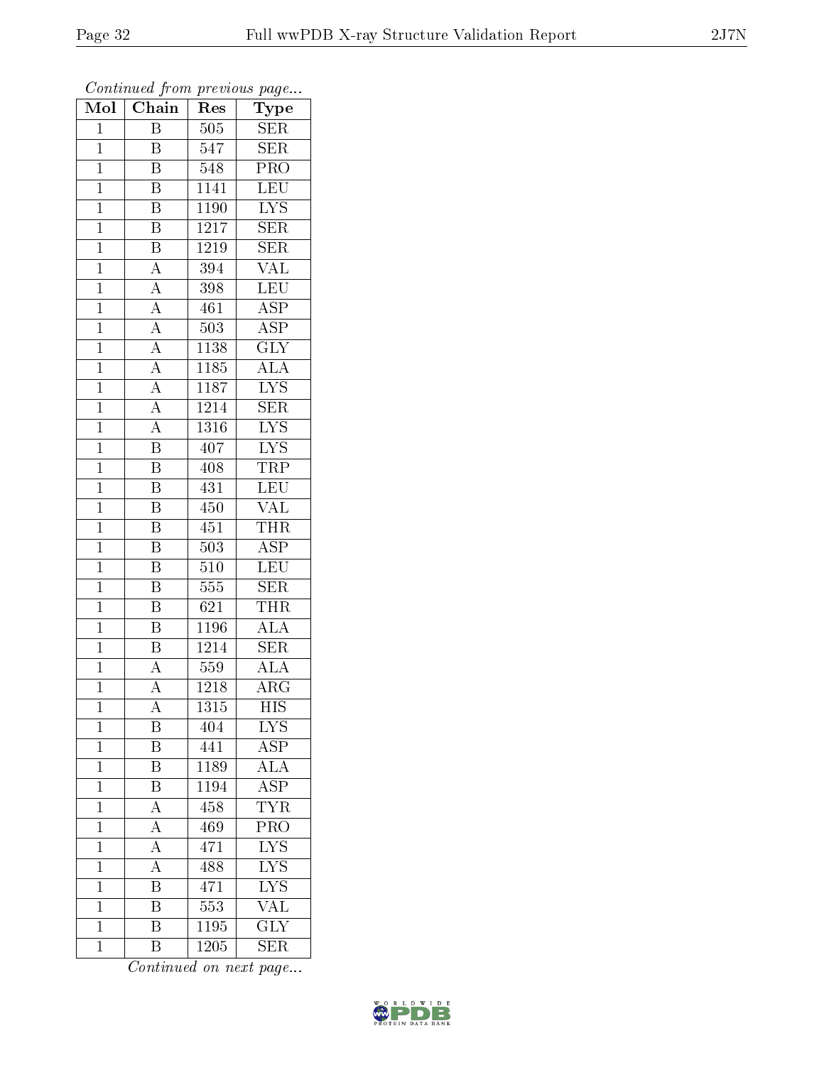*Continued from previous page...*

| Mol | Chain | Res | Type |
|---|---|---|---|
| 1 | B | 505 | SER |
| 1 | B | 547 | SER |
| 1 | B | 548 | PRO |
| 1 | B | 1141 | LEU |
| 1 | B | 1190 | LYS |
| 1 | B | 1217 | SER |
| 1 | B | 1219 | SER |
| 1 | A | 394 | VAL |
| 1 | A | 398 | LEU |
| 1 | A | 461 | ASP |
| 1 | A | 503 | ASP |
| 1 | A | 1138 | GLY |
| 1 | A | 1185 | ALA |
| 1 | A | 1187 | LYS |
| 1 | A | 1214 | SER |
| 1 | A | 1316 | LYS |
| 1 | B | 407 | LYS |
| 1 | B | 408 | TRP |
| 1 | B | 431 | LEU |
| 1 | B | 450 | VAL |
| 1 | B | 451 | THR |
| 1 | B | 503 | ASP |
| 1 | B | 510 | LEU |
| 1 | B | 555 | SER |
| 1 | B | 621 | THR |
| 1 | B | 1196 | ALA |
| 1 | B | 1214 | SER |
| 1 | A | 559 | ALA |
| 1 | A | 1218 | ARG |
| 1 | A | 1315 | HIS |
| 1 | B | 404 | LYS |
| 1 | B | 441 | ASP |
| 1 | B | 1189 | ALA |
| 1 | B | 1194 | ASP |
| 1 | A | 458 | TYR |
| 1 | A | 469 | PRO |
| 1 | A | 471 | LYS |
| 1 | A | 488 | LYS |
| 1 | B | 471 | LYS |
| 1 | B | 553 | VAL |
| 1 | B | 1195 | GLY |
| 1 | B | 1205 | SER |

*Continued on next page...*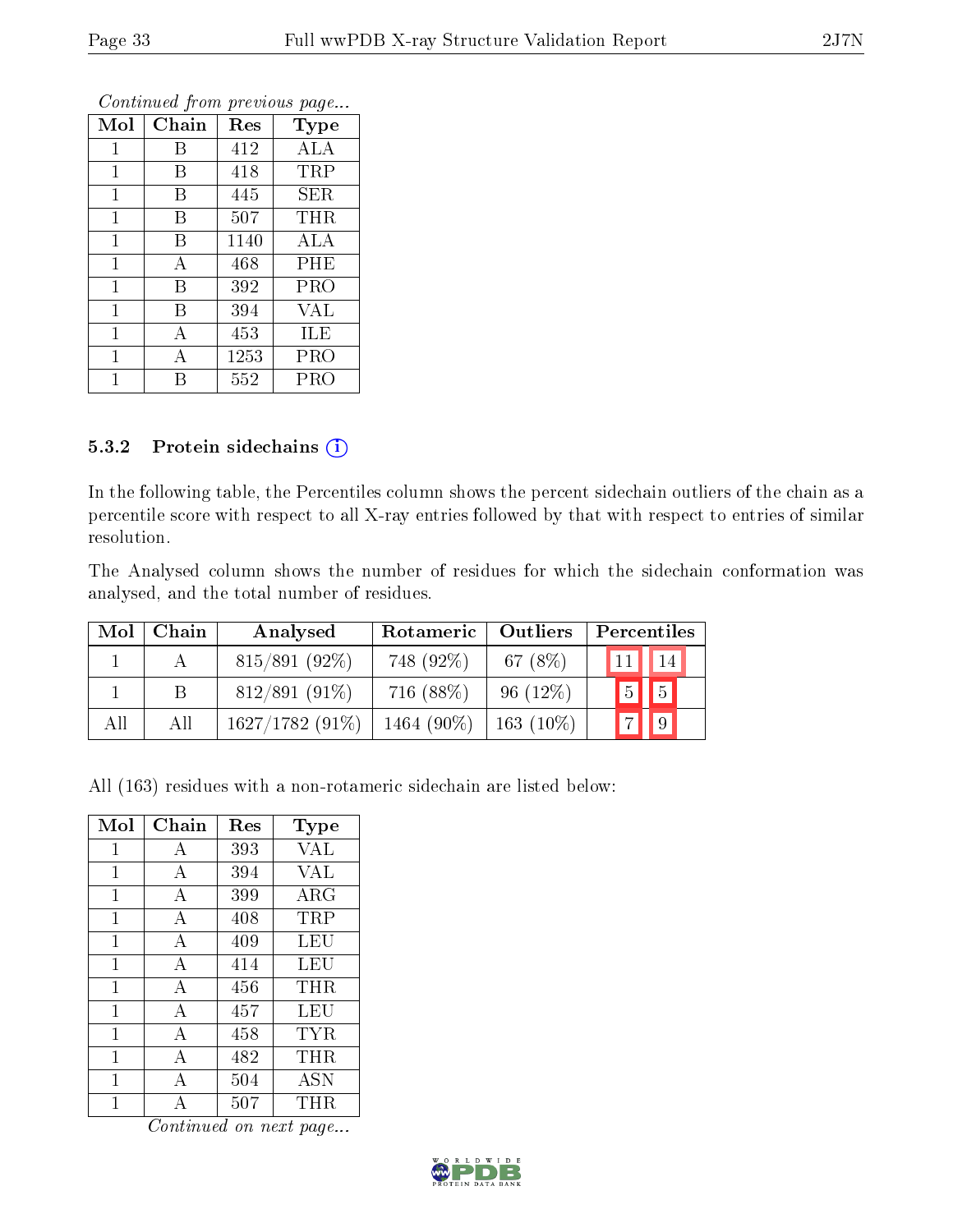*Continued from previous page...*

| Mol | Chain | Res | Type |
|---|---|---|---|
| 1 | B | 412 | ALA |
| 1 | B | 418 | TRP |
| 1 | B | 445 | SER |
| 1 | B | 507 | THR |
| 1 | B | 1140 | ALA |
| 1 | A | 468 | PHE |
| 1 | B | 392 | PRO |
| 1 | B | 394 | VAL |
| 1 | A | 453 | ILE |
| 1 | A | 1253 | PRO |
| 1 | B | 552 | PRO |

### 5.3.2 Protein sidechains

In the following table, the Percentiles column shows the percent sidechain outliers of the chain as a percentile score with respect to all X-ray entries followed by that with respect to entries of similar resolution.

The Analysed column shows the number of residues for which the sidechain conformation was analysed, and the total number of residues.

| Mol | Chain | Analysed | Rotameric | Outliers | Percentiles | |
|---|---|---|---|---|---|---|
| 1 | A | 815/891 (92%) | 748 (92%) | 67 (8%) | 11 | 14 |
| 1 | B | 812/891 (91%) | 716 (88%) | 96 (12%) | 5 | 5 |
| All | All | 1627/1782 (91%) | 1464 (90%) | 163 (10%) | 7 | 9 |

All (163) residues with a non-rotameric sidechain are listed below:

| Mol | Chain | Res | Type |
|---|---|---|---|
| 1 | A | 393 | VAL |
| 1 | A | 394 | VAL |
| 1 | A | 399 | ARG |
| 1 | A | 408 | TRP |
| 1 | A | 409 | LEU |
| 1 | A | 414 | LEU |
| 1 | A | 456 | THR |
| 1 | A | 457 | LEU |
| 1 | A | 458 | TYR |
| 1 | A | 482 | THR |
| 1 | A | 504 | ASN |
| 1 | A | 507 | THR |

*Continued on next page...*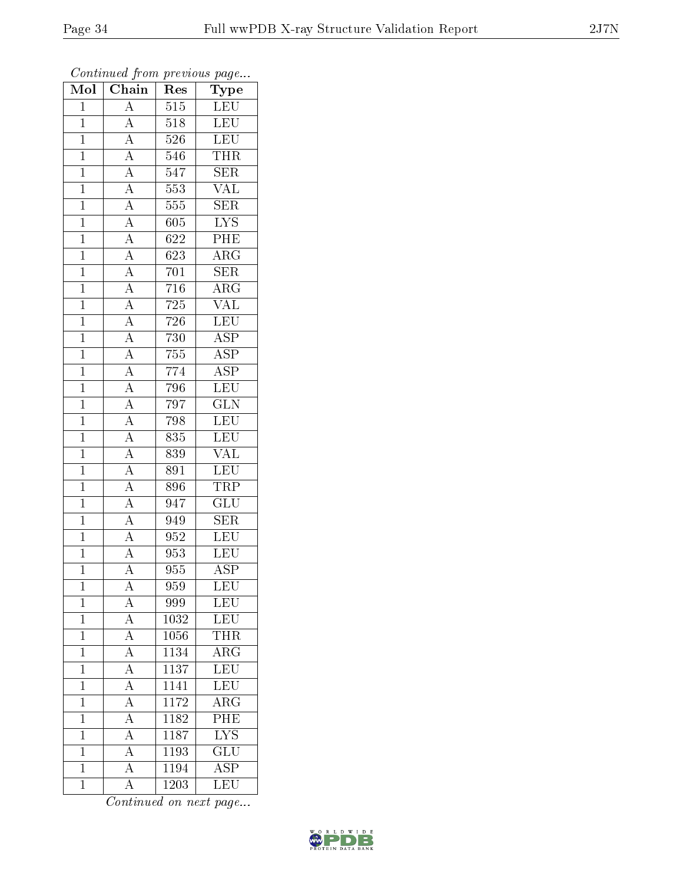*Continued from previous page...*

| Mol | Chain | Res | Type |
|---|---|---|---|
| 1 | A | 515 | LEU |
| 1 | A | 518 | LEU |
| 1 | A | 526 | LEU |
| 1 | A | 546 | THR |
| 1 | A | 547 | SER |
| 1 | A | 553 | VAL |
| 1 | A | 555 | SER |
| 1 | A | 605 | LYS |
| 1 | A | 622 | PHE |
| 1 | A | 623 | ARG |
| 1 | A | 701 | SER |
| 1 | A | 716 | ARG |
| 1 | A | 725 | VAL |
| 1 | A | 726 | LEU |
| 1 | A | 730 | ASP |
| 1 | A | 755 | ASP |
| 1 | A | 774 | ASP |
| 1 | A | 796 | LEU |
| 1 | A | 797 | GLN |
| 1 | A | 798 | LEU |
| 1 | A | 835 | LEU |
| 1 | A | 839 | VAL |
| 1 | A | 891 | LEU |
| 1 | A | 896 | TRP |
| 1 | A | 947 | GLU |
| 1 | A | 949 | SER |
| 1 | A | 952 | LEU |
| 1 | A | 953 | LEU |
| 1 | A | 955 | ASP |
| 1 | A | 959 | LEU |
| 1 | A | 999 | LEU |
| 1 | A | 1032 | LEU |
| 1 | A | 1056 | THR |
| 1 | A | 1134 | ARG |
| 1 | A | 1137 | LEU |
| 1 | A | 1141 | LEU |
| 1 | A | 1172 | ARG |
| 1 | A | 1182 | PHE |
| 1 | A | 1187 | LYS |
| 1 | A | 1193 | GLU |
| 1 | A | 1194 | ASP |
| 1 | A | 1203 | LEU |

*Continued on next page...*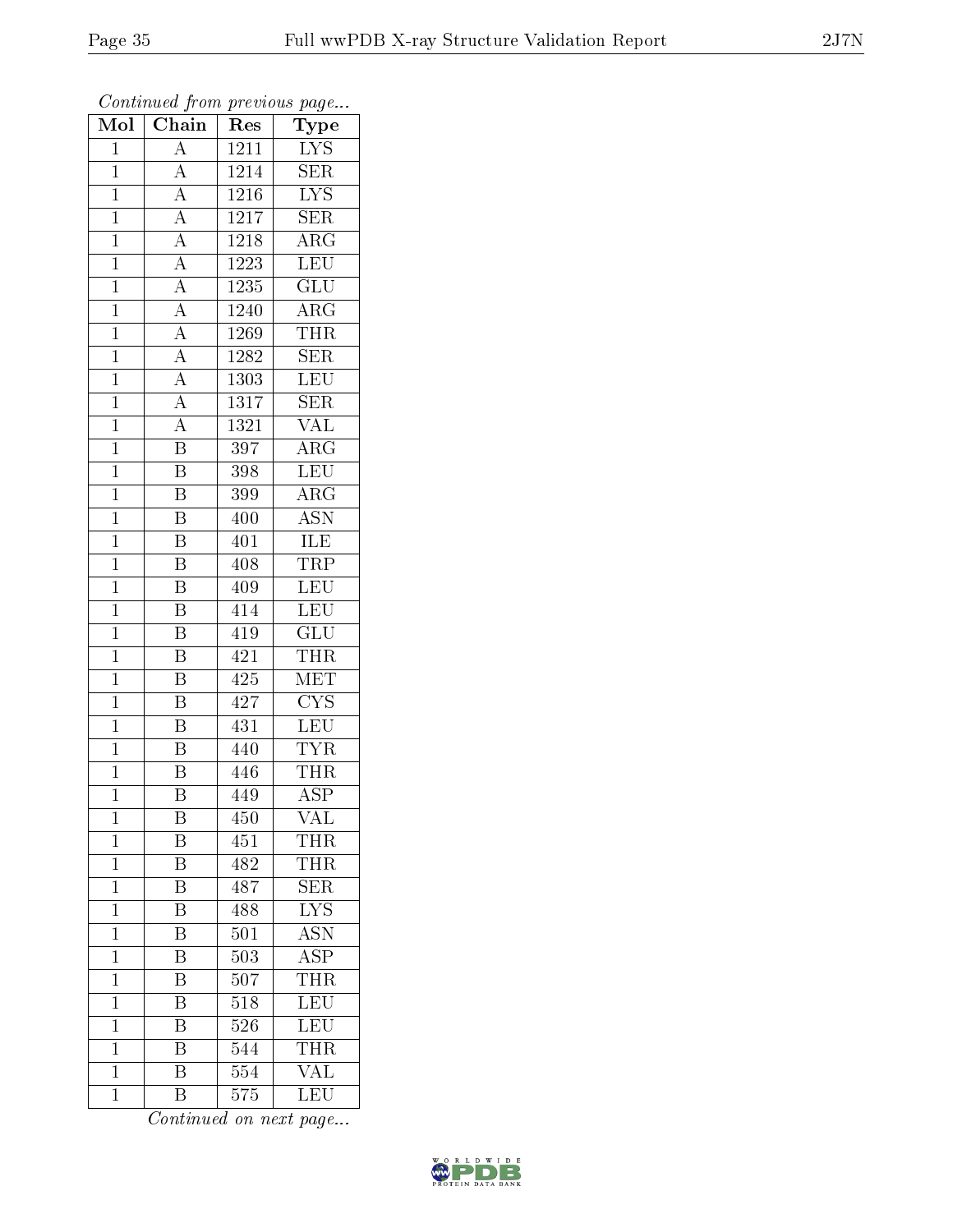*Continued from previous page...*

| Mol | Chain | Res | Type |
|---|---|---|---|
| 1 | A | 1211 | LYS |
| 1 | A | 1214 | SER |
| 1 | A | 1216 | LYS |
| 1 | A | 1217 | SER |
| 1 | A | 1218 | ARG |
| 1 | A | 1223 | LEU |
| 1 | A | 1235 | GLU |
| 1 | A | 1240 | ARG |
| 1 | A | 1269 | THR |
| 1 | A | 1282 | SER |
| 1 | A | 1303 | LEU |
| 1 | A | 1317 | SER |
| 1 | A | 1321 | VAL |
| 1 | B | 397 | ARG |
| 1 | B | 398 | LEU |
| 1 | B | 399 | ARG |
| 1 | B | 400 | ASN |
| 1 | B | 401 | ILE |
| 1 | B | 408 | TRP |
| 1 | B | 409 | LEU |
| 1 | B | 414 | LEU |
| 1 | B | 419 | GLU |
| 1 | B | 421 | THR |
| 1 | B | 425 | MET |
| 1 | B | 427 | CYS |
| 1 | B | 431 | LEU |
| 1 | B | 440 | TYR |
| 1 | B | 446 | THR |
| 1 | B | 449 | ASP |
| 1 | B | 450 | VAL |
| 1 | B | 451 | THR |
| 1 | B | 482 | THR |
| 1 | B | 487 | SER |
| 1 | B | 488 | LYS |
| 1 | B | 501 | ASN |
| 1 | B | 503 | ASP |
| 1 | B | 507 | THR |
| 1 | B | 518 | LEU |
| 1 | B | 526 | LEU |
| 1 | B | 544 | THR |
| 1 | B | 554 | VAL |
| 1 | B | 575 | LEU |

*Continued on next page...*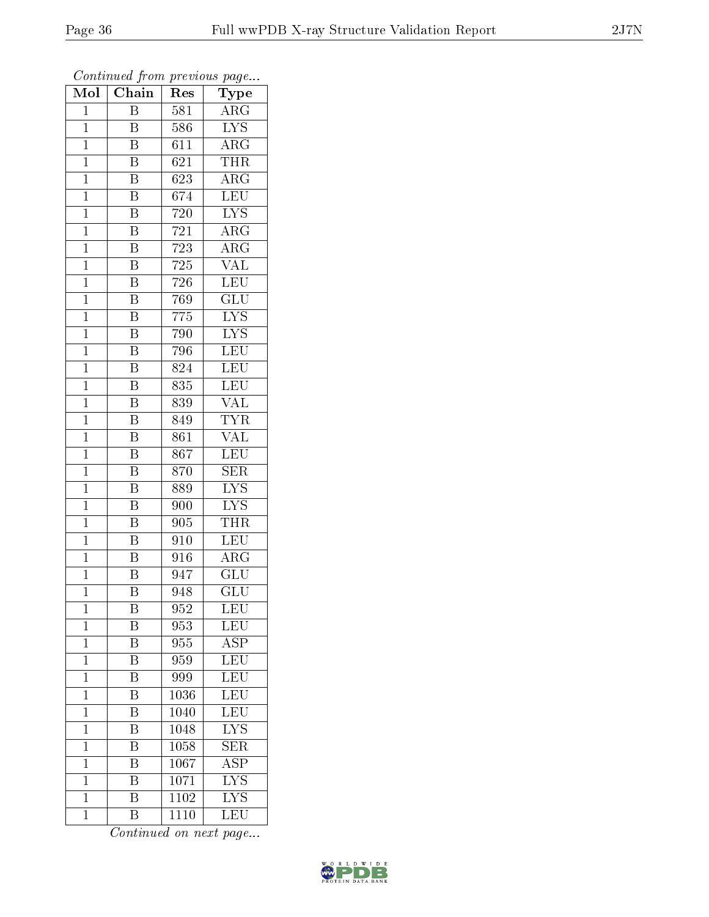*Continued from previous page...*

| Mol | Chain | Res | Type |
|---|---|---|---|
| 1 | B | 581 | ARG |
| 1 | B | 586 | LYS |
| 1 | B | 611 | ARG |
| 1 | B | 621 | THR |
| 1 | B | 623 | ARG |
| 1 | B | 674 | LEU |
| 1 | B | 720 | LYS |
| 1 | B | 721 | ARG |
| 1 | B | 723 | ARG |
| 1 | B | 725 | VAL |
| 1 | B | 726 | LEU |
| 1 | B | 769 | GLU |
| 1 | B | 775 | LYS |
| 1 | B | 790 | LYS |
| 1 | B | 796 | LEU |
| 1 | B | 824 | LEU |
| 1 | B | 835 | LEU |
| 1 | B | 839 | VAL |
| 1 | B | 849 | TYR |
| 1 | B | 861 | VAL |
| 1 | B | 867 | LEU |
| 1 | B | 870 | SER |
| 1 | B | 889 | LYS |
| 1 | B | 900 | LYS |
| 1 | B | 905 | THR |
| 1 | B | 910 | LEU |
| 1 | B | 916 | ARG |
| 1 | B | 947 | GLU |
| 1 | B | 948 | GLU |
| 1 | B | 952 | LEU |
| 1 | B | 953 | LEU |
| 1 | B | 955 | ASP |
| 1 | B | 959 | LEU |
| 1 | B | 999 | LEU |
| 1 | B | 1036 | LEU |
| 1 | B | 1040 | LEU |
| 1 | B | 1048 | LYS |
| 1 | B | 1058 | SER |
| 1 | B | 1067 | ASP |
| 1 | B | 1071 | LYS |
| 1 | B | 1102 | LYS |
| 1 | B | 1110 | LEU |

*Continued on next page...*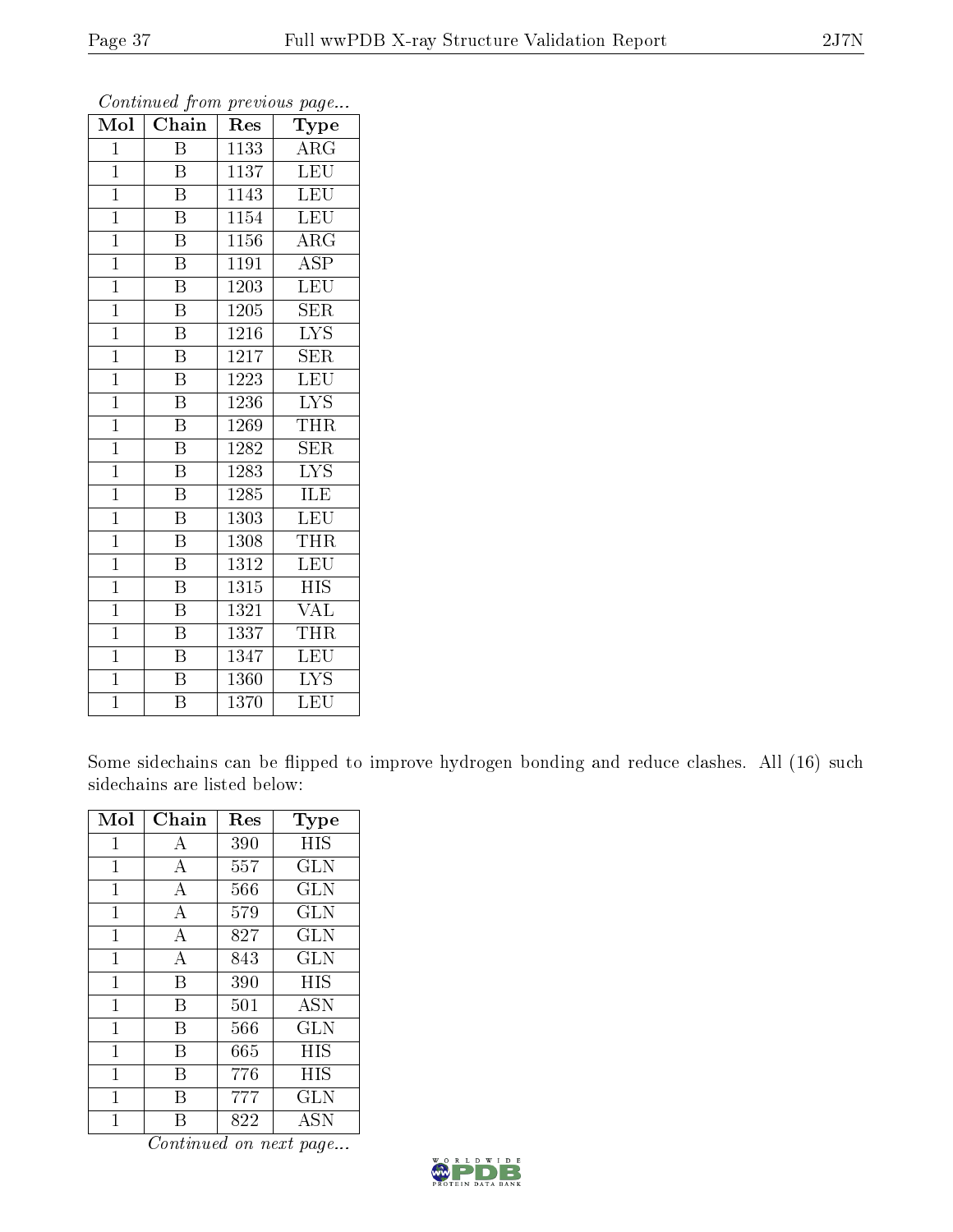*Continued from previous page...*

| Mol | Chain | Res | Type |
|---|---|---|---|
| 1 | B | 1133 | ARG |
| 1 | B | 1137 | LEU |
| 1 | B | 1143 | LEU |
| 1 | B | 1154 | LEU |
| 1 | B | 1156 | ARG |
| 1 | B | 1191 | ASP |
| 1 | B | 1203 | LEU |
| 1 | B | 1205 | SER |
| 1 | B | 1216 | LYS |
| 1 | B | 1217 | SER |
| 1 | B | 1223 | LEU |
| 1 | B | 1236 | LYS |
| 1 | B | 1269 | THR |
| 1 | B | 1282 | SER |
| 1 | B | 1283 | LYS |
| 1 | B | 1285 | ILE |
| 1 | B | 1303 | LEU |
| 1 | B | 1308 | THR |
| 1 | B | 1312 | LEU |
| 1 | B | 1315 | HIS |
| 1 | B | 1321 | VAL |
| 1 | B | 1337 | THR |
| 1 | B | 1347 | LEU |
| 1 | B | 1360 | LYS |
| 1 | B | 1370 | LEU |

Some sidechains can be flipped to improve hydrogen bonding and reduce clashes. All (16) such sidechains are listed below:

| Mol | Chain | Res | Type |
|---|---|---|---|
| 1 | A | 390 | HIS |
| 1 | A | 557 | GLN |
| 1 | A | 566 | GLN |
| 1 | A | 579 | GLN |
| 1 | A | 827 | GLN |
| 1 | A | 843 | GLN |
| 1 | B | 390 | HIS |
| 1 | B | 501 | ASN |
| 1 | B | 566 | GLN |
| 1 | B | 665 | HIS |
| 1 | B | 776 | HIS |
| 1 | B | 777 | GLN |
| 1 | B | 822 | ASN |

*Continued on next page...*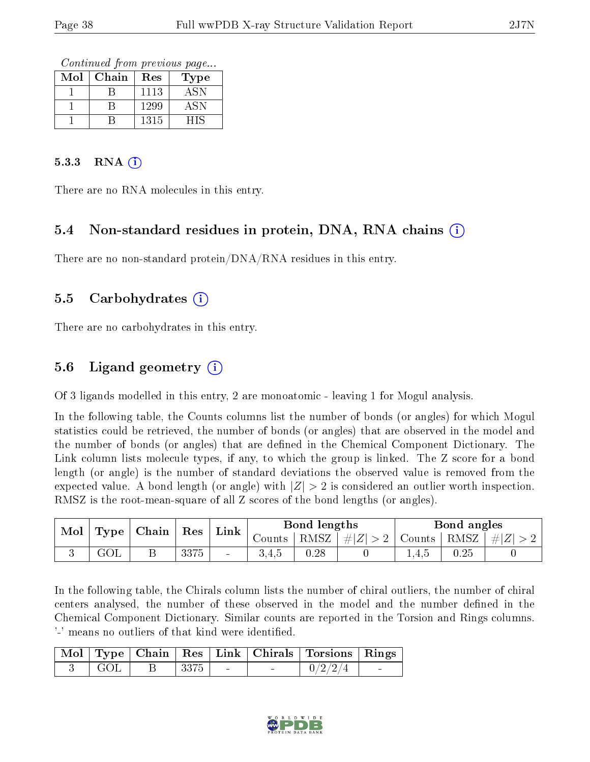*Continued from previous page...*

| Mol | Chain | Res | Type |
|---|---|---|---|
| 1 | B | 1113 | ASN |
| 1 | B | 1299 | ASN |
| 1 | B | 1315 | HIS |

#### 5.3.3 RNA (i)

There are no RNA molecules in this entry.

### 5.4 Non-standard residues in protein, DNA, RNA chains (i)

There are no non-standard protein/DNA/RNA residues in this entry.

### 5.5 Carbohydrates (i)

There are no carbohydrates in this entry.

### 5.6 Ligand geometry (i)

Of 3 ligands modelled in this entry, 2 are monoatomic - leaving 1 for Mogul analysis.

In the following table, the Counts columns list the number of bonds (or angles) for which Mogul statistics could be retrieved, the number of bonds (or angles) that are observed in the model and the number of bonds (or angles) that are defined in the Chemical Component Dictionary. The Link column lists molecule types, if any, to which the group is linked. The Z score for a bond length (or angle) is the number of standard deviations the observed value is removed from the expected value. A bond length (or angle) with $|Z| > 2$ is considered an outlier worth inspection. RMSZ is the root-mean-square of all Z scores of the bond lengths (or angles).

| Mol | Type | Chain | Res | Link | Bond lengths | | | Bond angles | | |
|---|---|---|---|---|---|---|---|---|---|---|
| | | | | | Counts | RMSZ | $\#\|Z\| > 2$ | Counts | RMSZ | $\#\|Z\| > 2$ |
| 3 | GOL | B | 3375 | - | 3,4,5 | 0.28 | 0 | 1,4,5 | 0.25 | 0 |

In the following table, the Chirals column lists the number of chiral outliers, the number of chiral centers analysed, the number of these observed in the model and the number defined in the Chemical Component Dictionary. Similar counts are reported in the Torsion and Rings columns. '-' means no outliers of that kind were identified.

| Mol | Type | Chain | Res | Link | Chirals | Torsions | Rings |
|---|---|---|---|---|---|---|---|
| 3 | GOL | B | 3375 | - | - | 0/2/2/4 | - |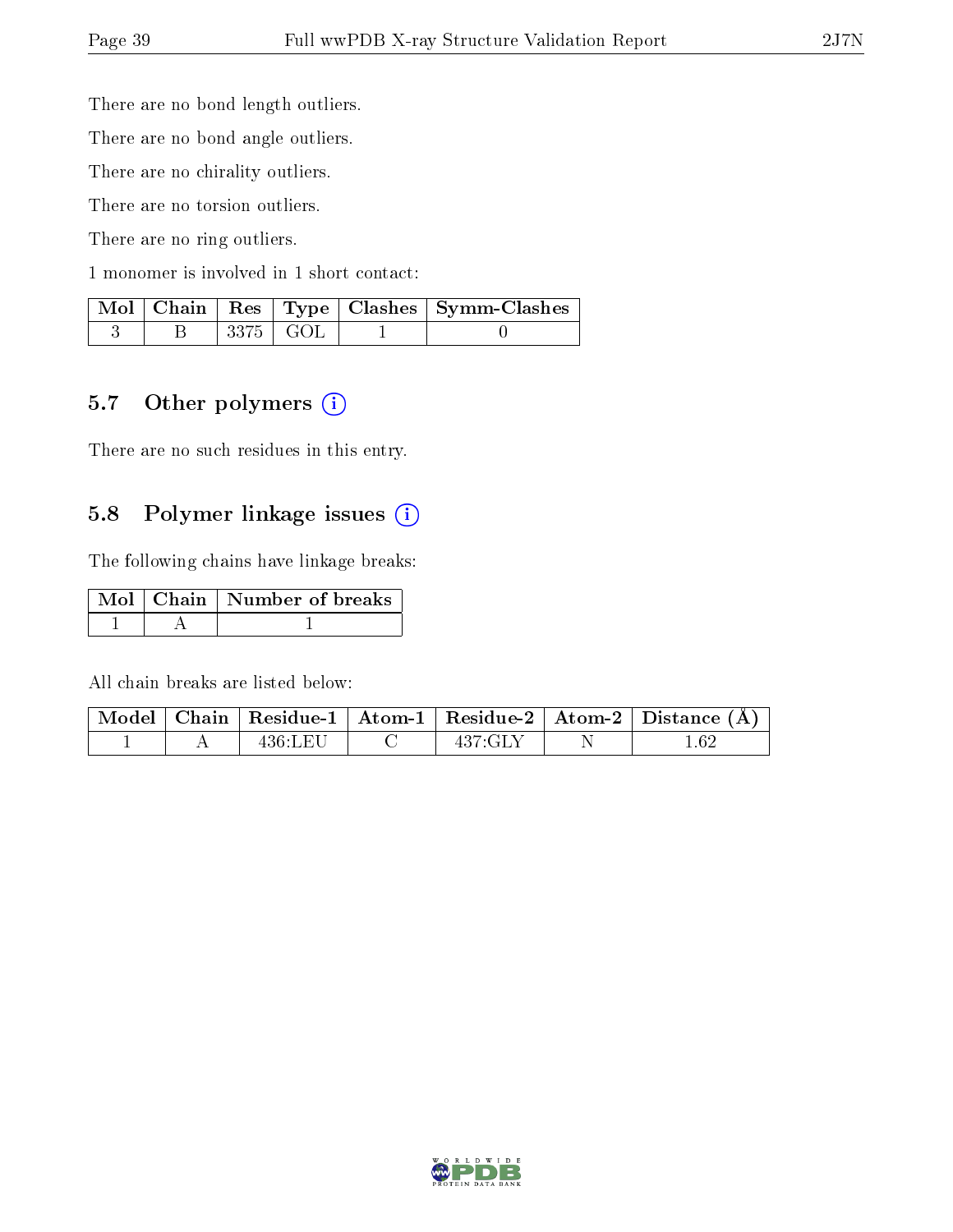There are no bond length outliers.

There are no bond angle outliers.

There are no chirality outliers.

There are no torsion outliers.

There are no ring outliers.

1 monomer is involved in 1 short contact:

| Mol | Chain | Res | Type | Clashes | Symm-Clashes |
|---|---|---|---|---|---|
| 3 | B | 3375 | GOL | 1 | 0 |

### 5.7 Other polymers

There are no such residues in this entry.

### 5.8 Polymer linkage issues

The following chains have linkage breaks:

| Mol | Chain | Number of breaks |
|---|---|---|
| 1 | A | 1 |

All chain breaks are listed below:

| Model | Chain | Residue-1 | Atom-1 | Residue-2 | Atom-2 | Distance (Å) |
|---|---|---|---|---|---|---|
| 1 | A | 436:LEU | C | 437:GLY | N | 1.62 |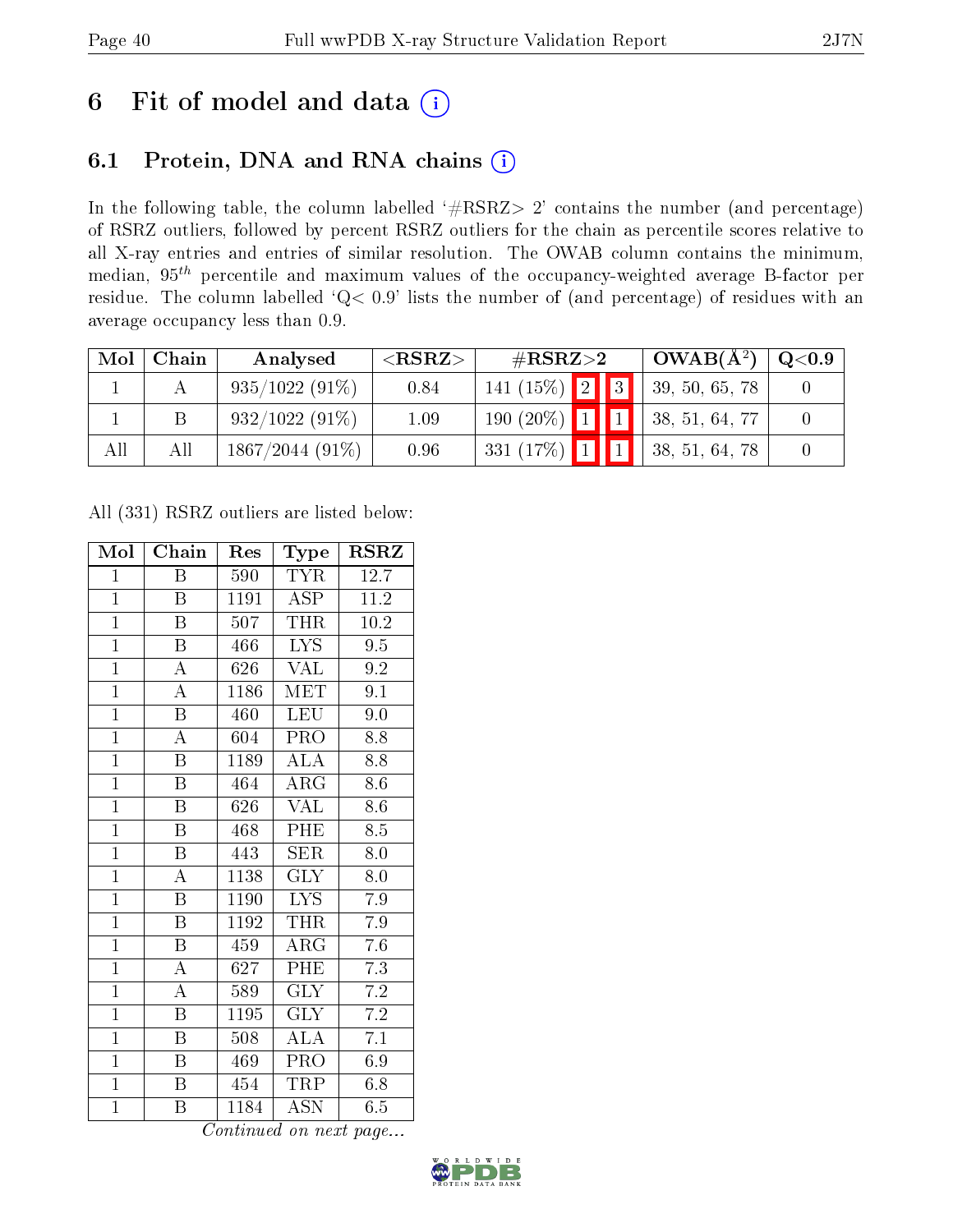# 6 Fit of model and data

## 6.1 Protein, DNA and RNA chains

In the following table, the column labelled '#RSRZ> 2' contains the number (and percentage) of RSRZ outliers, followed by percent RSRZ outliers for the chain as percentile scores relative to all X-ray entries and entries of similar resolution. The OWAB column contains the minimum, median, $95^{th}$ percentile and maximum values of the occupancy-weighted average B-factor per residue. The column labelled 'Q< 0.9' lists the number of (and percentage) of residues with an average occupancy less than 0.9.

| Mol | Chain | Analysed | <RSRZ> | #RSRZ>2 | | | OWAB(Å$^2$) | Q<0.9 |
|---|---|---|---|---|---|---|---|---|
| 1 | A | 935/1022 (91%) | 0.84 | 141 (15%) | 2 | 3 | 39, 50, 65, 78 | 0 |
| 1 | B | 932/1022 (91%) | 1.09 | 190 (20%) | 1 | 1 | 38, 51, 64, 77 | 0 |
| All | All | 1867/2044 (91%) | 0.96 | 331 (17%) | 1 | 1 | 38, 51, 64, 78 | 0 |

All (331) RSRZ outliers are listed below:

| Mol | Chain | Res | Type | RSRZ |
|---|---|---|---|---|
| 1 | B | 590 | TYR | 12.7 |
| 1 | B | 1191 | ASP | 11.2 |
| 1 | B | 507 | THR | 10.2 |
| 1 | B | 466 | LYS | 9.5 |
| 1 | A | 626 | VAL | 9.2 |
| 1 | A | 1186 | MET | 9.1 |
| 1 | B | 460 | LEU | 9.0 |
| 1 | A | 604 | PRO | 8.8 |
| 1 | B | 1189 | ALA | 8.8 |
| 1 | B | 464 | ARG | 8.6 |
| 1 | B | 626 | VAL | 8.6 |
| 1 | B | 468 | PHE | 8.5 |
| 1 | B | 443 | SER | 8.0 |
| 1 | A | 1138 | GLY | 8.0 |
| 1 | B | 1190 | LYS | 7.9 |
| 1 | B | 1192 | THR | 7.9 |
| 1 | B | 459 | ARG | 7.6 |
| 1 | A | 627 | PHE | 7.3 |
| 1 | A | 589 | GLY | 7.2 |
| 1 | B | 1195 | GLY | 7.2 |
| 1 | B | 508 | ALA | 7.1 |
| 1 | B | 469 | PRO | 6.9 |
| 1 | B | 454 | TRP | 6.8 |
| 1 | B | 1184 | ASN | 6.5 |

*Continued on next page...*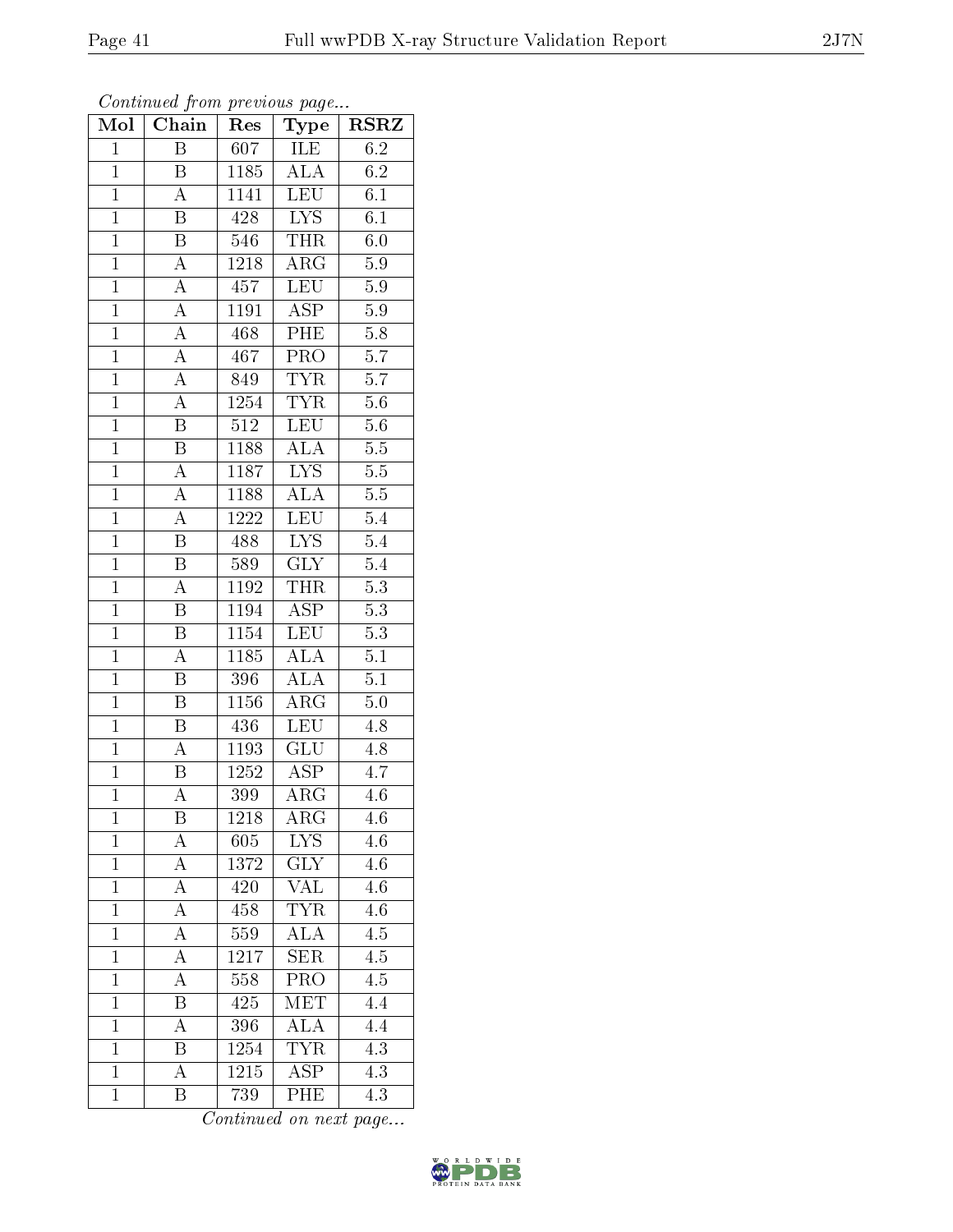*Continued from previous page...*

| Mol | Chain | Res | Type | RSRZ |
|---|---|---|---|---|
| 1 | B | 607 | ILE | 6.2 |
| 1 | B | 1185 | ALA | 6.2 |
| 1 | A | 1141 | LEU | 6.1 |
| 1 | B | 428 | LYS | 6.1 |
| 1 | B | 546 | THR | 6.0 |
| 1 | A | 1218 | ARG | 5.9 |
| 1 | A | 457 | LEU | 5.9 |
| 1 | A | 1191 | ASP | 5.9 |
| 1 | A | 468 | PHE | 5.8 |
| 1 | A | 467 | PRO | 5.7 |
| 1 | A | 849 | TYR | 5.7 |
| 1 | A | 1254 | TYR | 5.6 |
| 1 | B | 512 | LEU | 5.6 |
| 1 | B | 1188 | ALA | 5.5 |
| 1 | A | 1187 | LYS | 5.5 |
| 1 | A | 1188 | ALA | 5.5 |
| 1 | A | 1222 | LEU | 5.4 |
| 1 | B | 488 | LYS | 5.4 |
| 1 | B | 589 | GLY | 5.4 |
| 1 | A | 1192 | THR | 5.3 |
| 1 | B | 1194 | ASP | 5.3 |
| 1 | B | 1154 | LEU | 5.3 |
| 1 | A | 1185 | ALA | 5.1 |
| 1 | B | 396 | ALA | 5.1 |
| 1 | B | 1156 | ARG | 5.0 |
| 1 | B | 436 | LEU | 4.8 |
| 1 | A | 1193 | GLU | 4.8 |
| 1 | B | 1252 | ASP | 4.7 |
| 1 | A | 399 | ARG | 4.6 |
| 1 | B | 1218 | ARG | 4.6 |
| 1 | A | 605 | LYS | 4.6 |
| 1 | A | 1372 | GLY | 4.6 |
| 1 | A | 420 | VAL | 4.6 |
| 1 | A | 458 | TYR | 4.6 |
| 1 | A | 559 | ALA | 4.5 |
| 1 | A | 1217 | SER | 4.5 |
| 1 | A | 558 | PRO | 4.5 |
| 1 | B | 425 | MET | 4.4 |
| 1 | A | 396 | ALA | 4.4 |
| 1 | B | 1254 | TYR | 4.3 |
| 1 | A | 1215 | ASP | 4.3 |
| 1 | B | 739 | PHE | 4.3 |

*Continued on next page...*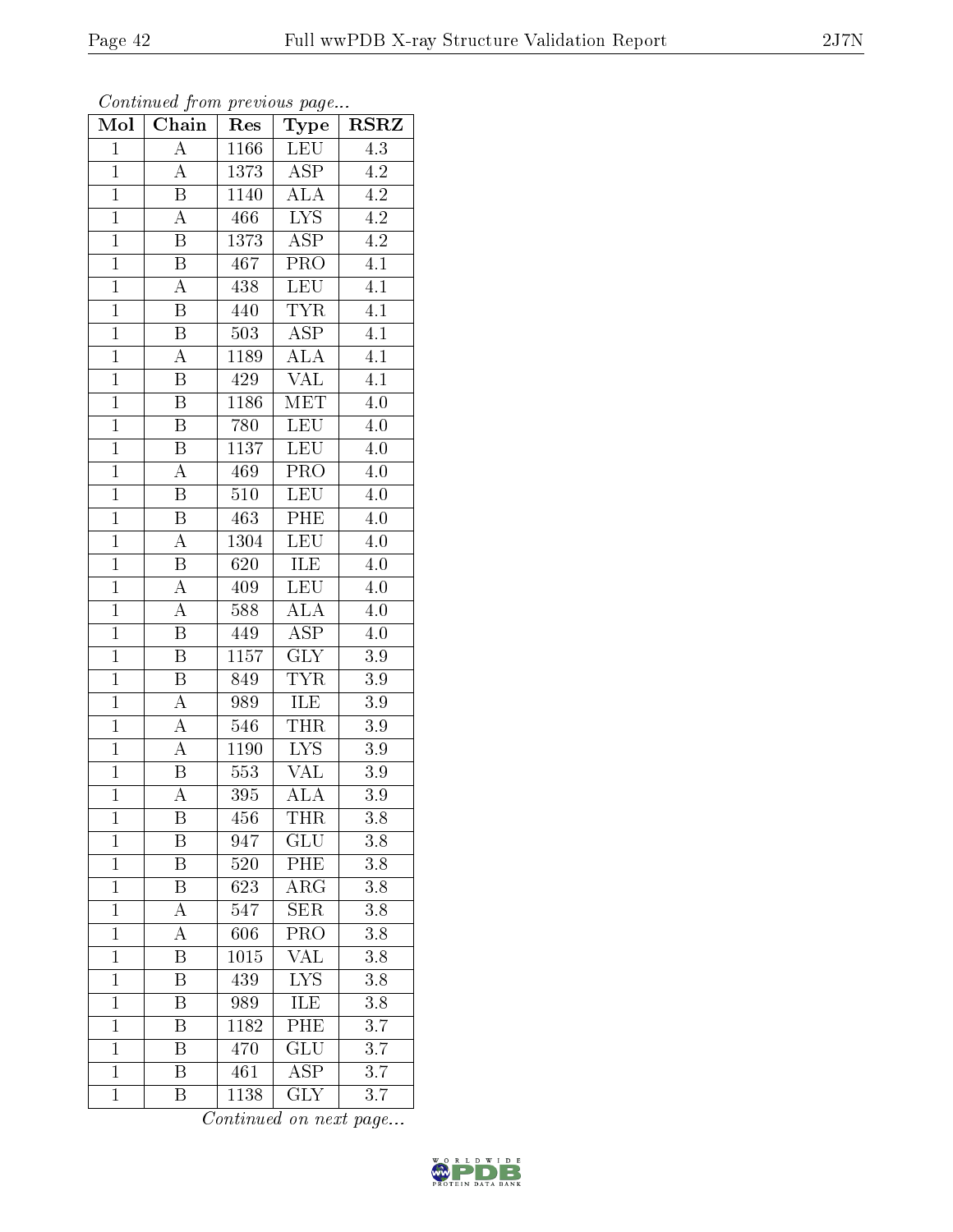*Continued from previous page...*

| Mol | Chain | Res | Type | RSRZ |
|---|---|---|---|---|
| 1 | A | 1166 | LEU | 4.3 |
| 1 | A | 1373 | ASP | 4.2 |
| 1 | B | 1140 | ALA | 4.2 |
| 1 | A | 466 | LYS | 4.2 |
| 1 | B | 1373 | ASP | 4.2 |
| 1 | B | 467 | PRO | 4.1 |
| 1 | A | 438 | LEU | 4.1 |
| 1 | B | 440 | TYR | 4.1 |
| 1 | B | 503 | ASP | 4.1 |
| 1 | A | 1189 | ALA | 4.1 |
| 1 | B | 429 | VAL | 4.1 |
| 1 | B | 1186 | MET | 4.0 |
| 1 | B | 780 | LEU | 4.0 |
| 1 | B | 1137 | LEU | 4.0 |
| 1 | A | 469 | PRO | 4.0 |
| 1 | B | 510 | LEU | 4.0 |
| 1 | B | 463 | PHE | 4.0 |
| 1 | A | 1304 | LEU | 4.0 |
| 1 | B | 620 | ILE | 4.0 |
| 1 | A | 409 | LEU | 4.0 |
| 1 | A | 588 | ALA | 4.0 |
| 1 | B | 449 | ASP | 4.0 |
| 1 | B | 1157 | GLY | 3.9 |
| 1 | B | 849 | TYR | 3.9 |
| 1 | A | 989 | ILE | 3.9 |
| 1 | A | 546 | THR | 3.9 |
| 1 | A | 1190 | LYS | 3.9 |
| 1 | B | 553 | VAL | 3.9 |
| 1 | A | 395 | ALA | 3.9 |
| 1 | B | 456 | THR | 3.8 |
| 1 | B | 947 | GLU | 3.8 |
| 1 | B | 520 | PHE | 3.8 |
| 1 | B | 623 | ARG | 3.8 |
| 1 | A | 547 | SER | 3.8 |
| 1 | A | 606 | PRO | 3.8 |
| 1 | B | 1015 | VAL | 3.8 |
| 1 | B | 439 | LYS | 3.8 |
| 1 | B | 989 | ILE | 3.8 |
| 1 | B | 1182 | PHE | 3.7 |
| 1 | B | 470 | GLU | 3.7 |
| 1 | B | 461 | ASP | 3.7 |
| 1 | B | 1138 | GLY | 3.7 |

*Continued on next page...*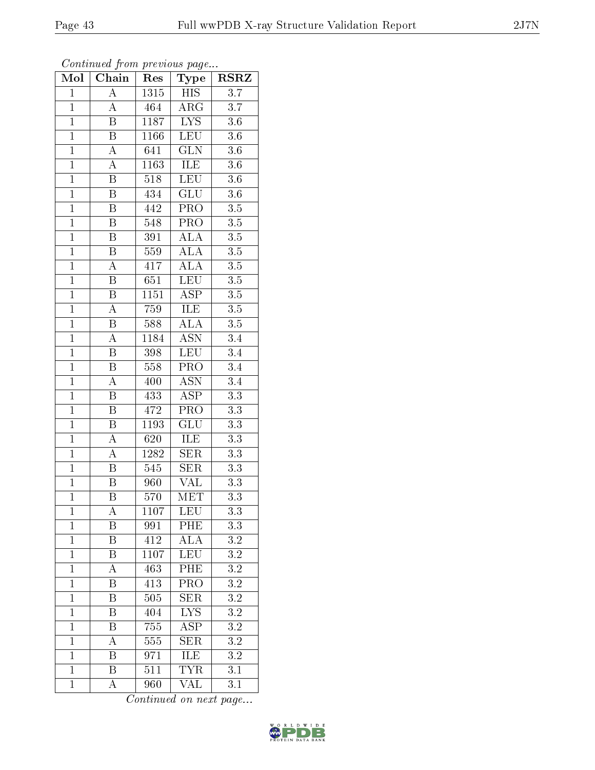*Continued from previous page...*

| Mol | Chain | Res | Type | RSRZ |
|---|---|---|---|---|
| 1 | A | 1315 | HIS | 3.7 |
| 1 | A | 464 | ARG | 3.7 |
| 1 | B | 1187 | LYS | 3.6 |
| 1 | B | 1166 | LEU | 3.6 |
| 1 | A | 641 | GLN | 3.6 |
| 1 | A | 1163 | ILE | 3.6 |
| 1 | B | 518 | LEU | 3.6 |
| 1 | B | 434 | GLU | 3.6 |
| 1 | B | 442 | PRO | 3.5 |
| 1 | B | 548 | PRO | 3.5 |
| 1 | B | 391 | ALA | 3.5 |
| 1 | B | 559 | ALA | 3.5 |
| 1 | A | 417 | ALA | 3.5 |
| 1 | B | 651 | LEU | 3.5 |
| 1 | B | 1151 | ASP | 3.5 |
| 1 | A | 759 | ILE | 3.5 |
| 1 | B | 588 | ALA | 3.5 |
| 1 | A | 1184 | ASN | 3.4 |
| 1 | B | 398 | LEU | 3.4 |
| 1 | B | 558 | PRO | 3.4 |
| 1 | A | 400 | ASN | 3.4 |
| 1 | B | 433 | ASP | 3.3 |
| 1 | B | 472 | PRO | 3.3 |
| 1 | B | 1193 | GLU | 3.3 |
| 1 | A | 620 | ILE | 3.3 |
| 1 | A | 1282 | SER | 3.3 |
| 1 | B | 545 | SER | 3.3 |
| 1 | B | 960 | VAL | 3.3 |
| 1 | B | 570 | MET | 3.3 |
| 1 | A | 1107 | LEU | 3.3 |
| 1 | B | 991 | PHE | 3.3 |
| 1 | B | 412 | ALA | 3.2 |
| 1 | B | 1107 | LEU | 3.2 |
| 1 | A | 463 | PHE | 3.2 |
| 1 | B | 413 | PRO | 3.2 |
| 1 | B | 505 | SER | 3.2 |
| 1 | B | 404 | LYS | 3.2 |
| 1 | B | 755 | ASP | 3.2 |
| 1 | A | 555 | SER | 3.2 |
| 1 | B | 971 | ILE | 3.2 |
| 1 | B | 511 | TYR | 3.1 |
| 1 | A | 960 | VAL | 3.1 |

*Continued on next page...*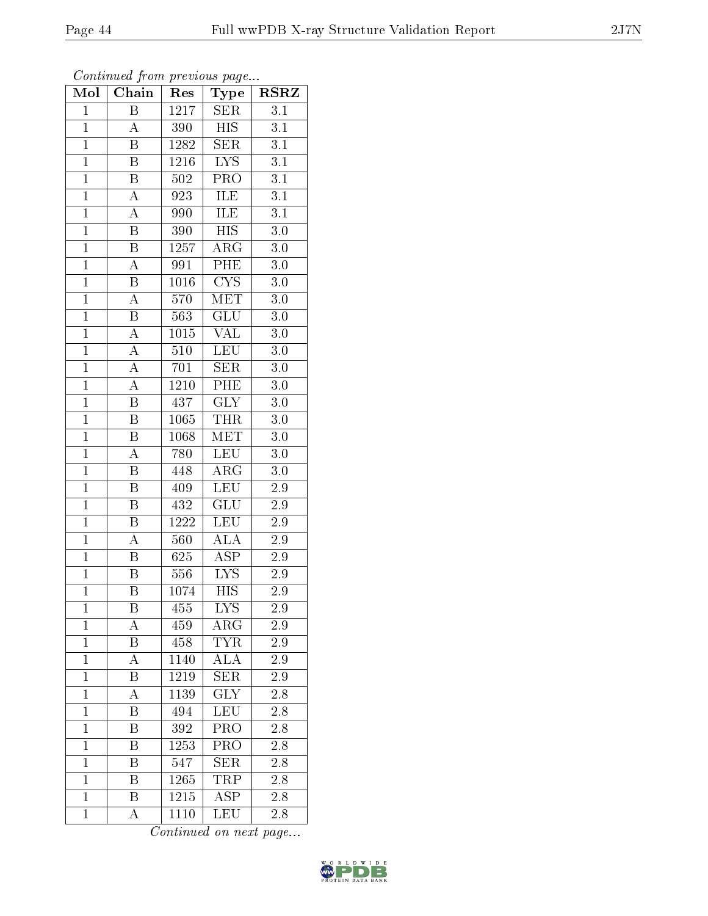*Continued from previous page...*

| Mol | Chain | Res | Type | RSRZ |
|---|---|---|---|---|
| 1 | B | 1217 | SER | 3.1 |
| 1 | A | 390 | HIS | 3.1 |
| 1 | B | 1282 | SER | 3.1 |
| 1 | B | 1216 | LYS | 3.1 |
| 1 | B | 502 | PRO | 3.1 |
| 1 | A | 923 | ILE | 3.1 |
| 1 | A | 990 | ILE | 3.1 |
| 1 | B | 390 | HIS | 3.0 |
| 1 | B | 1257 | ARG | 3.0 |
| 1 | A | 991 | PHE | 3.0 |
| 1 | B | 1016 | CYS | 3.0 |
| 1 | A | 570 | MET | 3.0 |
| 1 | B | 563 | GLU | 3.0 |
| 1 | A | 1015 | VAL | 3.0 |
| 1 | A | 510 | LEU | 3.0 |
| 1 | A | 701 | SER | 3.0 |
| 1 | A | 1210 | PHE | 3.0 |
| 1 | B | 437 | GLY | 3.0 |
| 1 | B | 1065 | THR | 3.0 |
| 1 | B | 1068 | MET | 3.0 |
| 1 | A | 780 | LEU | 3.0 |
| 1 | B | 448 | ARG | 3.0 |
| 1 | B | 409 | LEU | 2.9 |
| 1 | B | 432 | GLU | 2.9 |
| 1 | B | 1222 | LEU | 2.9 |
| 1 | A | 560 | ALA | 2.9 |
| 1 | B | 625 | ASP | 2.9 |
| 1 | B | 556 | LYS | 2.9 |
| 1 | B | 1074 | HIS | 2.9 |
| 1 | B | 455 | LYS | 2.9 |
| 1 | A | 459 | ARG | 2.9 |
| 1 | B | 458 | TYR | 2.9 |
| 1 | A | 1140 | ALA | 2.9 |
| 1 | B | 1219 | SER | 2.9 |
| 1 | A | 1139 | GLY | 2.8 |
| 1 | B | 494 | LEU | 2.8 |
| 1 | B | 392 | PRO | 2.8 |
| 1 | B | 1253 | PRO | 2.8 |
| 1 | B | 547 | SER | 2.8 |
| 1 | B | 1265 | TRP | 2.8 |
| 1 | B | 1215 | ASP | 2.8 |
| 1 | A | 1110 | LEU | 2.8 |

*Continued on next page...*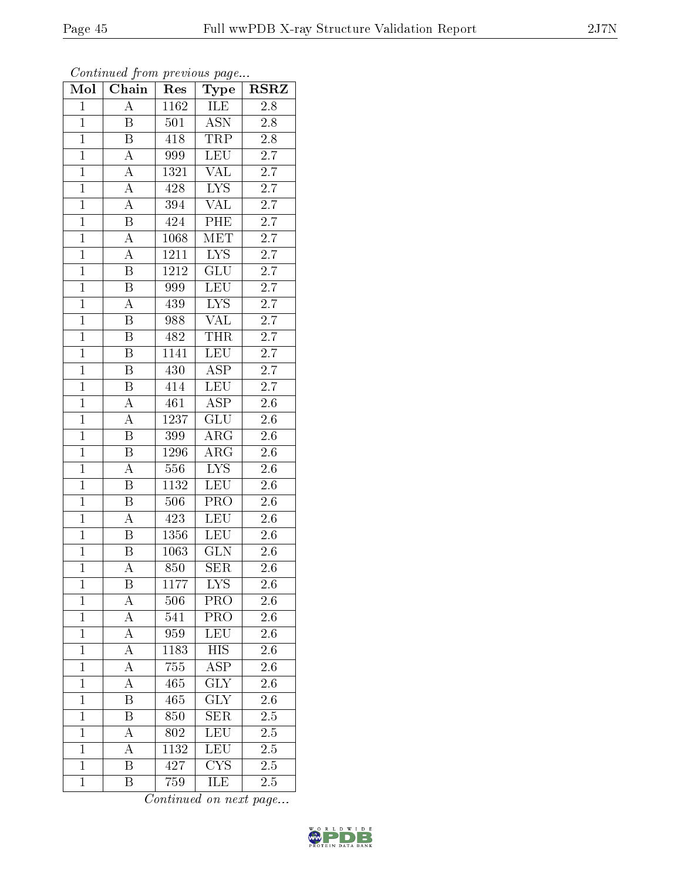*Continued from previous page...*

| Mol | Chain | Res | Type | RSRZ |
|---|---|---|---|---|
| 1 | A | 1162 | ILE | 2.8 |
| 1 | B | 501 | ASN | 2.8 |
| 1 | B | 418 | TRP | 2.8 |
| 1 | A | 999 | LEU | 2.7 |
| 1 | A | 1321 | VAL | 2.7 |
| 1 | A | 428 | LYS | 2.7 |
| 1 | A | 394 | VAL | 2.7 |
| 1 | B | 424 | PHE | 2.7 |
| 1 | A | 1068 | MET | 2.7 |
| 1 | A | 1211 | LYS | 2.7 |
| 1 | B | 1212 | GLU | 2.7 |
| 1 | B | 999 | LEU | 2.7 |
| 1 | A | 439 | LYS | 2.7 |
| 1 | B | 988 | VAL | 2.7 |
| 1 | B | 482 | THR | 2.7 |
| 1 | B | 1141 | LEU | 2.7 |
| 1 | B | 430 | ASP | 2.7 |
| 1 | B | 414 | LEU | 2.7 |
| 1 | A | 461 | ASP | 2.6 |
| 1 | A | 1237 | GLU | 2.6 |
| 1 | B | 399 | ARG | 2.6 |
| 1 | B | 1296 | ARG | 2.6 |
| 1 | A | 556 | LYS | 2.6 |
| 1 | B | 1132 | LEU | 2.6 |
| 1 | B | 506 | PRO | 2.6 |
| 1 | A | 423 | LEU | 2.6 |
| 1 | B | 1356 | LEU | 2.6 |
| 1 | B | 1063 | GLN | 2.6 |
| 1 | A | 850 | SER | 2.6 |
| 1 | B | 1177 | LYS | 2.6 |
| 1 | A | 506 | PRO | 2.6 |
| 1 | A | 541 | PRO | 2.6 |
| 1 | A | 959 | LEU | 2.6 |
| 1 | A | 1183 | HIS | 2.6 |
| 1 | A | 755 | ASP | 2.6 |
| 1 | A | 465 | GLY | 2.6 |
| 1 | B | 465 | GLY | 2.6 |
| 1 | B | 850 | SER | 2.5 |
| 1 | A | 802 | LEU | 2.5 |
| 1 | A | 1132 | LEU | 2.5 |
| 1 | B | 427 | CYS | 2.5 |
| 1 | B | 759 | ILE | 2.5 |

*Continued on next page...*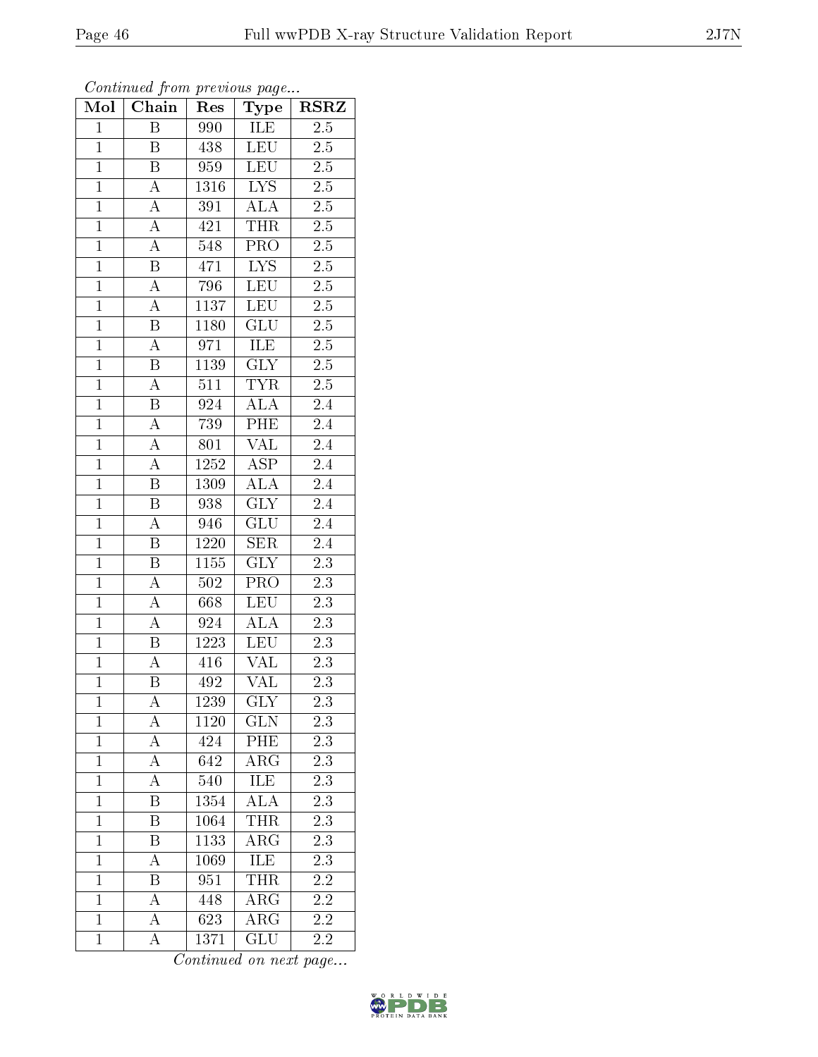*Continued from previous page...*

| Mol | Chain | Res | Type | RSRZ |
|---|---|---|---|---|
| 1 | B | 990 | ILE | 2.5 |
| 1 | B | 438 | LEU | 2.5 |
| 1 | B | 959 | LEU | 2.5 |
| 1 | A | 1316 | LYS | 2.5 |
| 1 | A | 391 | ALA | 2.5 |
| 1 | A | 421 | THR | 2.5 |
| 1 | A | 548 | PRO | 2.5 |
| 1 | B | 471 | LYS | 2.5 |
| 1 | A | 796 | LEU | 2.5 |
| 1 | A | 1137 | LEU | 2.5 |
| 1 | B | 1180 | GLU | 2.5 |
| 1 | A | 971 | ILE | 2.5 |
| 1 | B | 1139 | GLY | 2.5 |
| 1 | A | 511 | TYR | 2.5 |
| 1 | B | 924 | ALA | 2.4 |
| 1 | A | 739 | PHE | 2.4 |
| 1 | A | 801 | VAL | 2.4 |
| 1 | A | 1252 | ASP | 2.4 |
| 1 | B | 1309 | ALA | 2.4 |
| 1 | B | 938 | GLY | 2.4 |
| 1 | A | 946 | GLU | 2.4 |
| 1 | B | 1220 | SER | 2.4 |
| 1 | B | 1155 | GLY | 2.3 |
| 1 | A | 502 | PRO | 2.3 |
| 1 | A | 668 | LEU | 2.3 |
| 1 | A | 924 | ALA | 2.3 |
| 1 | B | 1223 | LEU | 2.3 |
| 1 | A | 416 | VAL | 2.3 |
| 1 | B | 492 | VAL | 2.3 |
| 1 | A | 1239 | GLY | 2.3 |
| 1 | A | 1120 | GLN | 2.3 |
| 1 | A | 424 | PHE | 2.3 |
| 1 | A | 642 | ARG | 2.3 |
| 1 | A | 540 | ILE | 2.3 |
| 1 | B | 1354 | ALA | 2.3 |
| 1 | B | 1064 | THR | 2.3 |
| 1 | B | 1133 | ARG | 2.3 |
| 1 | A | 1069 | ILE | 2.3 |
| 1 | B | 951 | THR | 2.2 |
| 1 | A | 448 | ARG | 2.2 |
| 1 | A | 623 | ARG | 2.2 |
| 1 | A | 1371 | GLU | 2.2 |

*Continued on next page...*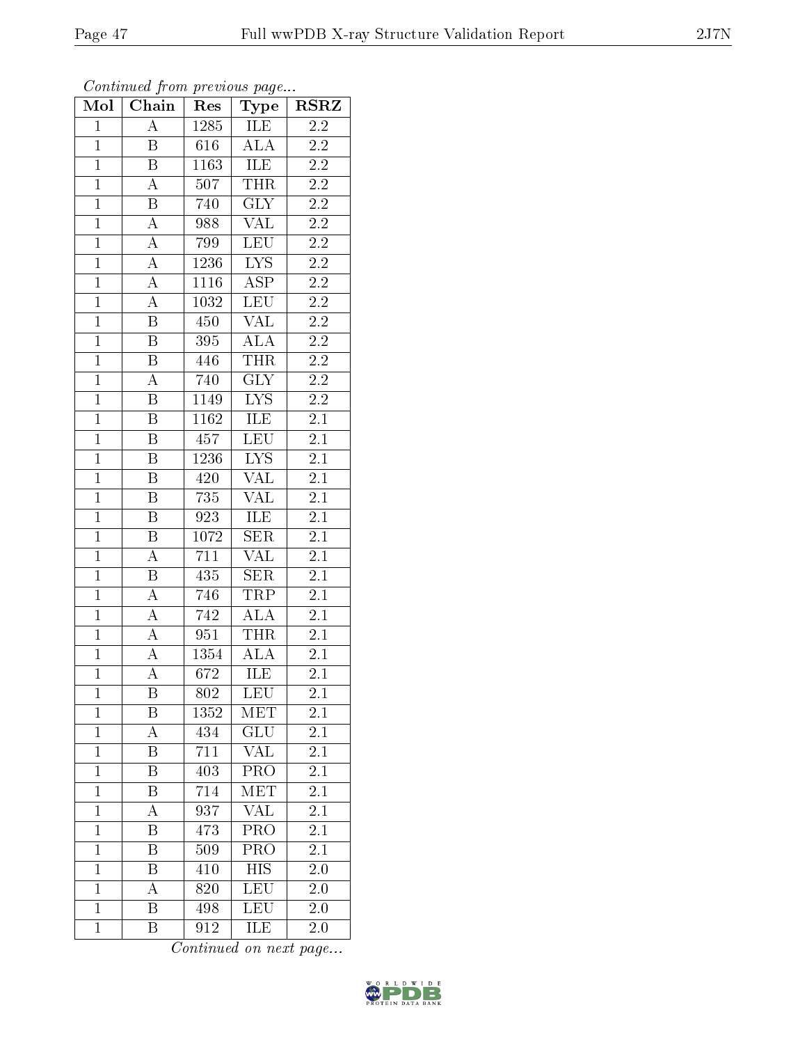*Continued from previous page...*

| Mol | Chain | Res | Type | RSRZ |
|---|---|---|---|---|
| 1 | A | 1285 | ILE | 2.2 |
| 1 | B | 616 | ALA | 2.2 |
| 1 | B | 1163 | ILE | 2.2 |
| 1 | A | 507 | THR | 2.2 |
| 1 | B | 740 | GLY | 2.2 |
| 1 | A | 988 | VAL | 2.2 |
| 1 | A | 799 | LEU | 2.2 |
| 1 | A | 1236 | LYS | 2.2 |
| 1 | A | 1116 | ASP | 2.2 |
| 1 | A | 1032 | LEU | 2.2 |
| 1 | B | 450 | VAL | 2.2 |
| 1 | B | 395 | ALA | 2.2 |
| 1 | B | 446 | THR | 2.2 |
| 1 | A | 740 | GLY | 2.2 |
| 1 | B | 1149 | LYS | 2.2 |
| 1 | B | 1162 | ILE | 2.1 |
| 1 | B | 457 | LEU | 2.1 |
| 1 | B | 1236 | LYS | 2.1 |
| 1 | B | 420 | VAL | 2.1 |
| 1 | B | 735 | VAL | 2.1 |
| 1 | B | 923 | ILE | 2.1 |
| 1 | B | 1072 | SER | 2.1 |
| 1 | A | 711 | VAL | 2.1 |
| 1 | B | 435 | SER | 2.1 |
| 1 | A | 746 | TRP | 2.1 |
| 1 | A | 742 | ALA | 2.1 |
| 1 | A | 951 | THR | 2.1 |
| 1 | A | 1354 | ALA | 2.1 |
| 1 | A | 672 | ILE | 2.1 |
| 1 | B | 802 | LEU | 2.1 |
| 1 | B | 1352 | MET | 2.1 |
| 1 | A | 434 | GLU | 2.1 |
| 1 | B | 711 | VAL | 2.1 |
| 1 | B | 403 | PRO | 2.1 |
| 1 | B | 714 | MET | 2.1 |
| 1 | A | 937 | VAL | 2.1 |
| 1 | B | 473 | PRO | 2.1 |
| 1 | B | 509 | PRO | 2.1 |
| 1 | B | 410 | HIS | 2.0 |
| 1 | A | 820 | LEU | 2.0 |
| 1 | B | 498 | LEU | 2.0 |
| 1 | B | 912 | ILE | 2.0 |

*Continued on next page...*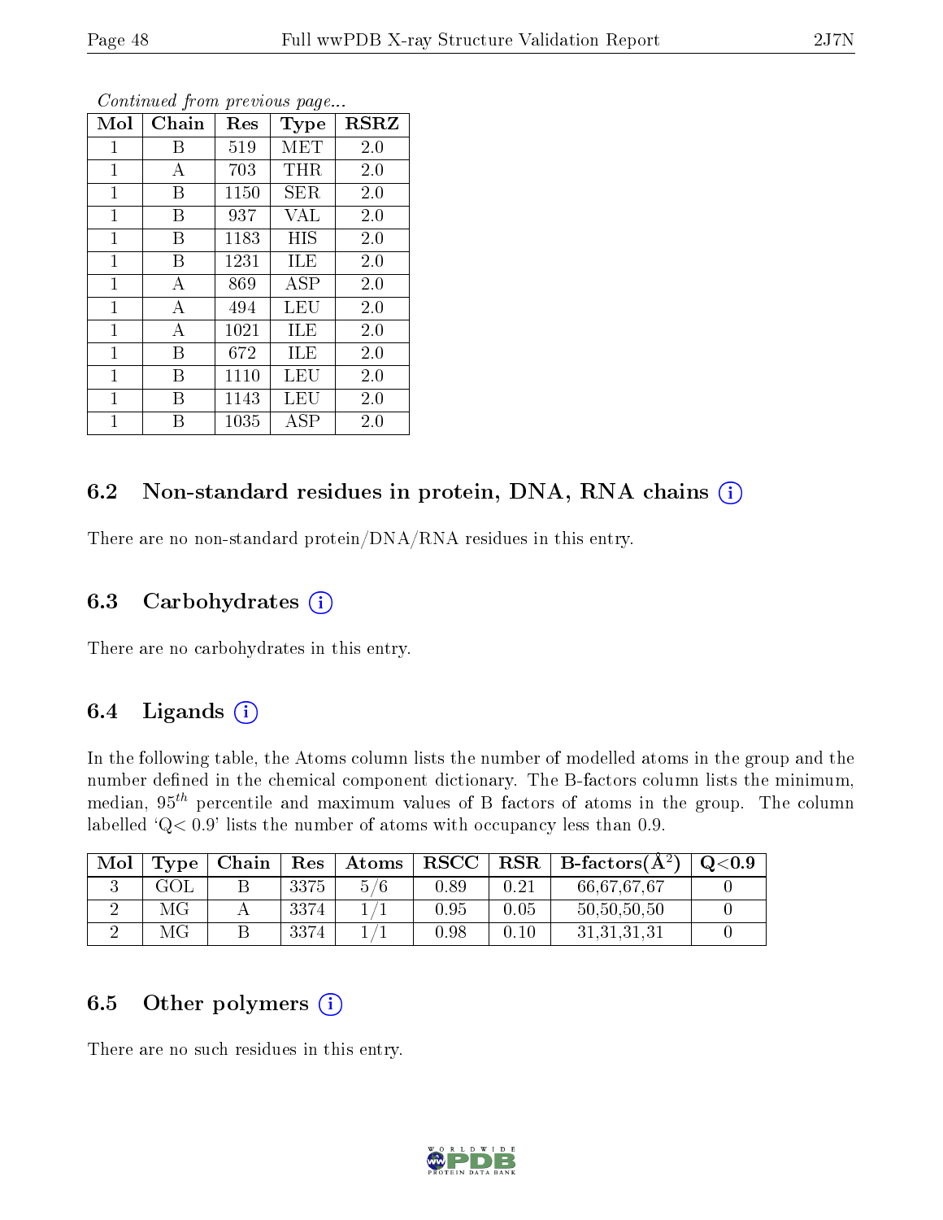*Continued from previous page...*

| Mol | Chain | Res | Type | RSRZ |
|---|---|---|---|---|
| 1 | B | 519 | MET | 2.0 |
| 1 | A | 703 | THR | 2.0 |
| 1 | B | 1150 | SER | 2.0 |
| 1 | B | 937 | VAL | 2.0 |
| 1 | B | 1183 | HIS | 2.0 |
| 1 | B | 1231 | ILE | 2.0 |
| 1 | A | 869 | ASP | 2.0 |
| 1 | A | 494 | LEU | 2.0 |
| 1 | A | 1021 | ILE | 2.0 |
| 1 | B | 672 | ILE | 2.0 |
| 1 | B | 1110 | LEU | 2.0 |
| 1 | B | 1143 | LEU | 2.0 |
| 1 | B | 1035 | ASP | 2.0 |

## 6.2 Non-standard residues in protein, DNA, RNA chains (i)

There are no non-standard protein/DNA/RNA residues in this entry.

## 6.3 Carbohydrates (i)

There are no carbohydrates in this entry.

## 6.4 Ligands (i)

In the following table, the Atoms column lists the number of modelled atoms in the group and the number defined in the chemical component dictionary. The B-factors column lists the minimum, median, $95^{th}$ percentile and maximum values of B factors of atoms in the group. The column labelled 'Q< 0.9' lists the number of atoms with occupancy less than 0.9.

| Mol | Type | Chain | Res | Atoms | RSCC | RSR | B-factors(Å$^2$) | Q<0.9 |
|---|---|---|---|---|---|---|---|---|
| 3 | GOL | B | 3375 | 5/6 | 0.89 | 0.21 | 66,67,67,67 | 0 |
| 2 | MG | A | 3374 | 1/1 | 0.95 | 0.05 | 50,50,50,50 | 0 |
| 2 | MG | B | 3374 | 1/1 | 0.98 | 0.10 | 31,31,31,31 | 0 |

## 6.5 Other polymers (i)

There are no such residues in this entry.